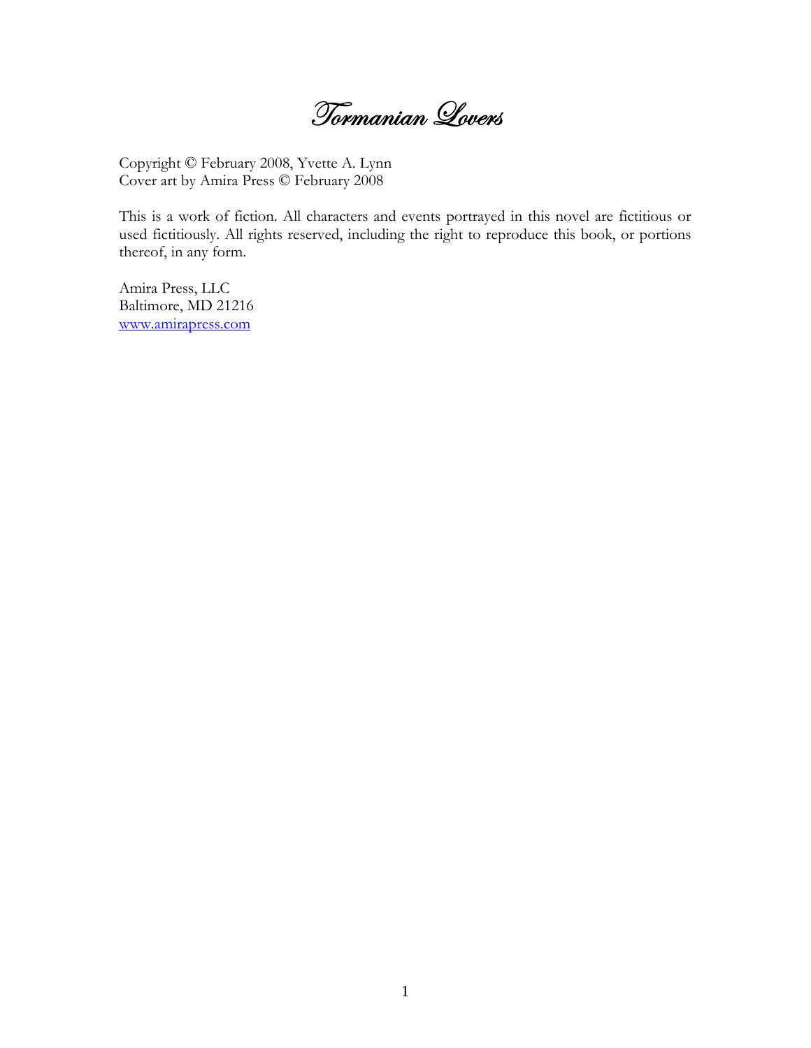# Tormanian Lovers

Copyright © February 2008, Yvette A. Lynn
Cover art by Amira Press © February 2008

This is a work of fiction. All characters and events portrayed in this novel are fictitious or used fictitiously. All rights reserved, including the right to reproduce this book, or portions thereof, in any form.

Amira Press, LLC
Baltimore, MD 21216
www.amirapress.com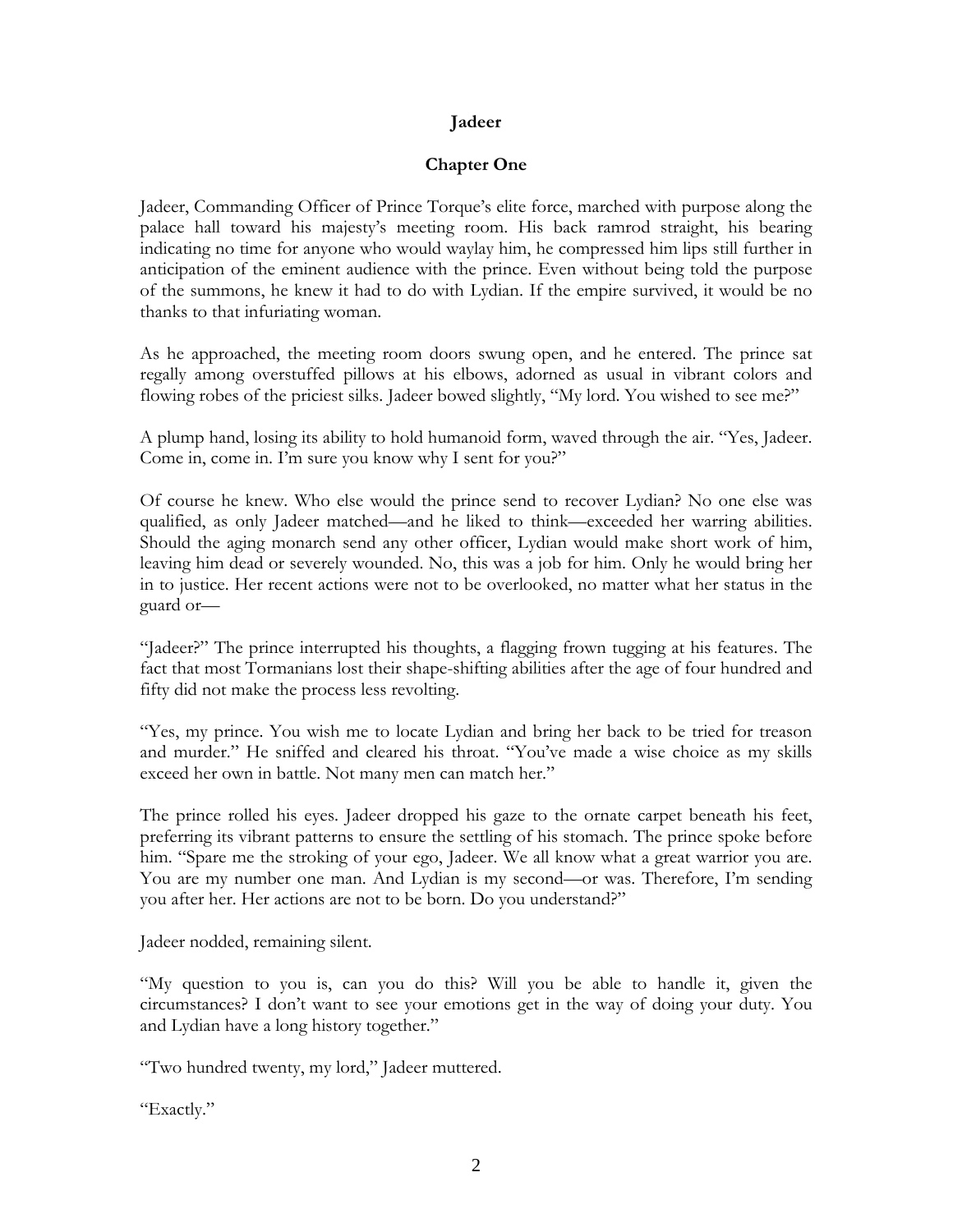## Jadeer

### Chapter One

Jadeer, Commanding Officer of Prince Torque's elite force, marched with purpose along the palace hall toward his majesty's meeting room. His back ramrod straight, his bearing indicating no time for anyone who would waylay him, he compressed him lips still further in anticipation of the eminent audience with the prince. Even without being told the purpose of the summons, he knew it had to do with Lydian. If the empire survived, it would be no thanks to that infuriating woman.

As he approached, the meeting room doors swung open, and he entered. The prince sat regally among overstuffed pillows at his elbows, adorned as usual in vibrant colors and flowing robes of the priciest silks. Jadeer bowed slightly, "My lord. You wished to see me?"

A plump hand, losing its ability to hold humanoid form, waved through the air. "Yes, Jadeer. Come in, come in. I'm sure you know why I sent for you?"

Of course he knew. Who else would the prince send to recover Lydian? No one else was qualified, as only Jadeer matched—and he liked to think—exceeded her warring abilities. Should the aging monarch send any other officer, Lydian would make short work of him, leaving him dead or severely wounded. No, this was a job for him. Only he would bring her in to justice. Her recent actions were not to be overlooked, no matter what her status in the guard or—

"Jadeer?" The prince interrupted his thoughts, a flagging frown tugging at his features. The fact that most Tormanians lost their shape-shifting abilities after the age of four hundred and fifty did not make the process less revolting.

"Yes, my prince. You wish me to locate Lydian and bring her back to be tried for treason and murder." He sniffed and cleared his throat. "You've made a wise choice as my skills exceed her own in battle. Not many men can match her."

The prince rolled his eyes. Jadeer dropped his gaze to the ornate carpet beneath his feet, preferring its vibrant patterns to ensure the settling of his stomach. The prince spoke before him. "Spare me the stroking of your ego, Jadeer. We all know what a great warrior you are. You are my number one man. And Lydian is my second—or was. Therefore, I'm sending you after her. Her actions are not to be born. Do you understand?"

Jadeer nodded, remaining silent.

"My question to you is, can you do this? Will you be able to handle it, given the circumstances? I don't want to see your emotions get in the way of doing your duty. You and Lydian have a long history together."

"Two hundred twenty, my lord," Jadeer muttered.

"Exactly."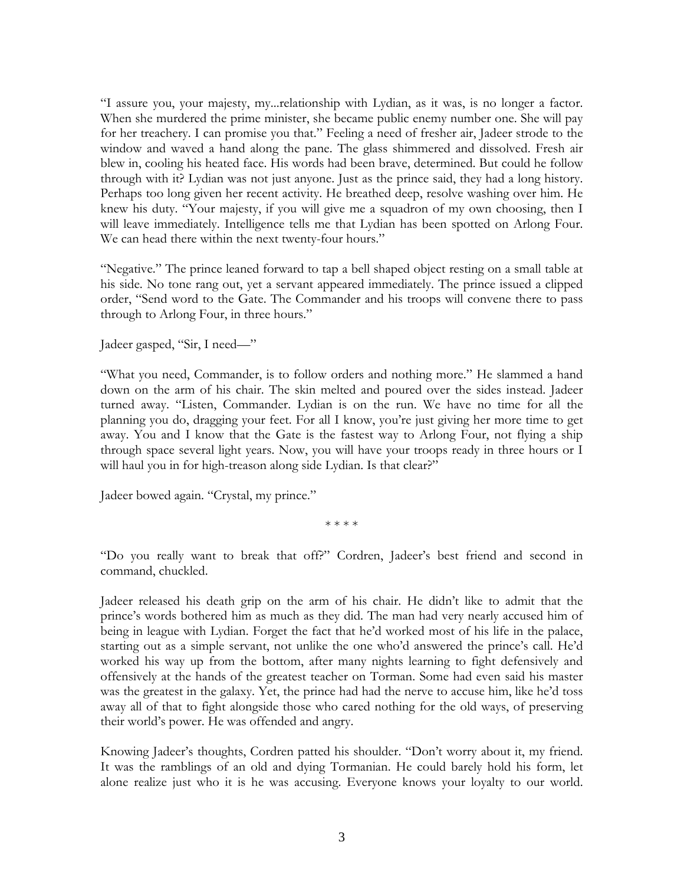"I assure you, your majesty, my...relationship with Lydian, as it was, is no longer a factor. When she murdered the prime minister, she became public enemy number one. She will pay for her treachery. I can promise you that." Feeling a need of fresher air, Jadeer strode to the window and waved a hand along the pane. The glass shimmered and dissolved. Fresh air blew in, cooling his heated face. His words had been brave, determined. But could he follow through with it? Lydian was not just anyone. Just as the prince said, they had a long history. Perhaps too long given her recent activity. He breathed deep, resolve washing over him. He knew his duty. "Your majesty, if you will give me a squadron of my own choosing, then I will leave immediately. Intelligence tells me that Lydian has been spotted on Arlong Four. We can head there within the next twenty-four hours."

"Negative." The prince leaned forward to tap a bell shaped object resting on a small table at his side. No tone rang out, yet a servant appeared immediately. The prince issued a clipped order, "Send word to the Gate. The Commander and his troops will convene there to pass through to Arlong Four, in three hours."

Jadeer gasped, "Sir, I need—"

"What you need, Commander, is to follow orders and nothing more." He slammed a hand down on the arm of his chair. The skin melted and poured over the sides instead. Jadeer turned away. "Listen, Commander. Lydian is on the run. We have no time for all the planning you do, dragging your feet. For all I know, you're just giving her more time to get away. You and I know that the Gate is the fastest way to Arlong Four, not flying a ship through space several light years. Now, you will have your troops ready in three hours or I will haul you in for high-treason along side Lydian. Is that clear?"

Jadeer bowed again. "Crystal, my prince."

\* \* \* \*

"Do you really want to break that off?" Cordren, Jadeer's best friend and second in command, chuckled.

Jadeer released his death grip on the arm of his chair. He didn't like to admit that the prince's words bothered him as much as they did. The man had very nearly accused him of being in league with Lydian. Forget the fact that he'd worked most of his life in the palace, starting out as a simple servant, not unlike the one who'd answered the prince's call. He'd worked his way up from the bottom, after many nights learning to fight defensively and offensively at the hands of the greatest teacher on Torman. Some had even said his master was the greatest in the galaxy. Yet, the prince had had the nerve to accuse him, like he'd toss away all of that to fight alongside those who cared nothing for the old ways, of preserving their world's power. He was offended and angry.

Knowing Jadeer's thoughts, Cordren patted his shoulder. "Don't worry about it, my friend. It was the ramblings of an old and dying Tormanian. He could barely hold his form, let alone realize just who it is he was accusing. Everyone knows your loyalty to our world.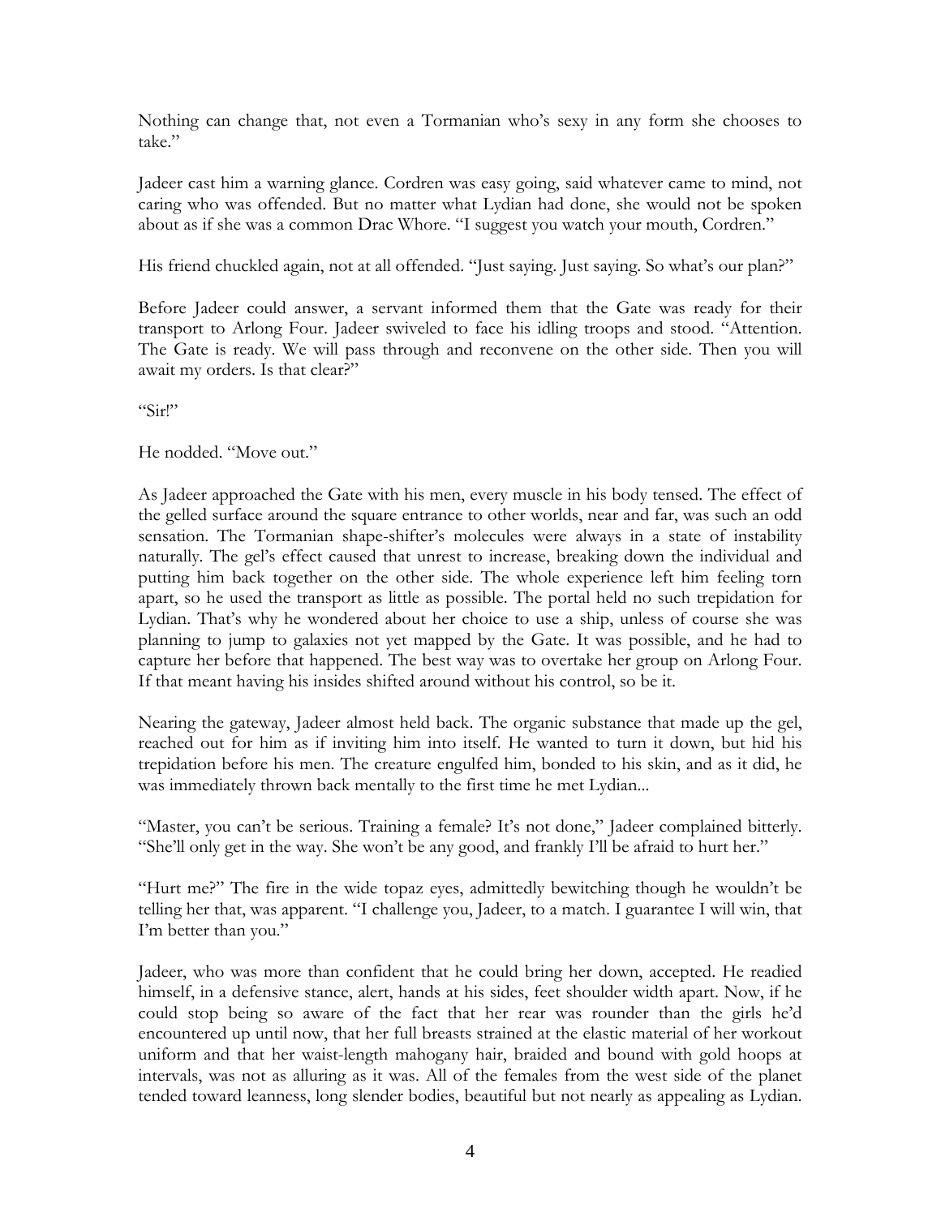Nothing can change that, not even a Tormanian who's sexy in any form she chooses to take."

Jadeer cast him a warning glance. Cordren was easy going, said whatever came to mind, not caring who was offended. But no matter what Lydian had done, she would not be spoken about as if she was a common Drac Whore. "I suggest you watch your mouth, Cordren."

His friend chuckled again, not at all offended. "Just saying. Just saying. So what's our plan?"

Before Jadeer could answer, a servant informed them that the Gate was ready for their transport to Arlong Four. Jadeer swiveled to face his idling troops and stood. "Attention. The Gate is ready. We will pass through and reconvene on the other side. Then you will await my orders. Is that clear?"

"Sir!"

He nodded. "Move out."

As Jadeer approached the Gate with his men, every muscle in his body tensed. The effect of the gelled surface around the square entrance to other worlds, near and far, was such an odd sensation. The Tormanian shape-shifter's molecules were always in a state of instability naturally. The gel's effect caused that unrest to increase, breaking down the individual and putting him back together on the other side. The whole experience left him feeling torn apart, so he used the transport as little as possible. The portal held no such trepidation for Lydian. That's why he wondered about her choice to use a ship, unless of course she was planning to jump to galaxies not yet mapped by the Gate. It was possible, and he had to capture her before that happened. The best way was to overtake her group on Arlong Four. If that meant having his insides shifted around without his control, so be it.

Nearing the gateway, Jadeer almost held back. The organic substance that made up the gel, reached out for him as if inviting him into itself. He wanted to turn it down, but hid his trepidation before his men. The creature engulfed him, bonded to his skin, and as it did, he was immediately thrown back mentally to the first time he met Lydian...

"Master, you can't be serious. Training a female? It's not done," Jadeer complained bitterly. "She'll only get in the way. She won't be any good, and frankly I'll be afraid to hurt her."

"Hurt me?" The fire in the wide topaz eyes, admittedly bewitching though he wouldn't be telling her that, was apparent. "I challenge you, Jadeer, to a match. I guarantee I will win, that I'm better than you."

Jadeer, who was more than confident that he could bring her down, accepted. He readied himself, in a defensive stance, alert, hands at his sides, feet shoulder width apart. Now, if he could stop being so aware of the fact that her rear was rounder than the girls he'd encountered up until now, that her full breasts strained at the elastic material of her workout uniform and that her waist-length mahogany hair, braided and bound with gold hoops at intervals, was not as alluring as it was. All of the females from the west side of the planet tended toward leanness, long slender bodies, beautiful but not nearly as appealing as Lydian.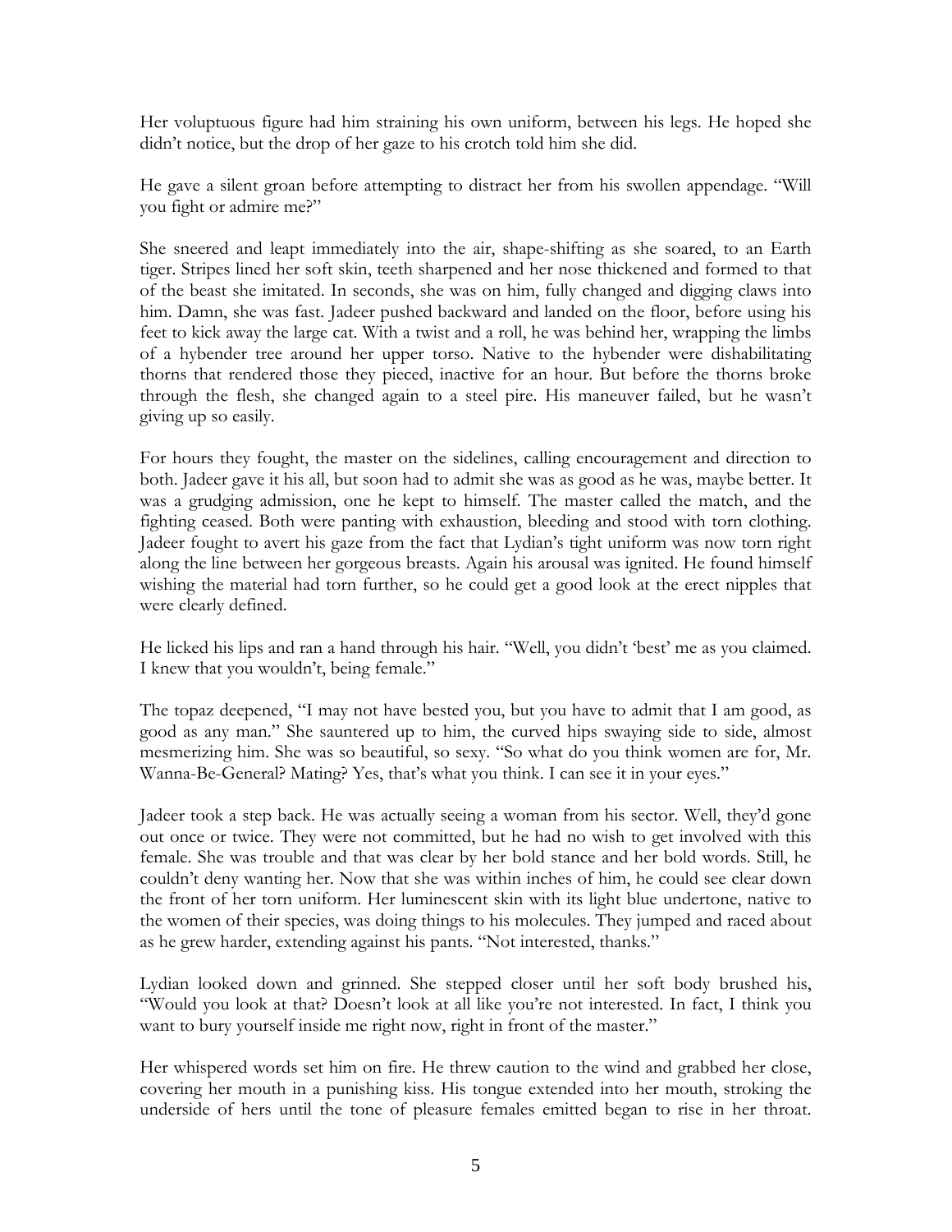Her voluptuous figure had him straining his own uniform, between his legs. He hoped she didn't notice, but the drop of her gaze to his crotch told him she did.

He gave a silent groan before attempting to distract her from his swollen appendage. "Will you fight or admire me?"

She sneered and leapt immediately into the air, shape-shifting as she soared, to an Earth tiger. Stripes lined her soft skin, teeth sharpened and her nose thickened and formed to that of the beast she imitated. In seconds, she was on him, fully changed and digging claws into him. Damn, she was fast. Jadeer pushed backward and landed on the floor, before using his feet to kick away the large cat. With a twist and a roll, he was behind her, wrapping the limbs of a hybender tree around her upper torso. Native to the hybender were dishabilitating thorns that rendered those they pieced, inactive for an hour. But before the thorns broke through the flesh, she changed again to a steel pire. His maneuver failed, but he wasn't giving up so easily.

For hours they fought, the master on the sidelines, calling encouragement and direction to both. Jadeer gave it his all, but soon had to admit she was as good as he was, maybe better. It was a grudging admission, one he kept to himself. The master called the match, and the fighting ceased. Both were panting with exhaustion, bleeding and stood with torn clothing. Jadeer fought to avert his gaze from the fact that Lydian's tight uniform was now torn right along the line between her gorgeous breasts. Again his arousal was ignited. He found himself wishing the material had torn further, so he could get a good look at the erect nipples that were clearly defined.

He licked his lips and ran a hand through his hair. "Well, you didn't 'best' me as you claimed. I knew that you wouldn't, being female."

The topaz deepened, "I may not have bested you, but you have to admit that I am good, as good as any man." She sauntered up to him, the curved hips swaying side to side, almost mesmerizing him. She was so beautiful, so sexy. "So what do you think women are for, Mr. Wanna-Be-General? Mating? Yes, that's what you think. I can see it in your eyes."

Jadeer took a step back. He was actually seeing a woman from his sector. Well, they'd gone out once or twice. They were not committed, but he had no wish to get involved with this female. She was trouble and that was clear by her bold stance and her bold words. Still, he couldn't deny wanting her. Now that she was within inches of him, he could see clear down the front of her torn uniform. Her luminescent skin with its light blue undertone, native to the women of their species, was doing things to his molecules. They jumped and raced about as he grew harder, extending against his pants. "Not interested, thanks."

Lydian looked down and grinned. She stepped closer until her soft body brushed his, "Would you look at that? Doesn't look at all like you're not interested. In fact, I think you want to bury yourself inside me right now, right in front of the master."

Her whispered words set him on fire. He threw caution to the wind and grabbed her close, covering her mouth in a punishing kiss. His tongue extended into her mouth, stroking the underside of hers until the tone of pleasure females emitted began to rise in her throat.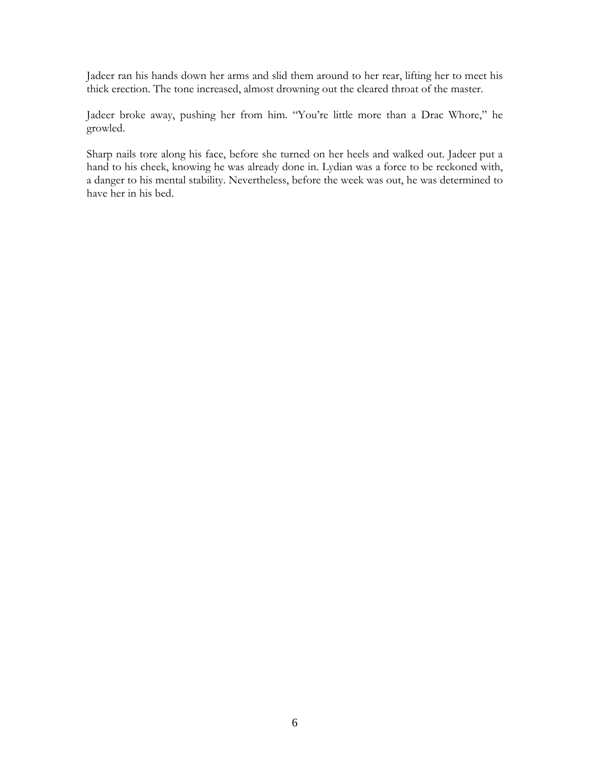Jadeer ran his hands down her arms and slid them around to her rear, lifting her to meet his thick erection. The tone increased, almost drowning out the cleared throat of the master.

Jadeer broke away, pushing her from him. "You're little more than a Drac Whore," he growled.

Sharp nails tore along his face, before she turned on her heels and walked out. Jadeer put a hand to his cheek, knowing he was already done in. Lydian was a force to be reckoned with, a danger to his mental stability. Nevertheless, before the week was out, he was determined to have her in his bed.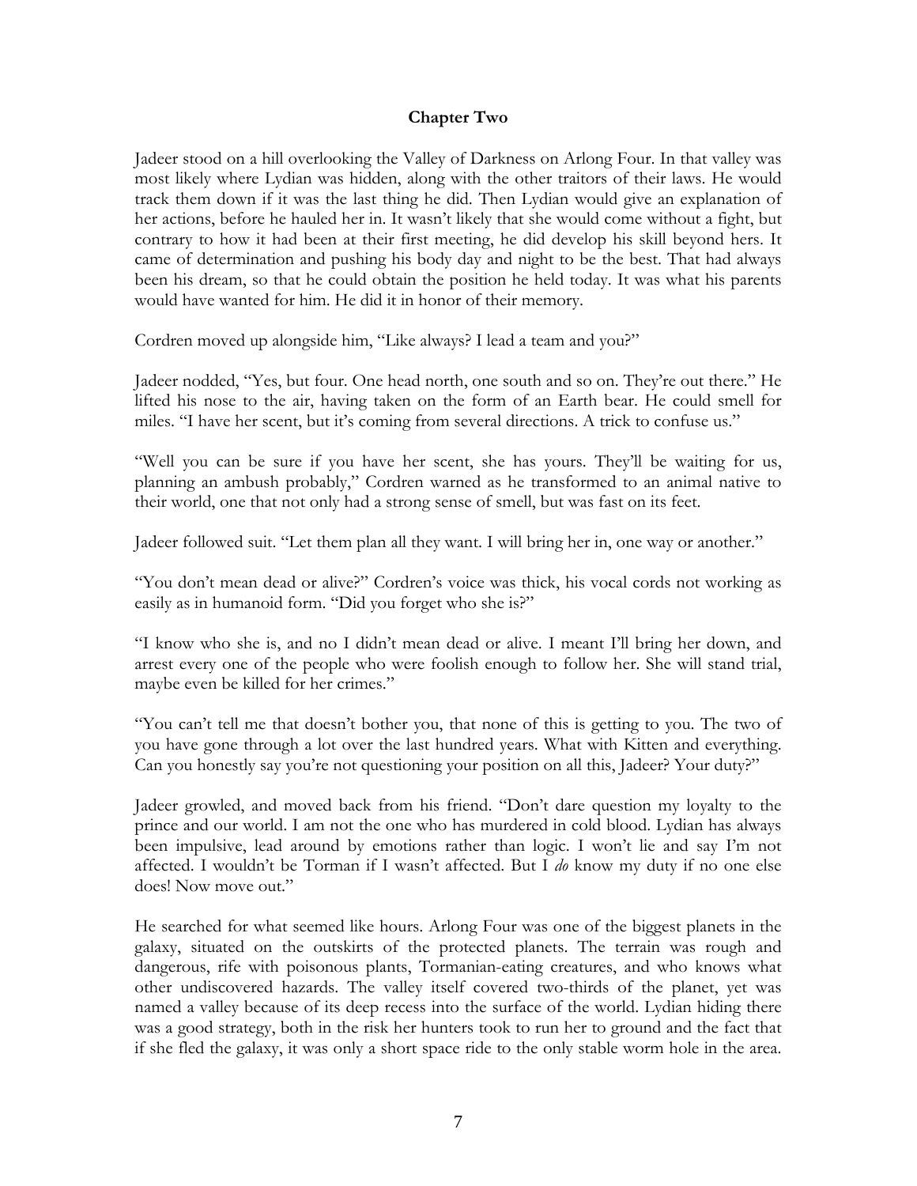## Chapter Two

Jadeer stood on a hill overlooking the Valley of Darkness on Arlong Four. In that valley was most likely where Lydian was hidden, along with the other traitors of their laws. He would track them down if it was the last thing he did. Then Lydian would give an explanation of her actions, before he hauled her in. It wasn't likely that she would come without a fight, but contrary to how it had been at their first meeting, he did develop his skill beyond hers. It came of determination and pushing his body day and night to be the best. That had always been his dream, so that he could obtain the position he held today. It was what his parents would have wanted for him. He did it in honor of their memory.

Cordren moved up alongside him, "Like always? I lead a team and you?"

Jadeer nodded, "Yes, but four. One head north, one south and so on. They're out there." He lifted his nose to the air, having taken on the form of an Earth bear. He could smell for miles. "I have her scent, but it's coming from several directions. A trick to confuse us."

"Well you can be sure if you have her scent, she has yours. They'll be waiting for us, planning an ambush probably," Cordren warned as he transformed to an animal native to their world, one that not only had a strong sense of smell, but was fast on its feet.

Jadeer followed suit. "Let them plan all they want. I will bring her in, one way or another."

"You don't mean dead or alive?" Cordren's voice was thick, his vocal cords not working as easily as in humanoid form. "Did you forget who she is?"

"I know who she is, and no I didn't mean dead or alive. I meant I'll bring her down, and arrest every one of the people who were foolish enough to follow her. She will stand trial, maybe even be killed for her crimes."

"You can't tell me that doesn't bother you, that none of this is getting to you. The two of you have gone through a lot over the last hundred years. What with Kitten and everything. Can you honestly say you're not questioning your position on all this, Jadeer? Your duty?"

Jadeer growled, and moved back from his friend. "Don't dare question my loyalty to the prince and our world. I am not the one who has murdered in cold blood. Lydian has always been impulsive, lead around by emotions rather than logic. I won't lie and say I'm not affected. I wouldn't be Torman if I wasn't affected. But I *do* know my duty if no one else does! Now move out."

He searched for what seemed like hours. Arlong Four was one of the biggest planets in the galaxy, situated on the outskirts of the protected planets. The terrain was rough and dangerous, rife with poisonous plants, Tormanian-eating creatures, and who knows what other undiscovered hazards. The valley itself covered two-thirds of the planet, yet was named a valley because of its deep recess into the surface of the world. Lydian hiding there was a good strategy, both in the risk her hunters took to run her to ground and the fact that if she fled the galaxy, it was only a short space ride to the only stable worm hole in the area.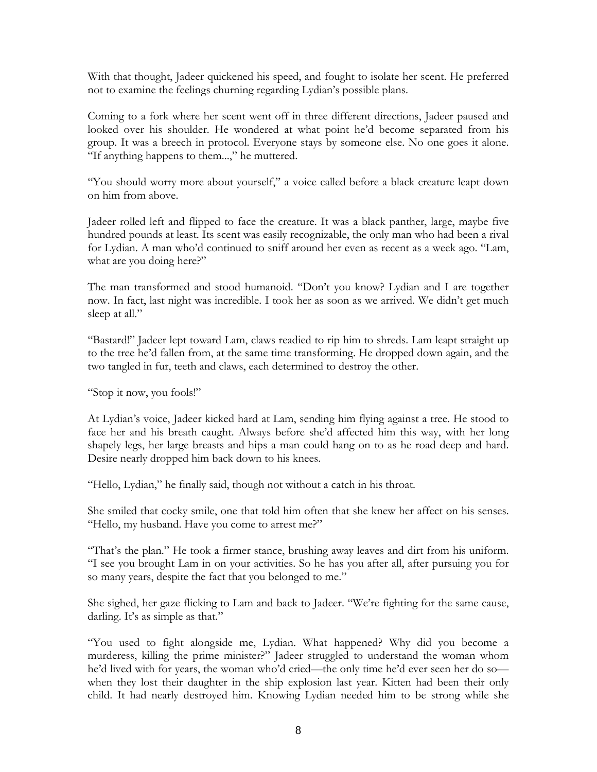With that thought, Jadeer quickened his speed, and fought to isolate her scent. He preferred not to examine the feelings churning regarding Lydian's possible plans.

Coming to a fork where her scent went off in three different directions, Jadeer paused and looked over his shoulder. He wondered at what point he'd become separated from his group. It was a breech in protocol. Everyone stays by someone else. No one goes it alone. "If anything happens to them...," he muttered.

"You should worry more about yourself," a voice called before a black creature leapt down on him from above.

Jadeer rolled left and flipped to face the creature. It was a black panther, large, maybe five hundred pounds at least. Its scent was easily recognizable, the only man who had been a rival for Lydian. A man who'd continued to sniff around her even as recent as a week ago. "Lam, what are you doing here?"

The man transformed and stood humanoid. "Don't you know? Lydian and I are together now. In fact, last night was incredible. I took her as soon as we arrived. We didn't get much sleep at all."

"Bastard!" Jadeer lept toward Lam, claws readied to rip him to shreds. Lam leapt straight up to the tree he'd fallen from, at the same time transforming. He dropped down again, and the two tangled in fur, teeth and claws, each determined to destroy the other.

"Stop it now, you fools!"

At Lydian's voice, Jadeer kicked hard at Lam, sending him flying against a tree. He stood to face her and his breath caught. Always before she'd affected him this way, with her long shapely legs, her large breasts and hips a man could hang on to as he road deep and hard. Desire nearly dropped him back down to his knees.

"Hello, Lydian," he finally said, though not without a catch in his throat.

She smiled that cocky smile, one that told him often that she knew her affect on his senses. "Hello, my husband. Have you come to arrest me?"

"That's the plan." He took a firmer stance, brushing away leaves and dirt from his uniform. "I see you brought Lam in on your activities. So he has you after all, after pursuing you for so many years, despite the fact that you belonged to me."

She sighed, her gaze flicking to Lam and back to Jadeer. "We're fighting for the same cause, darling. It's as simple as that."

"You used to fight alongside me, Lydian. What happened? Why did you become a murderess, killing the prime minister?" Jadeer struggled to understand the woman whom he'd lived with for years, the woman who'd cried—the only time he'd ever seen her do so—when they lost their daughter in the ship explosion last year. Kitten had been their only child. It had nearly destroyed him. Knowing Lydian needed him to be strong while she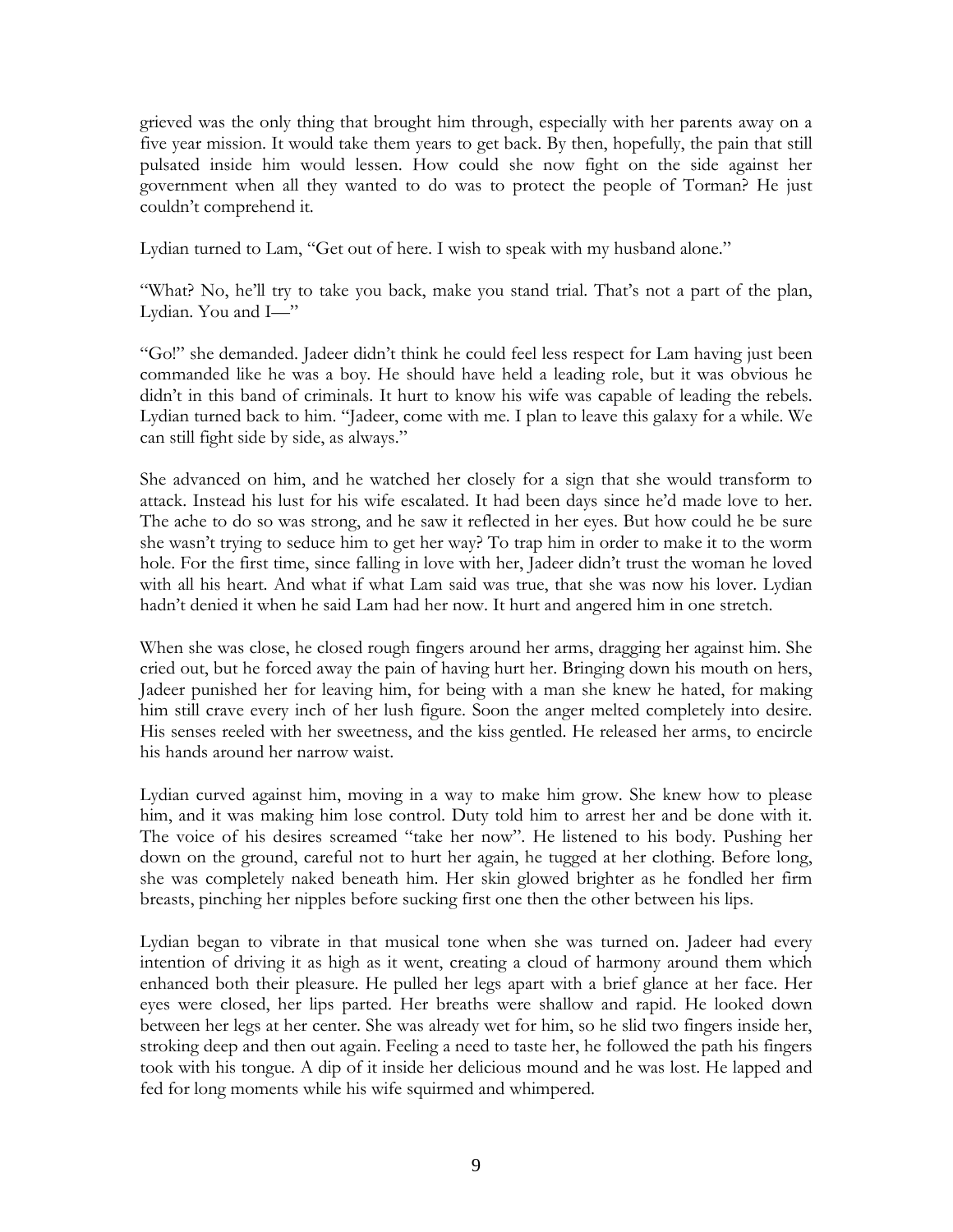grieved was the only thing that brought him through, especially with her parents away on a five year mission. It would take them years to get back. By then, hopefully, the pain that still pulsated inside him would lessen. How could she now fight on the side against her government when all they wanted to do was to protect the people of Torman? He just couldn't comprehend it.

Lydian turned to Lam, "Get out of here. I wish to speak with my husband alone."

"What? No, he'll try to take you back, make you stand trial. That's not a part of the plan, Lydian. You and I—"

"Go!" she demanded. Jadeer didn't think he could feel less respect for Lam having just been commanded like he was a boy. He should have held a leading role, but it was obvious he didn't in this band of criminals. It hurt to know his wife was capable of leading the rebels. Lydian turned back to him. "Jadeer, come with me. I plan to leave this galaxy for a while. We can still fight side by side, as always."

She advanced on him, and he watched her closely for a sign that she would transform to attack. Instead his lust for his wife escalated. It had been days since he'd made love to her. The ache to do so was strong, and he saw it reflected in her eyes. But how could he be sure she wasn't trying to seduce him to get her way? To trap him in order to make it to the worm hole. For the first time, since falling in love with her, Jadeer didn't trust the woman he loved with all his heart. And what if what Lam said was true, that she was now his lover. Lydian hadn't denied it when he said Lam had her now. It hurt and angered him in one stretch.

When she was close, he closed rough fingers around her arms, dragging her against him. She cried out, but he forced away the pain of having hurt her. Bringing down his mouth on hers, Jadeer punished her for leaving him, for being with a man she knew he hated, for making him still crave every inch of her lush figure. Soon the anger melted completely into desire. His senses reeled with her sweetness, and the kiss gentled. He released her arms, to encircle his hands around her narrow waist.

Lydian curved against him, moving in a way to make him grow. She knew how to please him, and it was making him lose control. Duty told him to arrest her and be done with it. The voice of his desires screamed "take her now". He listened to his body. Pushing her down on the ground, careful not to hurt her again, he tugged at her clothing. Before long, she was completely naked beneath him. Her skin glowed brighter as he fondled her firm breasts, pinching her nipples before sucking first one then the other between his lips.

Lydian began to vibrate in that musical tone when she was turned on. Jadeer had every intention of driving it as high as it went, creating a cloud of harmony around them which enhanced both their pleasure. He pulled her legs apart with a brief glance at her face. Her eyes were closed, her lips parted. Her breaths were shallow and rapid. He looked down between her legs at her center. She was already wet for him, so he slid two fingers inside her, stroking deep and then out again. Feeling a need to taste her, he followed the path his fingers took with his tongue. A dip of it inside her delicious mound and he was lost. He lapped and fed for long moments while his wife squirmed and whimpered.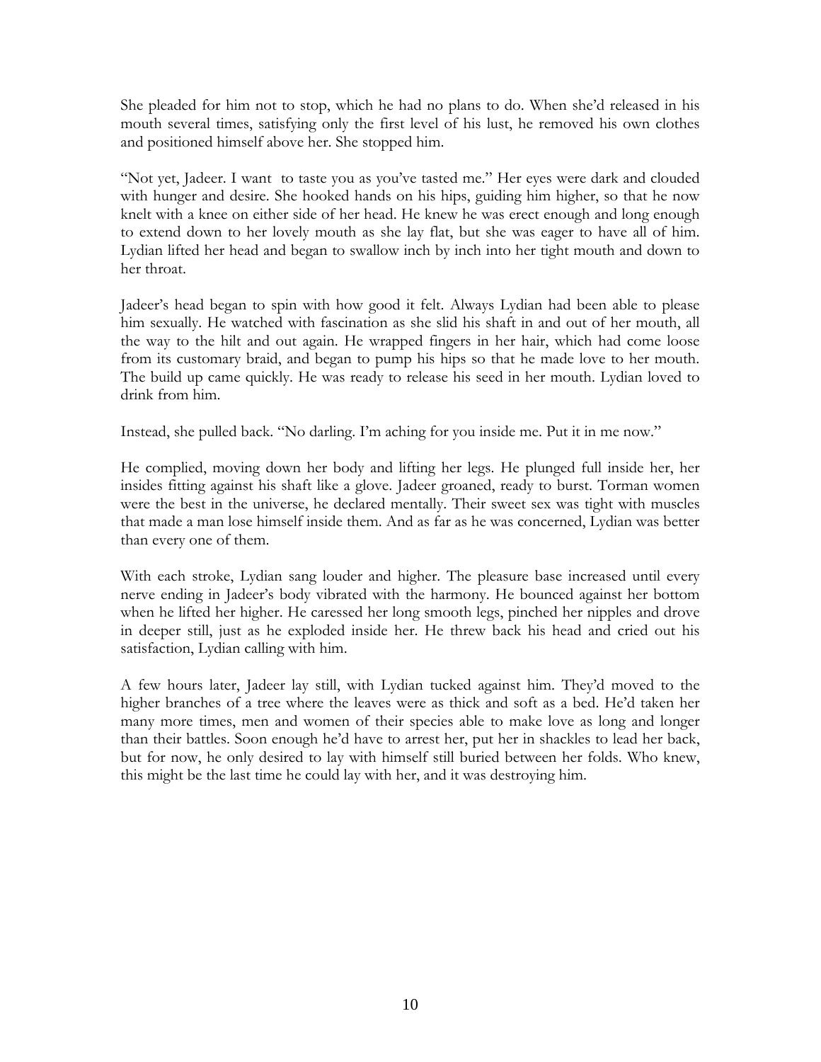She pleaded for him not to stop, which he had no plans to do. When she'd released in his mouth several times, satisfying only the first level of his lust, he removed his own clothes and positioned himself above her. She stopped him.

"Not yet, Jadeer. I want to taste you as you've tasted me." Her eyes were dark and clouded with hunger and desire. She hooked hands on his hips, guiding him higher, so that he now knelt with a knee on either side of her head. He knew he was erect enough and long enough to extend down to her lovely mouth as she lay flat, but she was eager to have all of him. Lydian lifted her head and began to swallow inch by inch into her tight mouth and down to her throat.

Jadeer's head began to spin with how good it felt. Always Lydian had been able to please him sexually. He watched with fascination as she slid his shaft in and out of her mouth, all the way to the hilt and out again. He wrapped fingers in her hair, which had come loose from its customary braid, and began to pump his hips so that he made love to her mouth. The build up came quickly. He was ready to release his seed in her mouth. Lydian loved to drink from him.

Instead, she pulled back. "No darling. I'm aching for you inside me. Put it in me now."

He complied, moving down her body and lifting her legs. He plunged full inside her, her insides fitting against his shaft like a glove. Jadeer groaned, ready to burst. Torman women were the best in the universe, he declared mentally. Their sweet sex was tight with muscles that made a man lose himself inside them. And as far as he was concerned, Lydian was better than every one of them.

With each stroke, Lydian sang louder and higher. The pleasure base increased until every nerve ending in Jadeer's body vibrated with the harmony. He bounced against her bottom when he lifted her higher. He caressed her long smooth legs, pinched her nipples and drove in deeper still, just as he exploded inside her. He threw back his head and cried out his satisfaction, Lydian calling with him.

A few hours later, Jadeer lay still, with Lydian tucked against him. They'd moved to the higher branches of a tree where the leaves were as thick and soft as a bed. He'd taken her many more times, men and women of their species able to make love as long and longer than their battles. Soon enough he'd have to arrest her, put her in shackles to lead her back, but for now, he only desired to lay with himself still buried between her folds. Who knew, this might be the last time he could lay with her, and it was destroying him.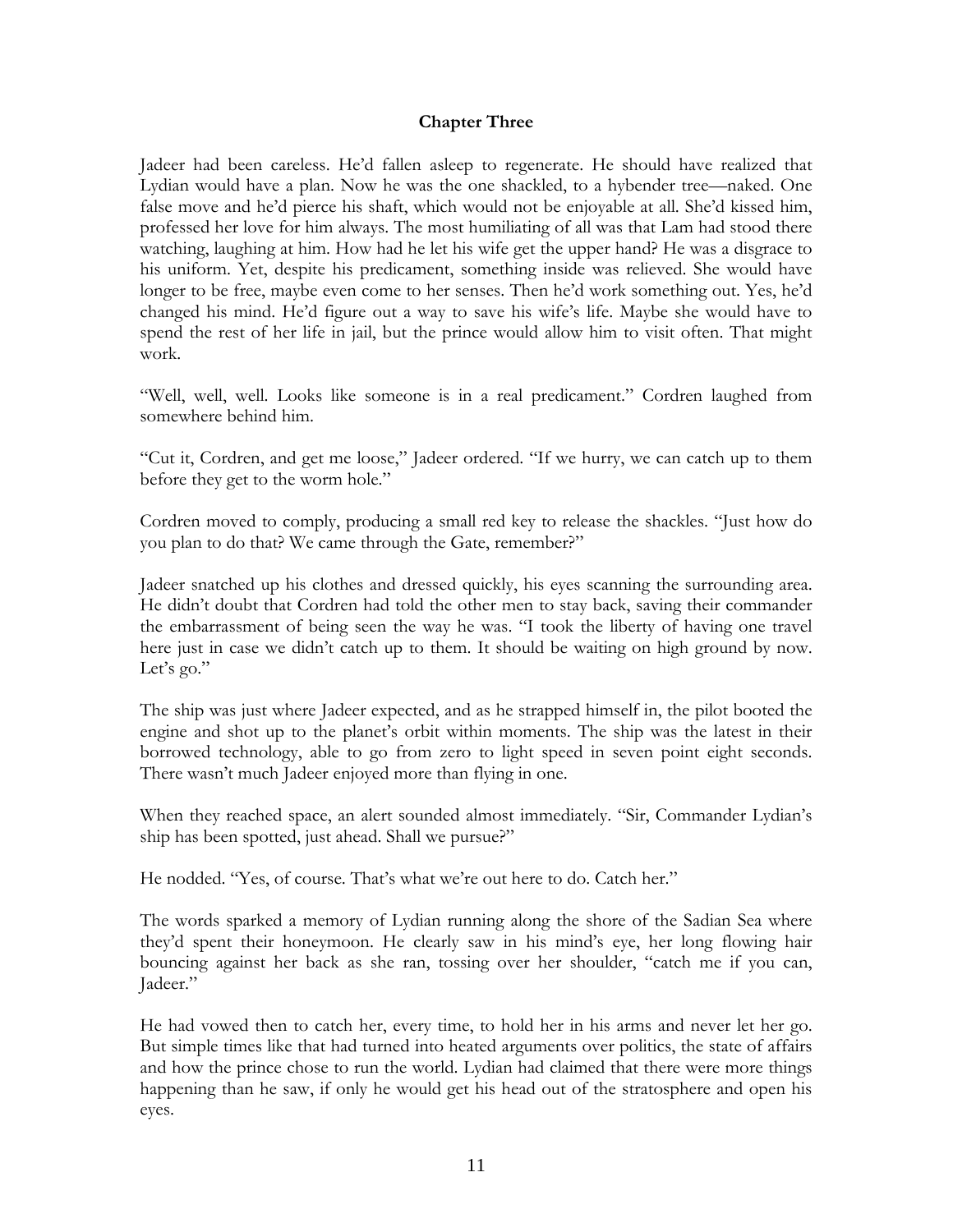## Chapter Three

Jadeer had been careless. He'd fallen asleep to regenerate. He should have realized that Lydian would have a plan. Now he was the one shackled, to a hybender tree—naked. One false move and he'd pierce his shaft, which would not be enjoyable at all. She'd kissed him, professed her love for him always. The most humiliating of all was that Lam had stood there watching, laughing at him. How had he let his wife get the upper hand? He was a disgrace to his uniform. Yet, despite his predicament, something inside was relieved. She would have longer to be free, maybe even come to her senses. Then he'd work something out. Yes, he'd changed his mind. He'd figure out a way to save his wife's life. Maybe she would have to spend the rest of her life in jail, but the prince would allow him to visit often. That might work.

"Well, well, well. Looks like someone is in a real predicament." Cordren laughed from somewhere behind him.

"Cut it, Cordren, and get me loose," Jadeer ordered. "If we hurry, we can catch up to them before they get to the worm hole."

Cordren moved to comply, producing a small red key to release the shackles. "Just how do you plan to do that? We came through the Gate, remember?"

Jadeer snatched up his clothes and dressed quickly, his eyes scanning the surrounding area. He didn't doubt that Cordren had told the other men to stay back, saving their commander the embarrassment of being seen the way he was. "I took the liberty of having one travel here just in case we didn't catch up to them. It should be waiting on high ground by now. Let's go."

The ship was just where Jadeer expected, and as he strapped himself in, the pilot booted the engine and shot up to the planet's orbit within moments. The ship was the latest in their borrowed technology, able to go from zero to light speed in seven point eight seconds. There wasn't much Jadeer enjoyed more than flying in one.

When they reached space, an alert sounded almost immediately. "Sir, Commander Lydian's ship has been spotted, just ahead. Shall we pursue?"

He nodded. "Yes, of course. That's what we're out here to do. Catch her."

The words sparked a memory of Lydian running along the shore of the Sadian Sea where they'd spent their honeymoon. He clearly saw in his mind's eye, her long flowing hair bouncing against her back as she ran, tossing over her shoulder, "catch me if you can, Jadeer."

He had vowed then to catch her, every time, to hold her in his arms and never let her go. But simple times like that had turned into heated arguments over politics, the state of affairs and how the prince chose to run the world. Lydian had claimed that there were more things happening than he saw, if only he would get his head out of the stratosphere and open his eyes.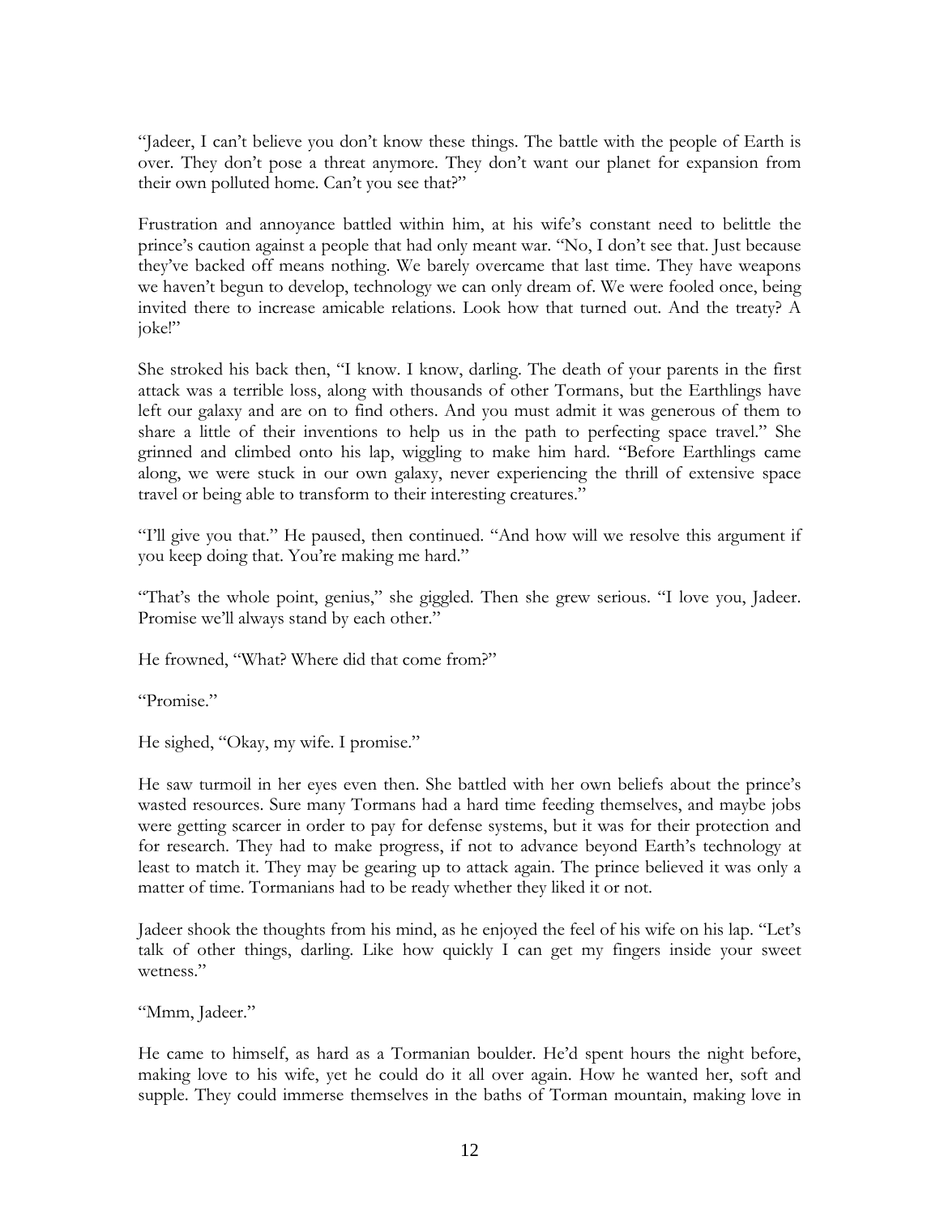"Jadeer, I can't believe you don't know these things. The battle with the people of Earth is over. They don't pose a threat anymore. They don't want our planet for expansion from their own polluted home. Can't you see that?"

Frustration and annoyance battled within him, at his wife's constant need to belittle the prince's caution against a people that had only meant war. "No, I don't see that. Just because they've backed off means nothing. We barely overcame that last time. They have weapons we haven't begun to develop, technology we can only dream of. We were fooled once, being invited there to increase amicable relations. Look how that turned out. And the treaty? A joke!"

She stroked his back then, "I know. I know, darling. The death of your parents in the first attack was a terrible loss, along with thousands of other Tormans, but the Earthlings have left our galaxy and are on to find others. And you must admit it was generous of them to share a little of their inventions to help us in the path to perfecting space travel." She grinned and climbed onto his lap, wiggling to make him hard. "Before Earthlings came along, we were stuck in our own galaxy, never experiencing the thrill of extensive space travel or being able to transform to their interesting creatures."

"I'll give you that." He paused, then continued. "And how will we resolve this argument if you keep doing that. You're making me hard."

"That's the whole point, genius," she giggled. Then she grew serious. "I love you, Jadeer. Promise we'll always stand by each other."

He frowned, "What? Where did that come from?"

"Promise."

He sighed, "Okay, my wife. I promise."

He saw turmoil in her eyes even then. She battled with her own beliefs about the prince's wasted resources. Sure many Tormans had a hard time feeding themselves, and maybe jobs were getting scarcer in order to pay for defense systems, but it was for their protection and for research. They had to make progress, if not to advance beyond Earth's technology at least to match it. They may be gearing up to attack again. The prince believed it was only a matter of time. Tormanians had to be ready whether they liked it or not.

Jadeer shook the thoughts from his mind, as he enjoyed the feel of his wife on his lap. "Let's talk of other things, darling. Like how quickly I can get my fingers inside your sweet wetness."

"Mmm, Jadeer."

He came to himself, as hard as a Tormanian boulder. He'd spent hours the night before, making love to his wife, yet he could do it all over again. How he wanted her, soft and supple. They could immerse themselves in the baths of Torman mountain, making love in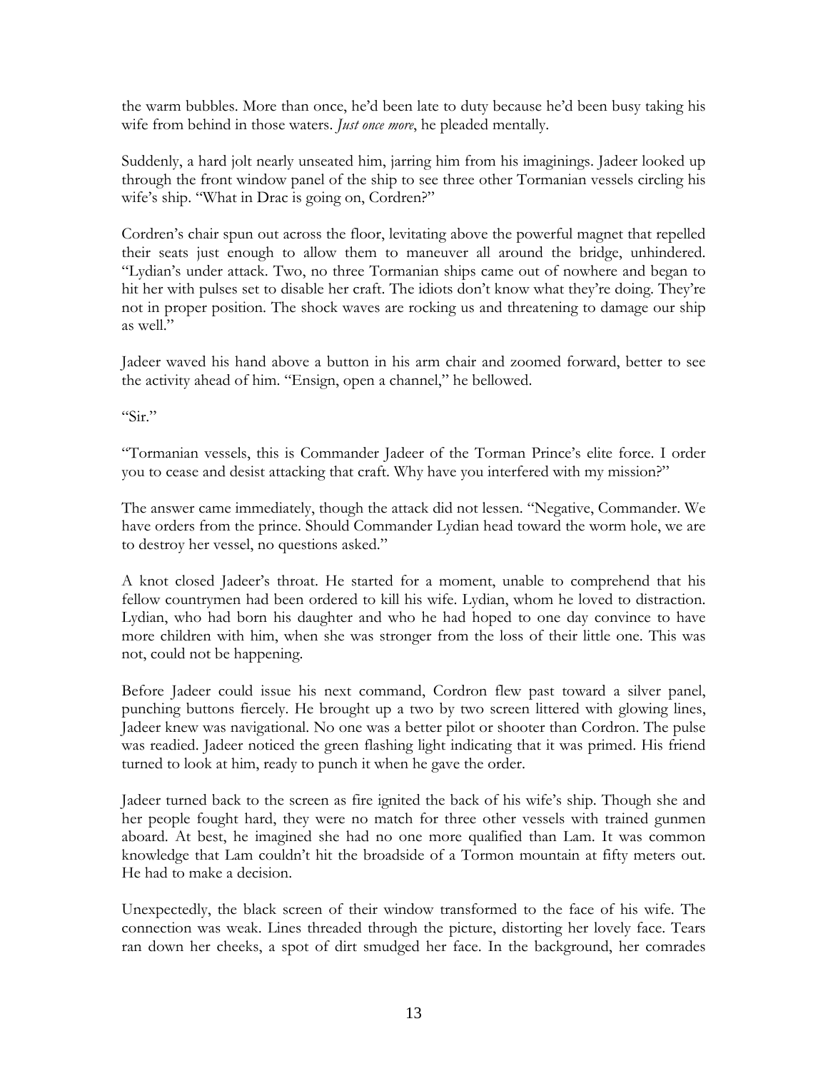the warm bubbles. More than once, he'd been late to duty because he'd been busy taking his wife from behind in those waters. *Just once more*, he pleaded mentally.

Suddenly, a hard jolt nearly unseated him, jarring him from his imaginings. Jadeer looked up through the front window panel of the ship to see three other Tormanian vessels circling his wife's ship. "What in Drac is going on, Cordren?"

Cordren's chair spun out across the floor, levitating above the powerful magnet that repelled their seats just enough to allow them to maneuver all around the bridge, unhindered. "Lydian's under attack. Two, no three Tormanian ships came out of nowhere and began to hit her with pulses set to disable her craft. The idiots don't know what they're doing. They're not in proper position. The shock waves are rocking us and threatening to damage our ship as well."

Jadeer waved his hand above a button in his arm chair and zoomed forward, better to see the activity ahead of him. "Ensign, open a channel," he bellowed.

"Sir."

"Tormanian vessels, this is Commander Jadeer of the Torman Prince's elite force. I order you to cease and desist attacking that craft. Why have you interfered with my mission?"

The answer came immediately, though the attack did not lessen. "Negative, Commander. We have orders from the prince. Should Commander Lydian head toward the worm hole, we are to destroy her vessel, no questions asked."

A knot closed Jadeer's throat. He started for a moment, unable to comprehend that his fellow countrymen had been ordered to kill his wife. Lydian, whom he loved to distraction. Lydian, who had born his daughter and who he had hoped to one day convince to have more children with him, when she was stronger from the loss of their little one. This was not, could not be happening.

Before Jadeer could issue his next command, Cordron flew past toward a silver panel, punching buttons fiercely. He brought up a two by two screen littered with glowing lines, Jadeer knew was navigational. No one was a better pilot or shooter than Cordron. The pulse was readied. Jadeer noticed the green flashing light indicating that it was primed. His friend turned to look at him, ready to punch it when he gave the order.

Jadeer turned back to the screen as fire ignited the back of his wife's ship. Though she and her people fought hard, they were no match for three other vessels with trained gunmen aboard. At best, he imagined she had no one more qualified than Lam. It was common knowledge that Lam couldn't hit the broadside of a Tormon mountain at fifty meters out. He had to make a decision.

Unexpectedly, the black screen of their window transformed to the face of his wife. The connection was weak. Lines threaded through the picture, distorting her lovely face. Tears ran down her cheeks, a spot of dirt smudged her face. In the background, her comrades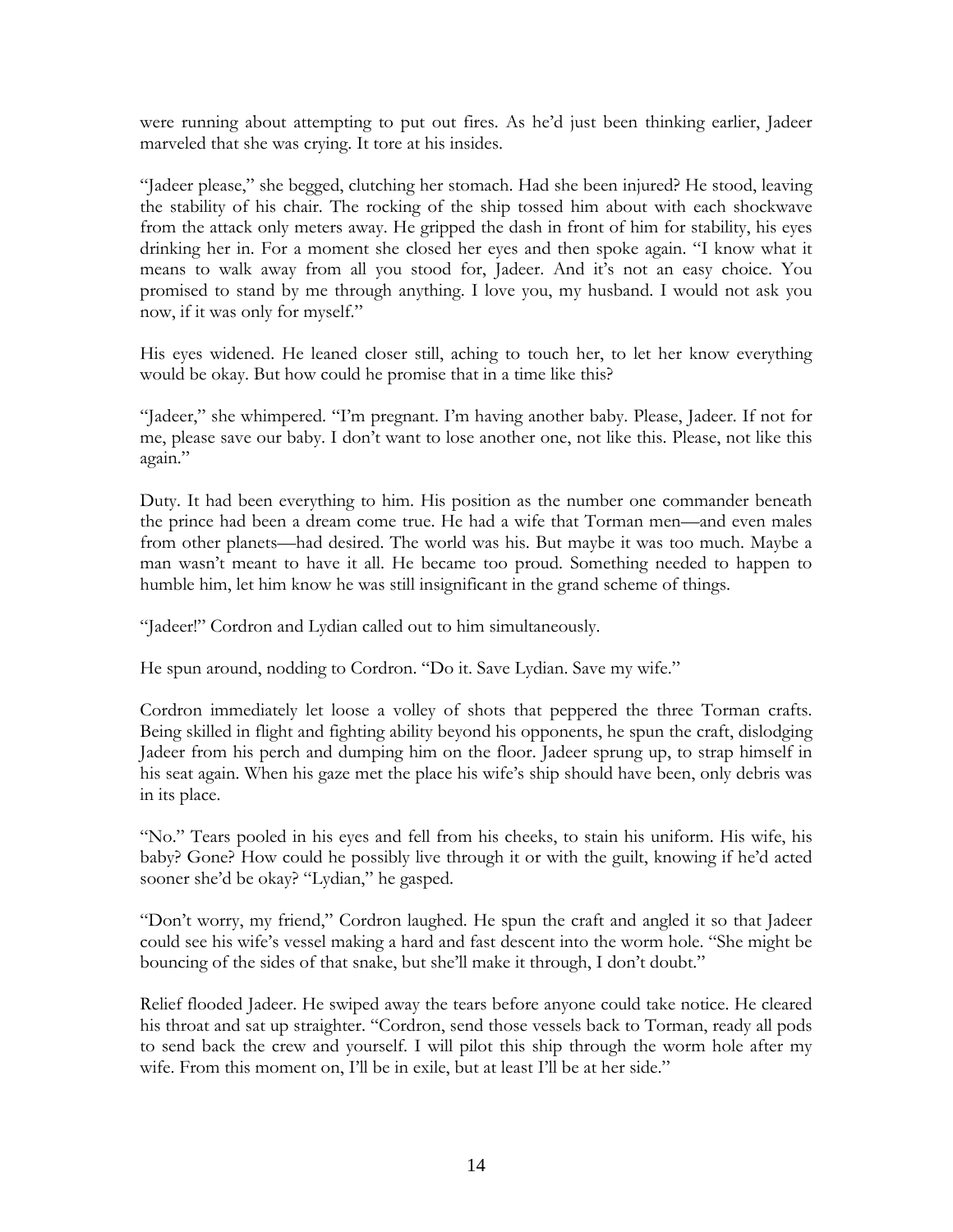were running about attempting to put out fires. As he'd just been thinking earlier, Jadeer marveled that she was crying. It tore at his insides.

"Jadeer please," she begged, clutching her stomach. Had she been injured? He stood, leaving the stability of his chair. The rocking of the ship tossed him about with each shockwave from the attack only meters away. He gripped the dash in front of him for stability, his eyes drinking her in. For a moment she closed her eyes and then spoke again. "I know what it means to walk away from all you stood for, Jadeer. And it's not an easy choice. You promised to stand by me through anything. I love you, my husband. I would not ask you now, if it was only for myself."

His eyes widened. He leaned closer still, aching to touch her, to let her know everything would be okay. But how could he promise that in a time like this?

"Jadeer," she whimpered. "I'm pregnant. I'm having another baby. Please, Jadeer. If not for me, please save our baby. I don't want to lose another one, not like this. Please, not like this again."

Duty. It had been everything to him. His position as the number one commander beneath the prince had been a dream come true. He had a wife that Torman men—and even males from other planets—had desired. The world was his. But maybe it was too much. Maybe a man wasn't meant to have it all. He became too proud. Something needed to happen to humble him, let him know he was still insignificant in the grand scheme of things.

"Jadeer!" Cordron and Lydian called out to him simultaneously.

He spun around, nodding to Cordron. "Do it. Save Lydian. Save my wife."

Cordron immediately let loose a volley of shots that peppered the three Torman crafts. Being skilled in flight and fighting ability beyond his opponents, he spun the craft, dislodging Jadeer from his perch and dumping him on the floor. Jadeer sprung up, to strap himself in his seat again. When his gaze met the place his wife's ship should have been, only debris was in its place.

"No." Tears pooled in his eyes and fell from his cheeks, to stain his uniform. His wife, his baby? Gone? How could he possibly live through it or with the guilt, knowing if he'd acted sooner she'd be okay? "Lydian," he gasped.

"Don't worry, my friend," Cordron laughed. He spun the craft and angled it so that Jadeer could see his wife's vessel making a hard and fast descent into the worm hole. "She might be bouncing of the sides of that snake, but she'll make it through, I don't doubt."

Relief flooded Jadeer. He swiped away the tears before anyone could take notice. He cleared his throat and sat up straighter. "Cordron, send those vessels back to Torman, ready all pods to send back the crew and yourself. I will pilot this ship through the worm hole after my wife. From this moment on, I'll be in exile, but at least I'll be at her side."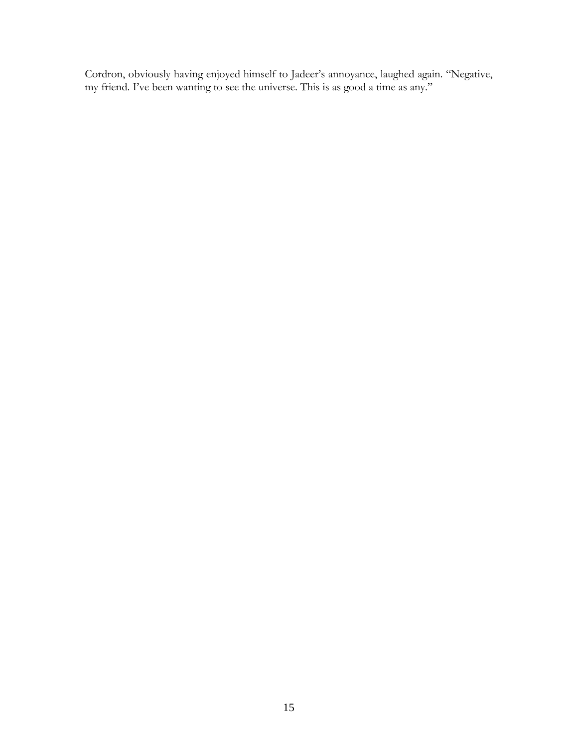Cordron, obviously having enjoyed himself to Jadeer's annoyance, laughed again. "Negative, my friend. I've been wanting to see the universe. This is as good a time as any."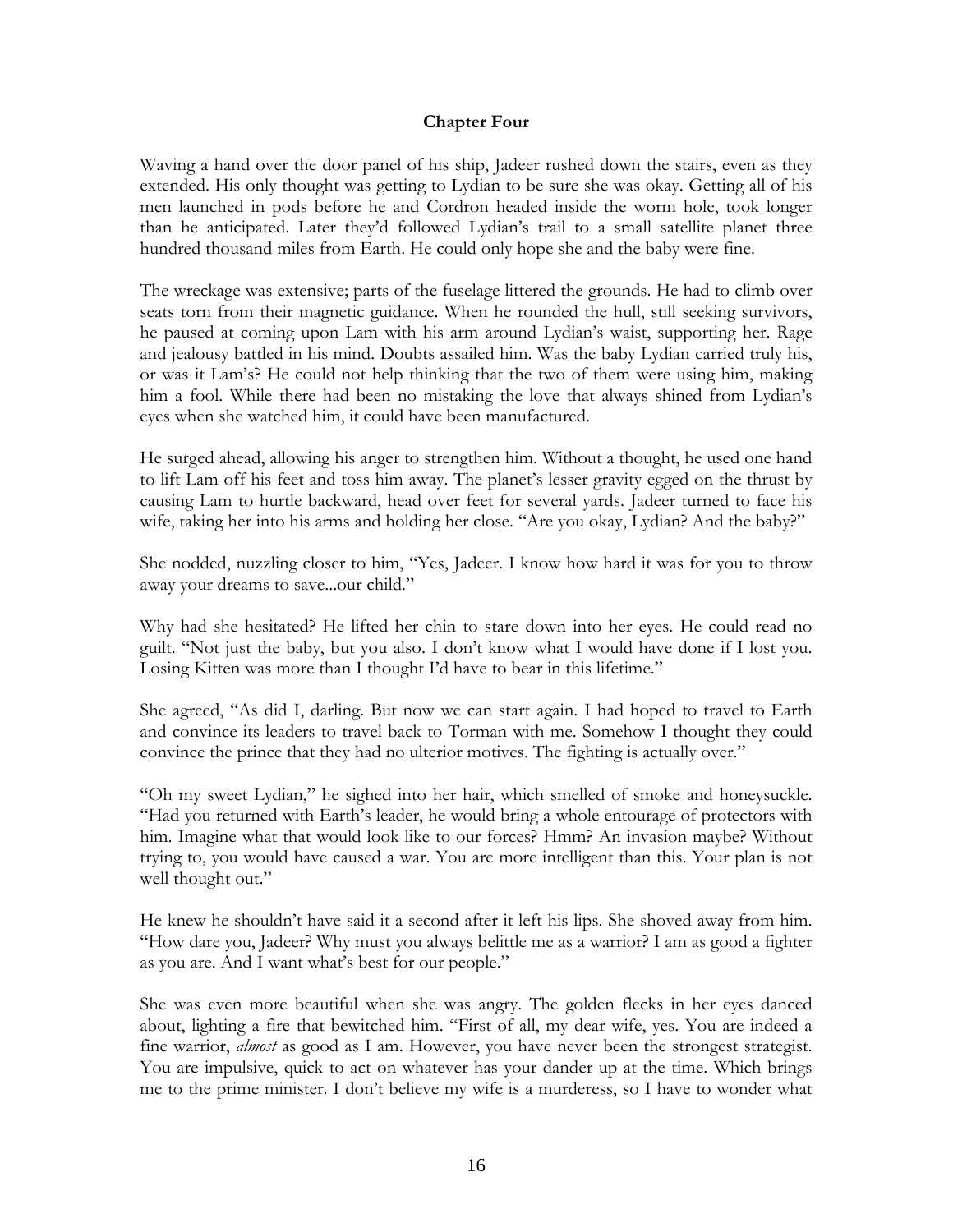## Chapter Four

Waving a hand over the door panel of his ship, Jadeer rushed down the stairs, even as they extended. His only thought was getting to Lydian to be sure she was okay. Getting all of his men launched in pods before he and Cordron headed inside the worm hole, took longer than he anticipated. Later they'd followed Lydian's trail to a small satellite planet three hundred thousand miles from Earth. He could only hope she and the baby were fine.

The wreckage was extensive; parts of the fuselage littered the grounds. He had to climb over seats torn from their magnetic guidance. When he rounded the hull, still seeking survivors, he paused at coming upon Lam with his arm around Lydian's waist, supporting her. Rage and jealousy battled in his mind. Doubts assailed him. Was the baby Lydian carried truly his, or was it Lam's? He could not help thinking that the two of them were using him, making him a fool. While there had been no mistaking the love that always shined from Lydian's eyes when she watched him, it could have been manufactured.

He surged ahead, allowing his anger to strengthen him. Without a thought, he used one hand to lift Lam off his feet and toss him away. The planet's lesser gravity egged on the thrust by causing Lam to hurtle backward, head over feet for several yards. Jadeer turned to face his wife, taking her into his arms and holding her close. "Are you okay, Lydian? And the baby?"

She nodded, nuzzling closer to him, "Yes, Jadeer. I know how hard it was for you to throw away your dreams to save...our child."

Why had she hesitated? He lifted her chin to stare down into her eyes. He could read no guilt. "Not just the baby, but you also. I don't know what I would have done if I lost you. Losing Kitten was more than I thought I'd have to bear in this lifetime."

She agreed, "As did I, darling. But now we can start again. I had hoped to travel to Earth and convince its leaders to travel back to Torman with me. Somehow I thought they could convince the prince that they had no ulterior motives. The fighting is actually over."

"Oh my sweet Lydian," he sighed into her hair, which smelled of smoke and honeysuckle. "Had you returned with Earth's leader, he would bring a whole entourage of protectors with him. Imagine what that would look like to our forces? Hmm? An invasion maybe? Without trying to, you would have caused a war. You are more intelligent than this. Your plan is not well thought out."

He knew he shouldn't have said it a second after it left his lips. She shoved away from him. "How dare you, Jadeer? Why must you always belittle me as a warrior? I am as good a fighter as you are. And I want what's best for our people."

She was even more beautiful when she was angry. The golden flecks in her eyes danced about, lighting a fire that bewitched him. "First of all, my dear wife, yes. You are indeed a fine warrior, *almost* as good as I am. However, you have never been the strongest strategist. You are impulsive, quick to act on whatever has your dander up at the time. Which brings me to the prime minister. I don't believe my wife is a murderess, so I have to wonder what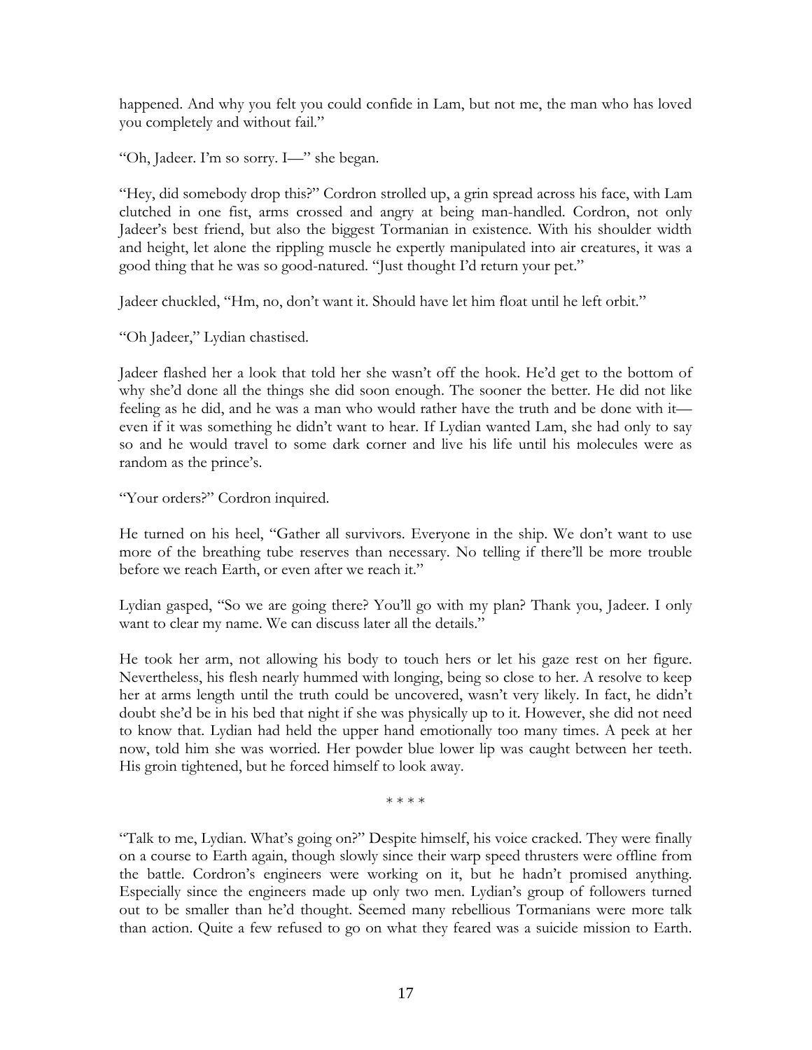happened. And why you felt you could confide in Lam, but not me, the man who has loved you completely and without fail."

"Oh, Jadeer. I'm so sorry. I—" she began.

"Hey, did somebody drop this?" Cordron strolled up, a grin spread across his face, with Lam clutched in one fist, arms crossed and angry at being man-handled. Cordron, not only Jadeer's best friend, but also the biggest Tormanian in existence. With his shoulder width and height, let alone the rippling muscle he expertly manipulated into air creatures, it was a good thing that he was so good-natured. "Just thought I'd return your pet."

Jadeer chuckled, "Hm, no, don't want it. Should have let him float until he left orbit."

"Oh Jadeer," Lydian chastised.

Jadeer flashed her a look that told her she wasn't off the hook. He'd get to the bottom of why she'd done all the things she did soon enough. The sooner the better. He did not like feeling as he did, and he was a man who would rather have the truth and be done with it—even if it was something he didn't want to hear. If Lydian wanted Lam, she had only to say so and he would travel to some dark corner and live his life until his molecules were as random as the prince's.

"Your orders?" Cordron inquired.

He turned on his heel, "Gather all survivors. Everyone in the ship. We don't want to use more of the breathing tube reserves than necessary. No telling if there'll be more trouble before we reach Earth, or even after we reach it."

Lydian gasped, "So we are going there? You'll go with my plan? Thank you, Jadeer. I only want to clear my name. We can discuss later all the details."

He took her arm, not allowing his body to touch hers or let his gaze rest on her figure. Nevertheless, his flesh nearly hummed with longing, being so close to her. A resolve to keep her at arms length until the truth could be uncovered, wasn't very likely. In fact, he didn't doubt she'd be in his bed that night if she was physically up to it. However, she did not need to know that. Lydian had held the upper hand emotionally too many times. A peek at her now, told him she was worried. Her powder blue lower lip was caught between her teeth. His groin tightened, but he forced himself to look away.

\* \* \* \*

"Talk to me, Lydian. What's going on?" Despite himself, his voice cracked. They were finally on a course to Earth again, though slowly since their warp speed thrusters were offline from the battle. Cordron's engineers were working on it, but he hadn't promised anything. Especially since the engineers made up only two men. Lydian's group of followers turned out to be smaller than he'd thought. Seemed many rebellious Tormanians were more talk than action. Quite a few refused to go on what they feared was a suicide mission to Earth.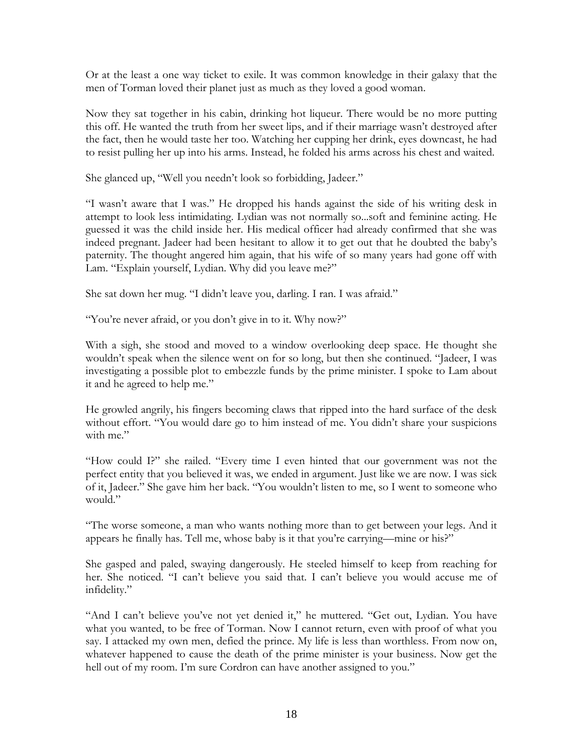Or at the least a one way ticket to exile. It was common knowledge in their galaxy that the men of Torman loved their planet just as much as they loved a good woman.

Now they sat together in his cabin, drinking hot liqueur. There would be no more putting this off. He wanted the truth from her sweet lips, and if their marriage wasn't destroyed after the fact, then he would taste her too. Watching her cupping her drink, eyes downcast, he had to resist pulling her up into his arms. Instead, he folded his arms across his chest and waited.

She glanced up, "Well you needn't look so forbidding, Jadeer."

"I wasn't aware that I was." He dropped his hands against the side of his writing desk in attempt to look less intimidating. Lydian was not normally so...soft and feminine acting. He guessed it was the child inside her. His medical officer had already confirmed that she was indeed pregnant. Jadeer had been hesitant to allow it to get out that he doubted the baby's paternity. The thought angered him again, that his wife of so many years had gone off with Lam. "Explain yourself, Lydian. Why did you leave me?"

She sat down her mug. "I didn't leave you, darling. I ran. I was afraid."

"You're never afraid, or you don't give in to it. Why now?"

With a sigh, she stood and moved to a window overlooking deep space. He thought she wouldn't speak when the silence went on for so long, but then she continued. "Jadeer, I was investigating a possible plot to embezzle funds by the prime minister. I spoke to Lam about it and he agreed to help me."

He growled angrily, his fingers becoming claws that ripped into the hard surface of the desk without effort. "You would dare go to him instead of me. You didn't share your suspicions with me."

"How could I?" she railed. "Every time I even hinted that our government was not the perfect entity that you believed it was, we ended in argument. Just like we are now. I was sick of it, Jadeer." She gave him her back. "You wouldn't listen to me, so I went to someone who would."

"The worse someone, a man who wants nothing more than to get between your legs. And it appears he finally has. Tell me, whose baby is it that you're carrying—mine or his?"

She gasped and paled, swaying dangerously. He steeled himself to keep from reaching for her. She noticed. "I can't believe you said that. I can't believe you would accuse me of infidelity."

"And I can't believe you've not yet denied it," he muttered. "Get out, Lydian. You have what you wanted, to be free of Torman. Now I cannot return, even with proof of what you say. I attacked my own men, defied the prince. My life is less than worthless. From now on, whatever happened to cause the death of the prime minister is your business. Now get the hell out of my room. I'm sure Cordron can have another assigned to you."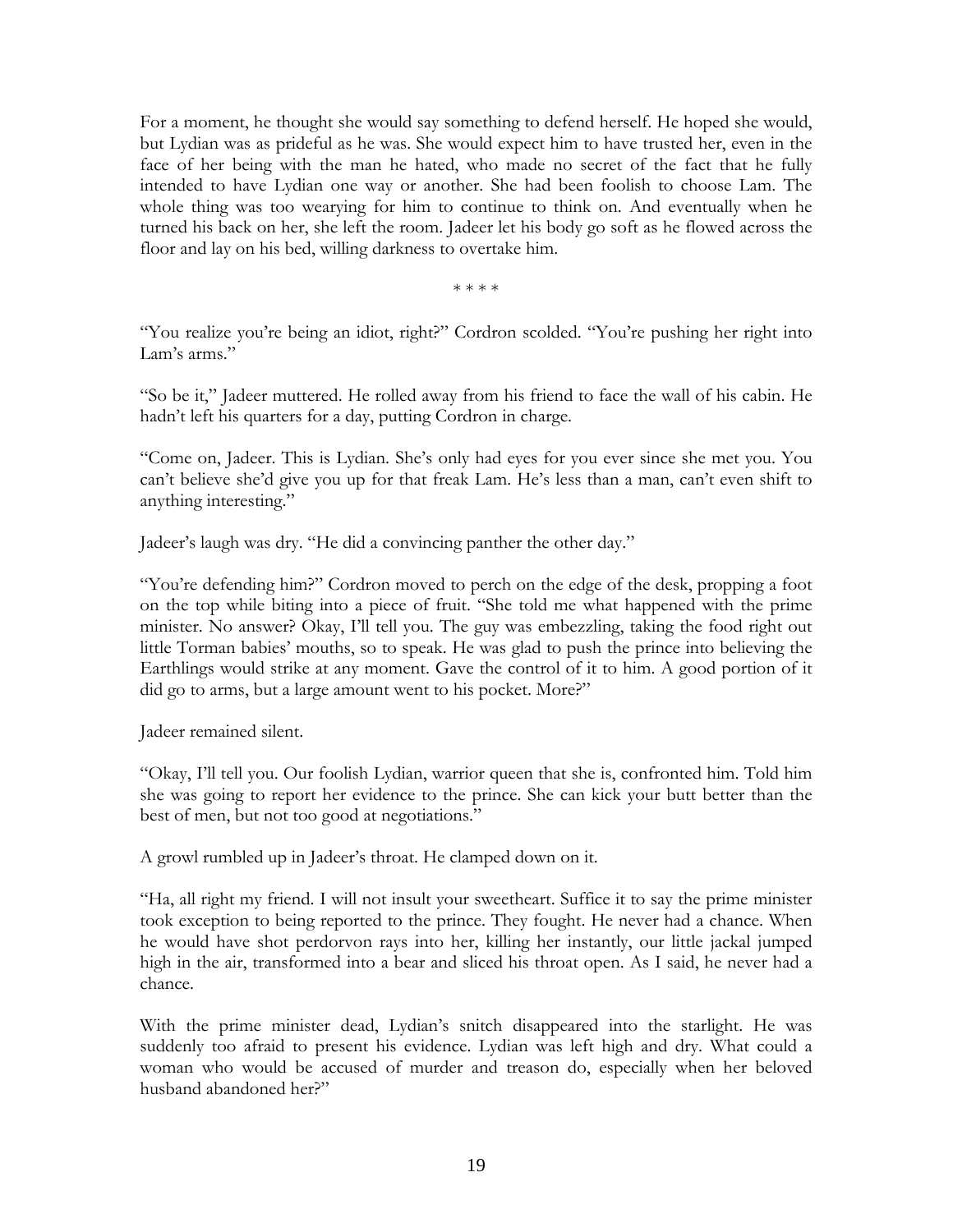For a moment, he thought she would say something to defend herself. He hoped she would, but Lydian was as prideful as he was. She would expect him to have trusted her, even in the face of her being with the man he hated, who made no secret of the fact that he fully intended to have Lydian one way or another. She had been foolish to choose Lam. The whole thing was too wearying for him to continue to think on. And eventually when he turned his back on her, she left the room. Jadeer let his body go soft as he flowed across the floor and lay on his bed, willing darkness to overtake him.

* * * *

"You realize you're being an idiot, right?" Cordron scolded. "You're pushing her right into Lam's arms."

"So be it," Jadeer muttered. He rolled away from his friend to face the wall of his cabin. He hadn't left his quarters for a day, putting Cordron in charge.

"Come on, Jadeer. This is Lydian. She's only had eyes for you ever since she met you. You can't believe she'd give you up for that freak Lam. He's less than a man, can't even shift to anything interesting."

Jadeer's laugh was dry. "He did a convincing panther the other day."

"You're defending him?" Cordron moved to perch on the edge of the desk, propping a foot on the top while biting into a piece of fruit. "She told me what happened with the prime minister. No answer? Okay, I'll tell you. The guy was embezzling, taking the food right out little Torman babies' mouths, so to speak. He was glad to push the prince into believing the Earthlings would strike at any moment. Gave the control of it to him. A good portion of it did go to arms, but a large amount went to his pocket. More?"

Jadeer remained silent.

"Okay, I'll tell you. Our foolish Lydian, warrior queen that she is, confronted him. Told him she was going to report her evidence to the prince. She can kick your butt better than the best of men, but not too good at negotiations."

A growl rumbled up in Jadeer's throat. He clamped down on it.

"Ha, all right my friend. I will not insult your sweetheart. Suffice it to say the prime minister took exception to being reported to the prince. They fought. He never had a chance. When he would have shot perdorvon rays into her, killing her instantly, our little jackal jumped high in the air, transformed into a bear and sliced his throat open. As I said, he never had a chance.

With the prime minister dead, Lydian's snitch disappeared into the starlight. He was suddenly too afraid to present his evidence. Lydian was left high and dry. What could a woman who would be accused of murder and treason do, especially when her beloved husband abandoned her?"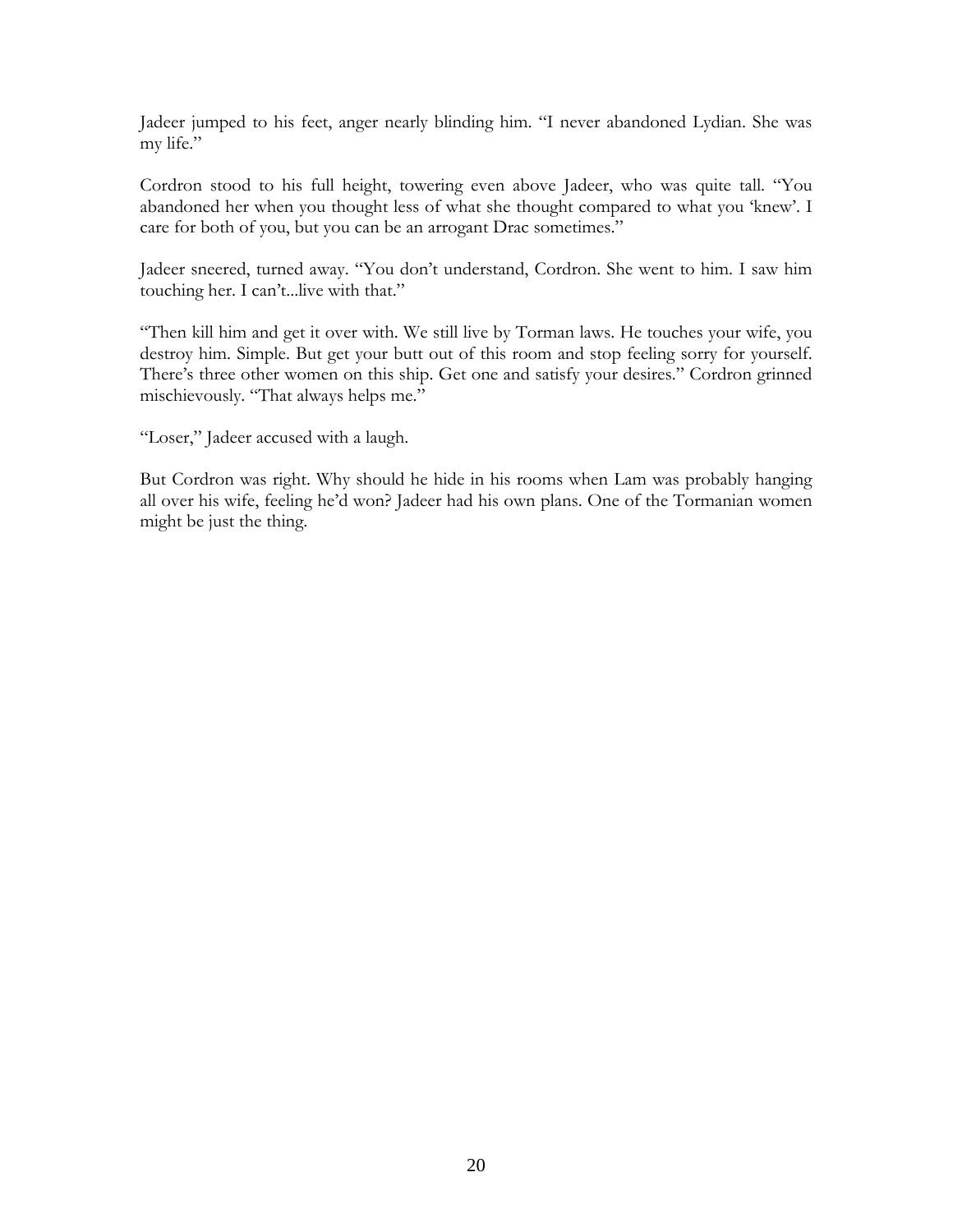Jadeer jumped to his feet, anger nearly blinding him. "I never abandoned Lydian. She was my life."

Cordron stood to his full height, towering even above Jadeer, who was quite tall. "You abandoned her when you thought less of what she thought compared to what you 'knew'. I care for both of you, but you can be an arrogant Drac sometimes."

Jadeer sneered, turned away. "You don't understand, Cordron. She went to him. I saw him touching her. I can't...live with that."

"Then kill him and get it over with. We still live by Torman laws. He touches your wife, you destroy him. Simple. But get your butt out of this room and stop feeling sorry for yourself. There's three other women on this ship. Get one and satisfy your desires." Cordron grinned mischievously. "That always helps me."

"Loser," Jadeer accused with a laugh.

But Cordron was right. Why should he hide in his rooms when Lam was probably hanging all over his wife, feeling he'd won? Jadeer had his own plans. One of the Tormanian women might be just the thing.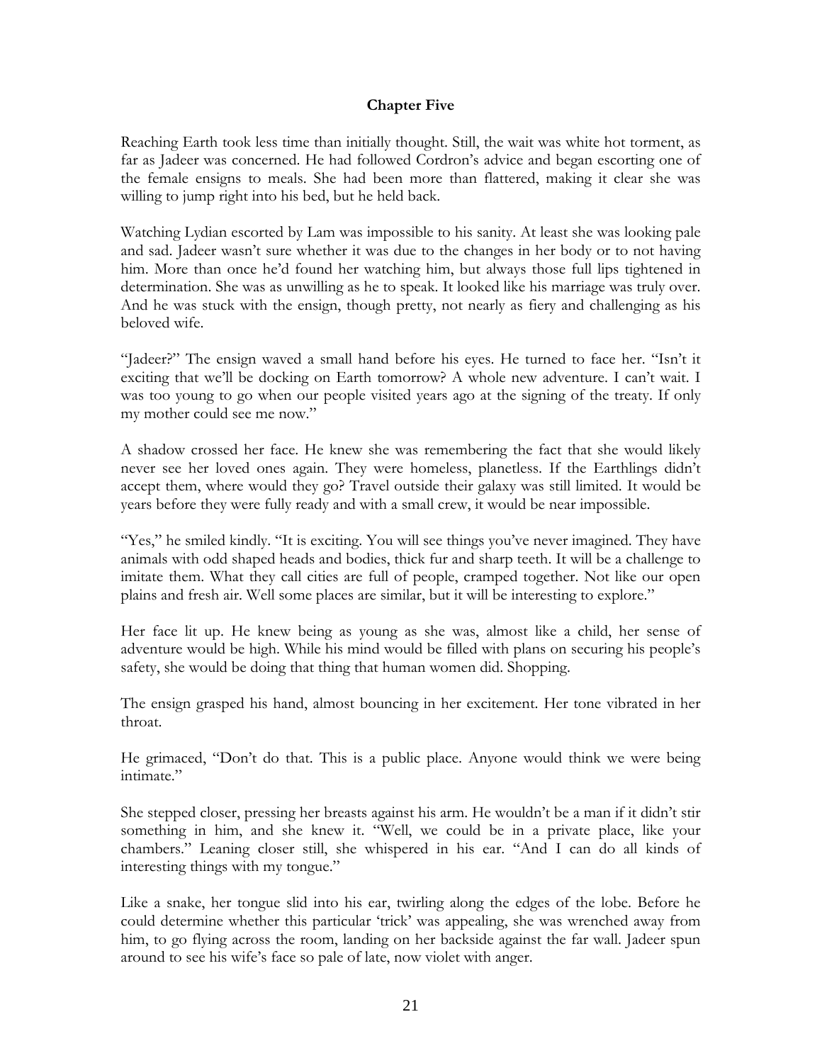**Chapter Five**

Reaching Earth took less time than initially thought. Still, the wait was white hot torment, as far as Jadeer was concerned. He had followed Cordron's advice and began escorting one of the female ensigns to meals. She had been more than flattered, making it clear she was willing to jump right into his bed, but he held back.

Watching Lydian escorted by Lam was impossible to his sanity. At least she was looking pale and sad. Jadeer wasn't sure whether it was due to the changes in her body or to not having him. More than once he'd found her watching him, but always those full lips tightened in determination. She was as unwilling as he to speak. It looked like his marriage was truly over. And he was stuck with the ensign, though pretty, not nearly as fiery and challenging as his beloved wife.

"Jadeer?" The ensign waved a small hand before his eyes. He turned to face her. "Isn't it exciting that we'll be docking on Earth tomorrow? A whole new adventure. I can't wait. I was too young to go when our people visited years ago at the signing of the treaty. If only my mother could see me now."

A shadow crossed her face. He knew she was remembering the fact that she would likely never see her loved ones again. They were homeless, planetless. If the Earthlings didn't accept them, where would they go? Travel outside their galaxy was still limited. It would be years before they were fully ready and with a small crew, it would be near impossible.

"Yes," he smiled kindly. "It is exciting. You will see things you've never imagined. They have animals with odd shaped heads and bodies, thick fur and sharp teeth. It will be a challenge to imitate them. What they call cities are full of people, cramped together. Not like our open plains and fresh air. Well some places are similar, but it will be interesting to explore."

Her face lit up. He knew being as young as she was, almost like a child, her sense of adventure would be high. While his mind would be filled with plans on securing his people's safety, she would be doing that thing that human women did. Shopping.

The ensign grasped his hand, almost bouncing in her excitement. Her tone vibrated in her throat.

He grimaced, "Don't do that. This is a public place. Anyone would think we were being intimate."

She stepped closer, pressing her breasts against his arm. He wouldn't be a man if it didn't stir something in him, and she knew it. "Well, we could be in a private place, like your chambers." Leaning closer still, she whispered in his ear. "And I can do all kinds of interesting things with my tongue."

Like a snake, her tongue slid into his ear, twirling along the edges of the lobe. Before he could determine whether this particular 'trick' was appealing, she was wrenched away from him, to go flying across the room, landing on her backside against the far wall. Jadeer spun around to see his wife's face so pale of late, now violet with anger.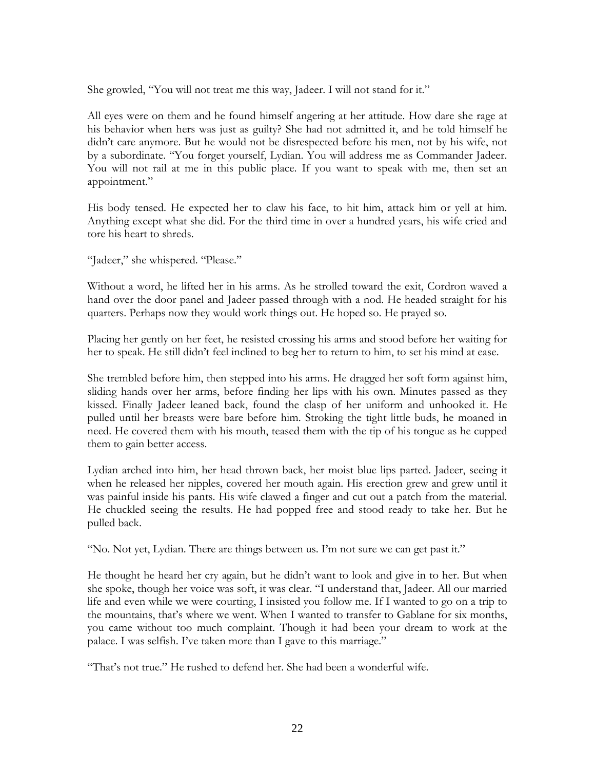She growled, "You will not treat me this way, Jadeer. I will not stand for it."

All eyes were on them and he found himself angering at her attitude. How dare she rage at his behavior when hers was just as guilty? She had not admitted it, and he told himself he didn't care anymore. But he would not be disrespected before his men, not by his wife, not by a subordinate. "You forget yourself, Lydian. You will address me as Commander Jadeer. You will not rail at me in this public place. If you want to speak with me, then set an appointment."

His body tensed. He expected her to claw his face, to hit him, attack him or yell at him. Anything except what she did. For the third time in over a hundred years, his wife cried and tore his heart to shreds.

"Jadeer," she whispered. "Please."

Without a word, he lifted her in his arms. As he strolled toward the exit, Cordron waved a hand over the door panel and Jadeer passed through with a nod. He headed straight for his quarters. Perhaps now they would work things out. He hoped so. He prayed so.

Placing her gently on her feet, he resisted crossing his arms and stood before her waiting for her to speak. He still didn't feel inclined to beg her to return to him, to set his mind at ease.

She trembled before him, then stepped into his arms. He dragged her soft form against him, sliding hands over her arms, before finding her lips with his own. Minutes passed as they kissed. Finally Jadeer leaned back, found the clasp of her uniform and unhooked it. He pulled until her breasts were bare before him. Stroking the tight little buds, he moaned in need. He covered them with his mouth, teased them with the tip of his tongue as he cupped them to gain better access.

Lydian arched into him, her head thrown back, her moist blue lips parted. Jadeer, seeing it when he released her nipples, covered her mouth again. His erection grew and grew until it was painful inside his pants. His wife clawed a finger and cut out a patch from the material. He chuckled seeing the results. He had popped free and stood ready to take her. But he pulled back.

"No. Not yet, Lydian. There are things between us. I'm not sure we can get past it."

He thought he heard her cry again, but he didn't want to look and give in to her. But when she spoke, though her voice was soft, it was clear. "I understand that, Jadeer. All our married life and even while we were courting, I insisted you follow me. If I wanted to go on a trip to the mountains, that's where we went. When I wanted to transfer to Gablane for six months, you came without too much complaint. Though it had been your dream to work at the palace. I was selfish. I've taken more than I gave to this marriage."

"That's not true." He rushed to defend her. She had been a wonderful wife.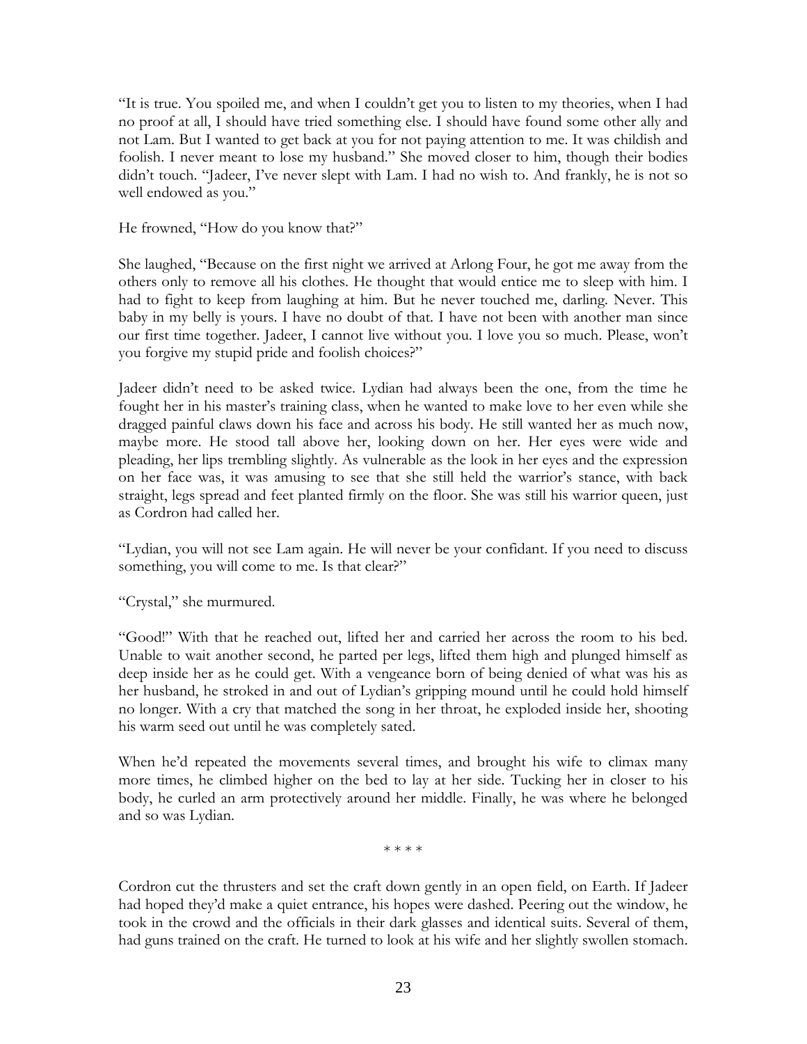"It is true. You spoiled me, and when I couldn't get you to listen to my theories, when I had no proof at all, I should have tried something else. I should have found some other ally and not Lam. But I wanted to get back at you for not paying attention to me. It was childish and foolish. I never meant to lose my husband." She moved closer to him, though their bodies didn't touch. "Jadeer, I've never slept with Lam. I had no wish to. And frankly, he is not so well endowed as you."

He frowned, "How do you know that?"

She laughed, "Because on the first night we arrived at Arlong Four, he got me away from the others only to remove all his clothes. He thought that would entice me to sleep with him. I had to fight to keep from laughing at him. But he never touched me, darling. Never. This baby in my belly is yours. I have no doubt of that. I have not been with another man since our first time together. Jadeer, I cannot live without you. I love you so much. Please, won't you forgive my stupid pride and foolish choices?"

Jadeer didn't need to be asked twice. Lydian had always been the one, from the time he fought her in his master's training class, when he wanted to make love to her even while she dragged painful claws down his face and across his body. He still wanted her as much now, maybe more. He stood tall above her, looking down on her. Her eyes were wide and pleading, her lips trembling slightly. As vulnerable as the look in her eyes and the expression on her face was, it was amusing to see that she still held the warrior's stance, with back straight, legs spread and feet planted firmly on the floor. She was still his warrior queen, just as Cordron had called her.

"Lydian, you will not see Lam again. He will never be your confidant. If you need to discuss something, you will come to me. Is that clear?"

"Crystal," she murmured.

"Good!" With that he reached out, lifted her and carried her across the room to his bed. Unable to wait another second, he parted per legs, lifted them high and plunged himself as deep inside her as he could get. With a vengeance born of being denied of what was his as her husband, he stroked in and out of Lydian's gripping mound until he could hold himself no longer. With a cry that matched the song in her throat, he exploded inside her, shooting his warm seed out until he was completely sated.

When he'd repeated the movements several times, and brought his wife to climax many more times, he climbed higher on the bed to lay at her side. Tucking her in closer to his body, he curled an arm protectively around her middle. Finally, he was where he belonged and so was Lydian.

\* \* \* \*

Cordron cut the thrusters and set the craft down gently in an open field, on Earth. If Jadeer had hoped they'd make a quiet entrance, his hopes were dashed. Peering out the window, he took in the crowd and the officials in their dark glasses and identical suits. Several of them, had guns trained on the craft. He turned to look at his wife and her slightly swollen stomach.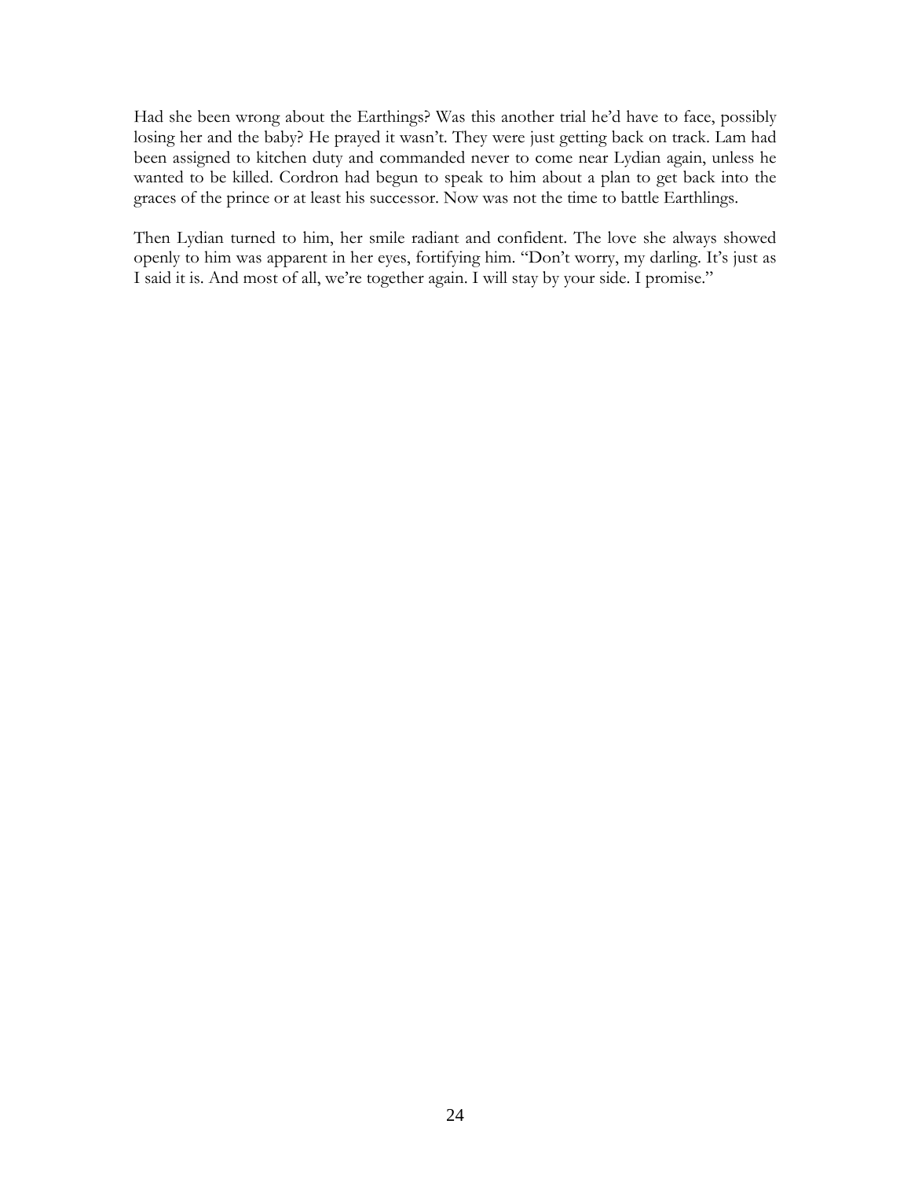Had she been wrong about the Earthings? Was this another trial he'd have to face, possibly losing her and the baby? He prayed it wasn't. They were just getting back on track. Lam had been assigned to kitchen duty and commanded never to come near Lydian again, unless he wanted to be killed. Cordron had begun to speak to him about a plan to get back into the graces of the prince or at least his successor. Now was not the time to battle Earthlings.

Then Lydian turned to him, her smile radiant and confident. The love she always showed openly to him was apparent in her eyes, fortifying him. "Don't worry, my darling. It's just as I said it is. And most of all, we're together again. I will stay by your side. I promise."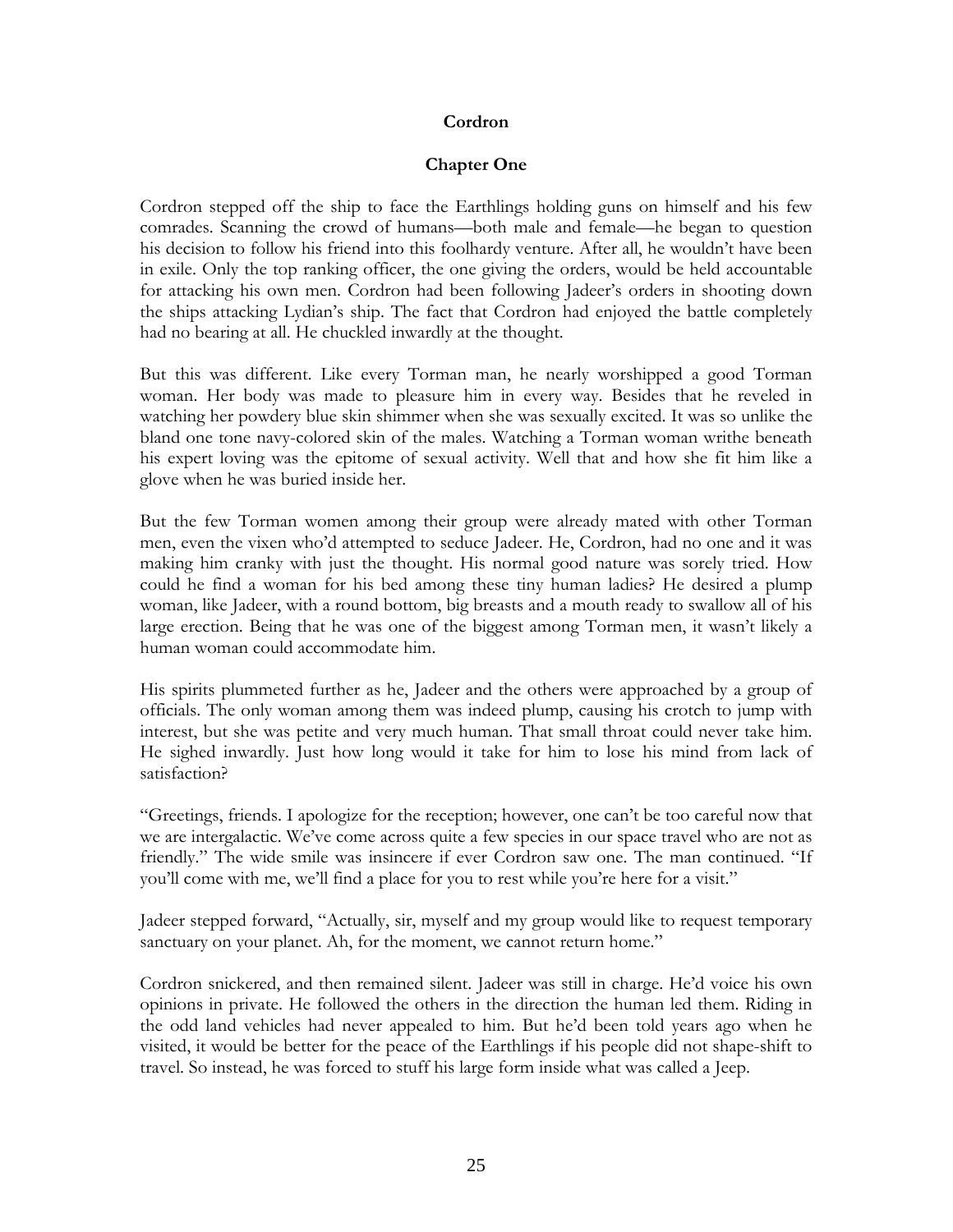**Cordron**

**Chapter One**

Cordron stepped off the ship to face the Earthlings holding guns on himself and his few comrades. Scanning the crowd of humans—both male and female—he began to question his decision to follow his friend into this foolhardy venture. After all, he wouldn't have been in exile. Only the top ranking officer, the one giving the orders, would be held accountable for attacking his own men. Cordron had been following Jadeer's orders in shooting down the ships attacking Lydian's ship. The fact that Cordron had enjoyed the battle completely had no bearing at all. He chuckled inwardly at the thought.

But this was different. Like every Torman man, he nearly worshipped a good Torman woman. Her body was made to pleasure him in every way. Besides that he reveled in watching her powdery blue skin shimmer when she was sexually excited. It was so unlike the bland one tone navy-colored skin of the males. Watching a Torman woman writhe beneath his expert loving was the epitome of sexual activity. Well that and how she fit him like a glove when he was buried inside her.

But the few Torman women among their group were already mated with other Torman men, even the vixen who'd attempted to seduce Jadeer. He, Cordron, had no one and it was making him cranky with just the thought. His normal good nature was sorely tried. How could he find a woman for his bed among these tiny human ladies? He desired a plump woman, like Jadeer, with a round bottom, big breasts and a mouth ready to swallow all of his large erection. Being that he was one of the biggest among Torman men, it wasn't likely a human woman could accommodate him.

His spirits plummeted further as he, Jadeer and the others were approached by a group of officials. The only woman among them was indeed plump, causing his crotch to jump with interest, but she was petite and very much human. That small throat could never take him. He sighed inwardly. Just how long would it take for him to lose his mind from lack of satisfaction?

"Greetings, friends. I apologize for the reception; however, one can't be too careful now that we are intergalactic. We've come across quite a few species in our space travel who are not as friendly." The wide smile was insincere if ever Cordron saw one. The man continued. "If you'll come with me, we'll find a place for you to rest while you're here for a visit."

Jadeer stepped forward, "Actually, sir, myself and my group would like to request temporary sanctuary on your planet. Ah, for the moment, we cannot return home."

Cordron snickered, and then remained silent. Jadeer was still in charge. He'd voice his own opinions in private. He followed the others in the direction the human led them. Riding in the odd land vehicles had never appealed to him. But he'd been told years ago when he visited, it would be better for the peace of the Earthlings if his people did not shape-shift to travel. So instead, he was forced to stuff his large form inside what was called a Jeep.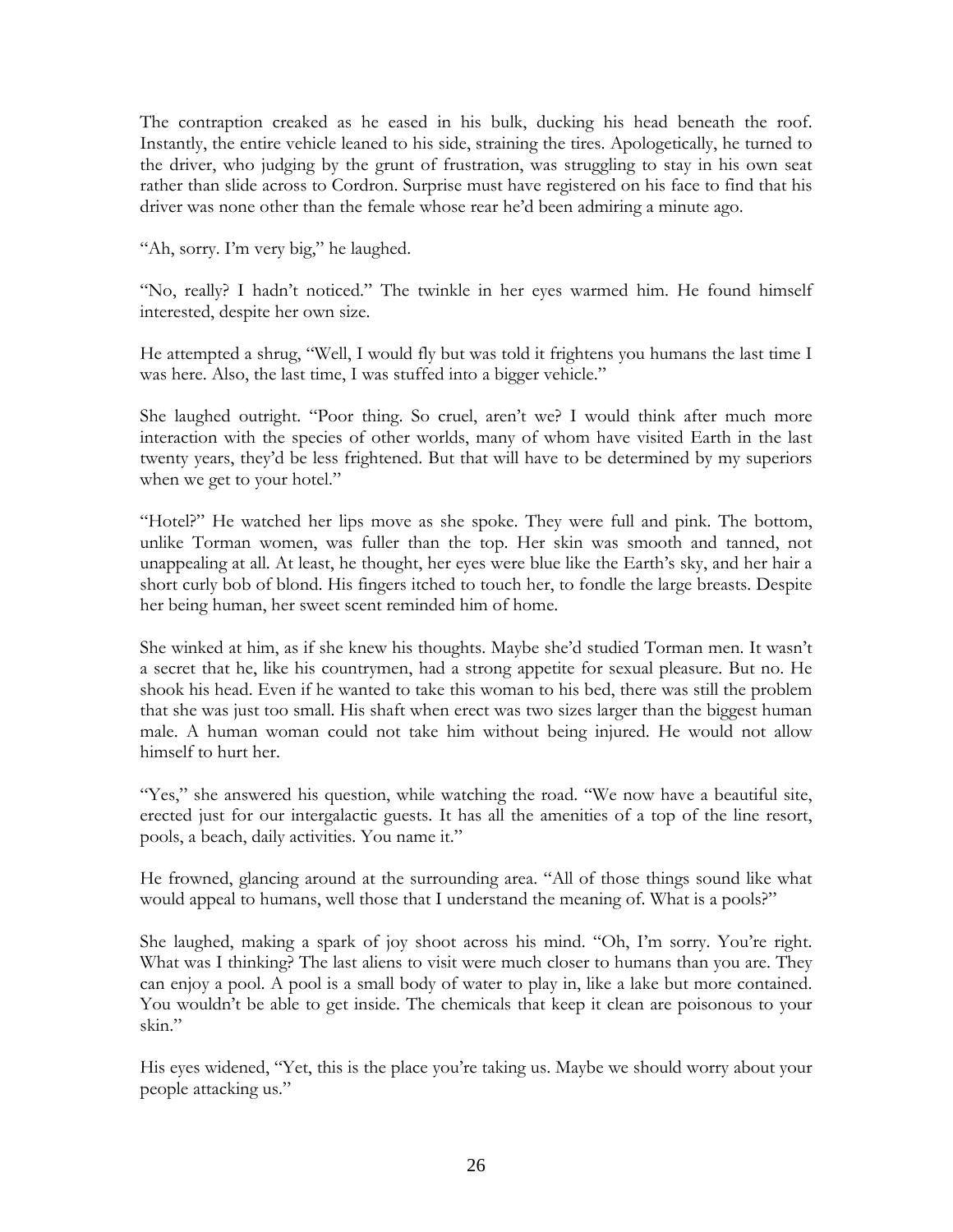The contraption creaked as he eased in his bulk, ducking his head beneath the roof. Instantly, the entire vehicle leaned to his side, straining the tires. Apologetically, he turned to the driver, who judging by the grunt of frustration, was struggling to stay in his own seat rather than slide across to Cordron. Surprise must have registered on his face to find that his driver was none other than the female whose rear he'd been admiring a minute ago.

"Ah, sorry. I'm very big," he laughed.

"No, really? I hadn't noticed." The twinkle in her eyes warmed him. He found himself interested, despite her own size.

He attempted a shrug, "Well, I would fly but was told it frightens you humans the last time I was here. Also, the last time, I was stuffed into a bigger vehicle."

She laughed outright. "Poor thing. So cruel, aren't we? I would think after much more interaction with the species of other worlds, many of whom have visited Earth in the last twenty years, they'd be less frightened. But that will have to be determined by my superiors when we get to your hotel."

"Hotel?" He watched her lips move as she spoke. They were full and pink. The bottom, unlike Torman women, was fuller than the top. Her skin was smooth and tanned, not unappealing at all. At least, he thought, her eyes were blue like the Earth's sky, and her hair a short curly bob of blond. His fingers itched to touch her, to fondle the large breasts. Despite her being human, her sweet scent reminded him of home.

She winked at him, as if she knew his thoughts. Maybe she'd studied Torman men. It wasn't a secret that he, like his countrymen, had a strong appetite for sexual pleasure. But no. He shook his head. Even if he wanted to take this woman to his bed, there was still the problem that she was just too small. His shaft when erect was two sizes larger than the biggest human male. A human woman could not take him without being injured. He would not allow himself to hurt her.

"Yes," she answered his question, while watching the road. "We now have a beautiful site, erected just for our intergalactic guests. It has all the amenities of a top of the line resort, pools, a beach, daily activities. You name it."

He frowned, glancing around at the surrounding area. "All of those things sound like what would appeal to humans, well those that I understand the meaning of. What is a pools?"

She laughed, making a spark of joy shoot across his mind. "Oh, I'm sorry. You're right. What was I thinking? The last aliens to visit were much closer to humans than you are. They can enjoy a pool. A pool is a small body of water to play in, like a lake but more contained. You wouldn't be able to get inside. The chemicals that keep it clean are poisonous to your skin."

His eyes widened, "Yet, this is the place you're taking us. Maybe we should worry about your people attacking us."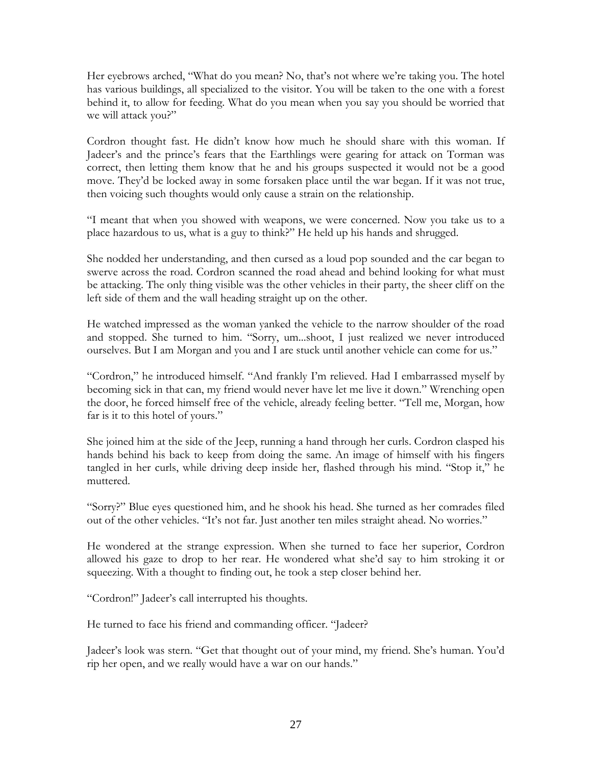Her eyebrows arched, "What do you mean? No, that's not where we're taking you. The hotel has various buildings, all specialized to the visitor. You will be taken to the one with a forest behind it, to allow for feeding. What do you mean when you say you should be worried that we will attack you?"

Cordron thought fast. He didn't know how much he should share with this woman. If Jadeer's and the prince's fears that the Earthlings were gearing for attack on Torman was correct, then letting them know that he and his groups suspected it would not be a good move. They'd be locked away in some forsaken place until the war began. If it was not true, then voicing such thoughts would only cause a strain on the relationship.

"I meant that when you showed with weapons, we were concerned. Now you take us to a place hazardous to us, what is a guy to think?" He held up his hands and shrugged.

She nodded her understanding, and then cursed as a loud pop sounded and the car began to swerve across the road. Cordron scanned the road ahead and behind looking for what must be attacking. The only thing visible was the other vehicles in their party, the sheer cliff on the left side of them and the wall heading straight up on the other.

He watched impressed as the woman yanked the vehicle to the narrow shoulder of the road and stopped. She turned to him. "Sorry, um...shoot, I just realized we never introduced ourselves. But I am Morgan and you and I are stuck until another vehicle can come for us."

"Cordron," he introduced himself. "And frankly I'm relieved. Had I embarrassed myself by becoming sick in that can, my friend would never have let me live it down." Wrenching open the door, he forced himself free of the vehicle, already feeling better. "Tell me, Morgan, how far is it to this hotel of yours."

She joined him at the side of the Jeep, running a hand through her curls. Cordron clasped his hands behind his back to keep from doing the same. An image of himself with his fingers tangled in her curls, while driving deep inside her, flashed through his mind. "Stop it," he muttered.

"Sorry?" Blue eyes questioned him, and he shook his head. She turned as her comrades filed out of the other vehicles. "It's not far. Just another ten miles straight ahead. No worries."

He wondered at the strange expression. When she turned to face her superior, Cordron allowed his gaze to drop to her rear. He wondered what she'd say to him stroking it or squeezing. With a thought to finding out, he took a step closer behind her.

"Cordron!" Jadeer's call interrupted his thoughts.

He turned to face his friend and commanding officer. "Jadeer?

Jadeer's look was stern. "Get that thought out of your mind, my friend. She's human. You'd rip her open, and we really would have a war on our hands."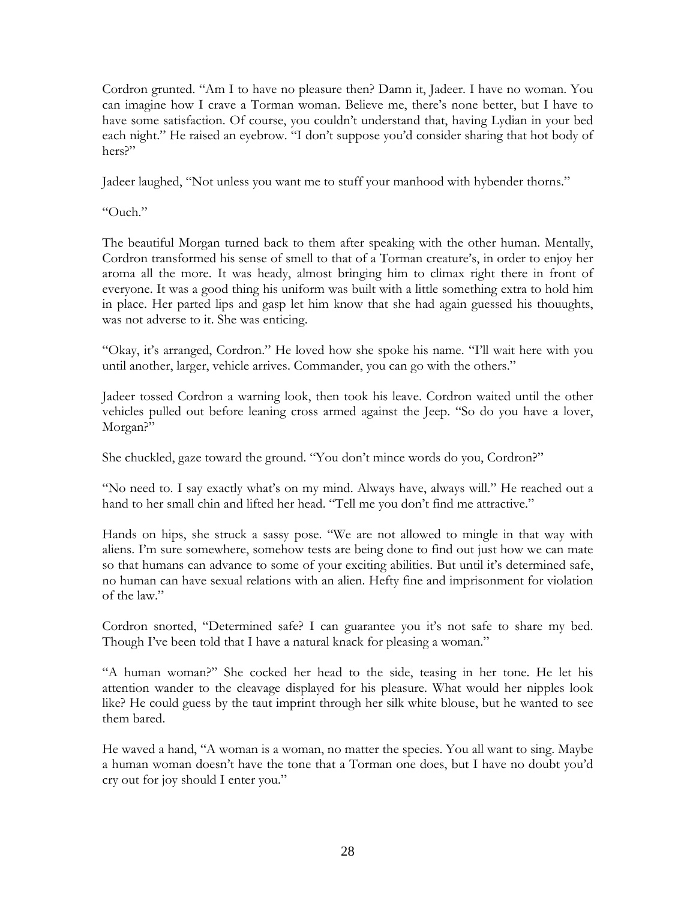Cordron grunted. "Am I to have no pleasure then? Damn it, Jadeer. I have no woman. You can imagine how I crave a Torman woman. Believe me, there's none better, but I have to have some satisfaction. Of course, you couldn't understand that, having Lydian in your bed each night." He raised an eyebrow. "I don't suppose you'd consider sharing that hot body of hers?"

Jadeer laughed, "Not unless you want me to stuff your manhood with hybender thorns."

"Ouch."

The beautiful Morgan turned back to them after speaking with the other human. Mentally, Cordron transformed his sense of smell to that of a Torman creature's, in order to enjoy her aroma all the more. It was heady, almost bringing him to climax right there in front of everyone. It was a good thing his uniform was built with a little something extra to hold him in place. Her parted lips and gasp let him know that she had again guessed his thouughts, was not adverse to it. She was enticing.

"Okay, it's arranged, Cordron." He loved how she spoke his name. "I'll wait here with you until another, larger, vehicle arrives. Commander, you can go with the others."

Jadeer tossed Cordron a warning look, then took his leave. Cordron waited until the other vehicles pulled out before leaning cross armed against the Jeep. "So do you have a lover, Morgan?"

She chuckled, gaze toward the ground. "You don't mince words do you, Cordron?"

"No need to. I say exactly what's on my mind. Always have, always will." He reached out a hand to her small chin and lifted her head. "Tell me you don't find me attractive."

Hands on hips, she struck a sassy pose. "We are not allowed to mingle in that way with aliens. I'm sure somewhere, somehow tests are being done to find out just how we can mate so that humans can advance to some of your exciting abilities. But until it's determined safe, no human can have sexual relations with an alien. Hefty fine and imprisonment for violation of the law."

Cordron snorted, "Determined safe? I can guarantee you it's not safe to share my bed. Though I've been told that I have a natural knack for pleasing a woman."

"A human woman?" She cocked her head to the side, teasing in her tone. He let his attention wander to the cleavage displayed for his pleasure. What would her nipples look like? He could guess by the taut imprint through her silk white blouse, but he wanted to see them bared.

He waved a hand, "A woman is a woman, no matter the species. You all want to sing. Maybe a human woman doesn't have the tone that a Torman one does, but I have no doubt you'd cry out for joy should I enter you."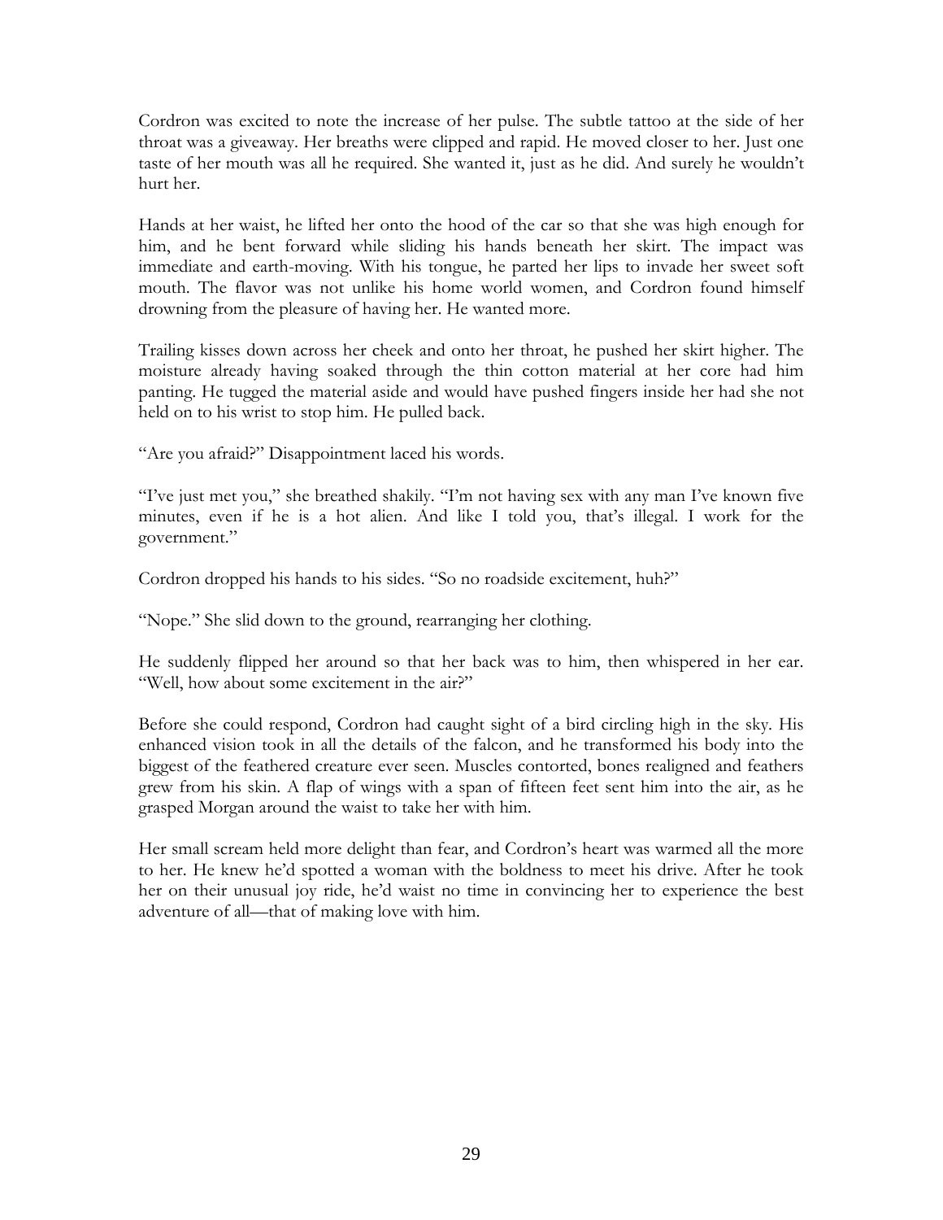Cordron was excited to note the increase of her pulse. The subtle tattoo at the side of her throat was a giveaway. Her breaths were clipped and rapid. He moved closer to her. Just one taste of her mouth was all he required. She wanted it, just as he did. And surely he wouldn't hurt her.

Hands at her waist, he lifted her onto the hood of the car so that she was high enough for him, and he bent forward while sliding his hands beneath her skirt. The impact was immediate and earth-moving. With his tongue, he parted her lips to invade her sweet soft mouth. The flavor was not unlike his home world women, and Cordron found himself drowning from the pleasure of having her. He wanted more.

Trailing kisses down across her cheek and onto her throat, he pushed her skirt higher. The moisture already having soaked through the thin cotton material at her core had him panting. He tugged the material aside and would have pushed fingers inside her had she not held on to his wrist to stop him. He pulled back.

"Are you afraid?" Disappointment laced his words.

"I've just met you," she breathed shakily. "I'm not having sex with any man I've known five minutes, even if he is a hot alien. And like I told you, that's illegal. I work for the government."

Cordron dropped his hands to his sides. "So no roadside excitement, huh?"

"Nope." She slid down to the ground, rearranging her clothing.

He suddenly flipped her around so that her back was to him, then whispered in her ear. "Well, how about some excitement in the air?"

Before she could respond, Cordron had caught sight of a bird circling high in the sky. His enhanced vision took in all the details of the falcon, and he transformed his body into the biggest of the feathered creature ever seen. Muscles contorted, bones realigned and feathers grew from his skin. A flap of wings with a span of fifteen feet sent him into the air, as he grasped Morgan around the waist to take her with him.

Her small scream held more delight than fear, and Cordron's heart was warmed all the more to her. He knew he'd spotted a woman with the boldness to meet his drive. After he took her on their unusual joy ride, he'd waist no time in convincing her to experience the best adventure of all—that of making love with him.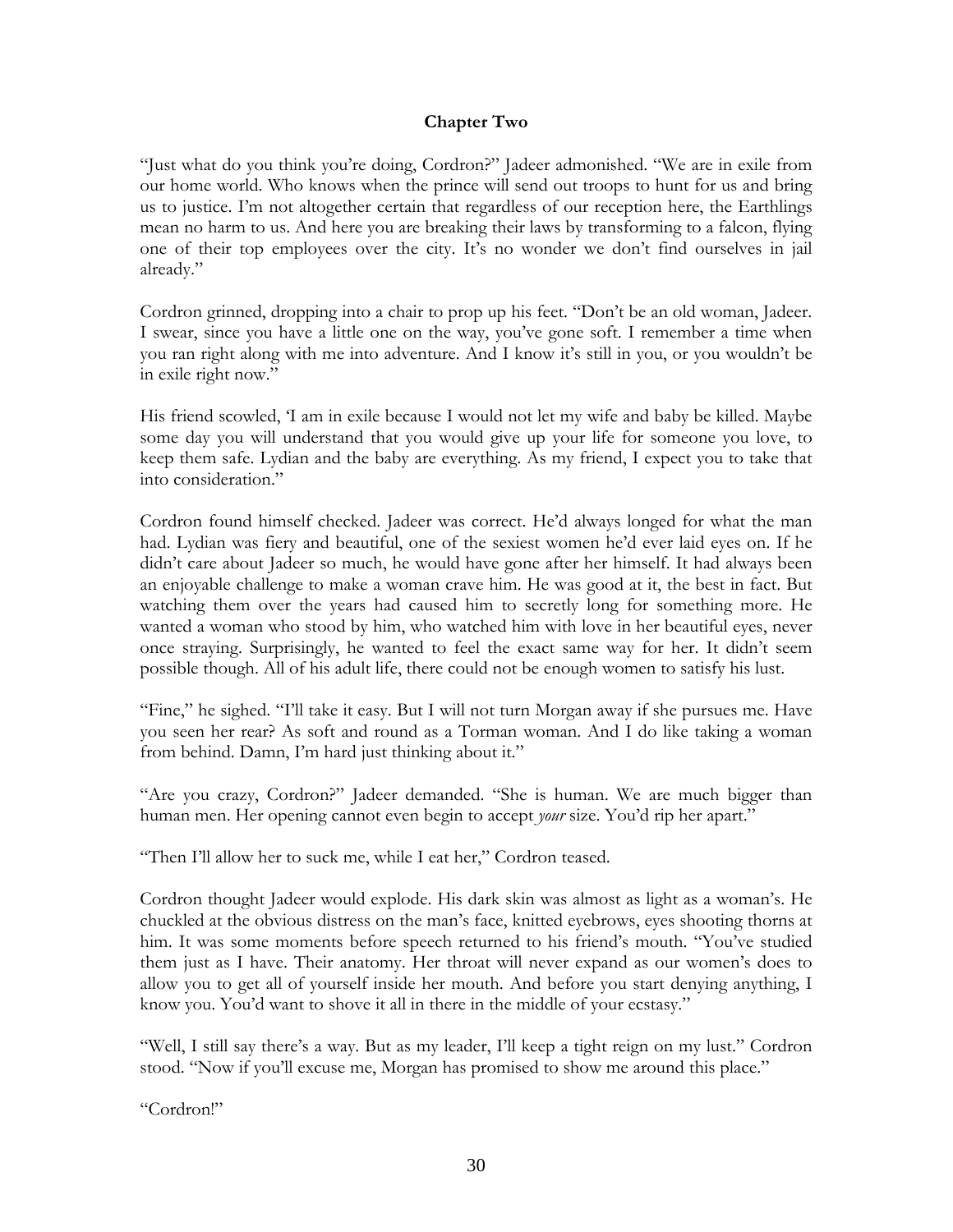**Chapter Two**

"Just what do you think you're doing, Cordron?" Jadeer admonished. "We are in exile from our home world. Who knows when the prince will send out troops to hunt for us and bring us to justice. I'm not altogether certain that regardless of our reception here, the Earthlings mean no harm to us. And here you are breaking their laws by transforming to a falcon, flying one of their top employees over the city. It's no wonder we don't find ourselves in jail already."

Cordron grinned, dropping into a chair to prop up his feet. "Don't be an old woman, Jadeer. I swear, since you have a little one on the way, you've gone soft. I remember a time when you ran right along with me into adventure. And I know it's still in you, or you wouldn't be in exile right now."

His friend scowled, 'I am in exile because I would not let my wife and baby be killed. Maybe some day you will understand that you would give up your life for someone you love, to keep them safe. Lydian and the baby are everything. As my friend, I expect you to take that into consideration."

Cordron found himself checked. Jadeer was correct. He'd always longed for what the man had. Lydian was fiery and beautiful, one of the sexiest women he'd ever laid eyes on. If he didn't care about Jadeer so much, he would have gone after her himself. It had always been an enjoyable challenge to make a woman crave him. He was good at it, the best in fact. But watching them over the years had caused him to secretly long for something more. He wanted a woman who stood by him, who watched him with love in her beautiful eyes, never once straying. Surprisingly, he wanted to feel the exact same way for her. It didn't seem possible though. All of his adult life, there could not be enough women to satisfy his lust.

"Fine," he sighed. "I'll take it easy. But I will not turn Morgan away if she pursues me. Have you seen her rear? As soft and round as a Torman woman. And I do like taking a woman from behind. Damn, I'm hard just thinking about it."

"Are you crazy, Cordron?" Jadeer demanded. "She is human. We are much bigger than human men. Her opening cannot even begin to accept *your* size. You'd rip her apart."

"Then I'll allow her to suck me, while I eat her," Cordron teased.

Cordron thought Jadeer would explode. His dark skin was almost as light as a woman's. He chuckled at the obvious distress on the man's face, knitted eyebrows, eyes shooting thorns at him. It was some moments before speech returned to his friend's mouth. "You've studied them just as I have. Their anatomy. Her throat will never expand as our women's does to allow you to get all of yourself inside her mouth. And before you start denying anything, I know you. You'd want to shove it all in there in the middle of your ecstasy."

"Well, I still say there's a way. But as my leader, I'll keep a tight reign on my lust." Cordron stood. "Now if you'll excuse me, Morgan has promised to show me around this place."

"Cordron!"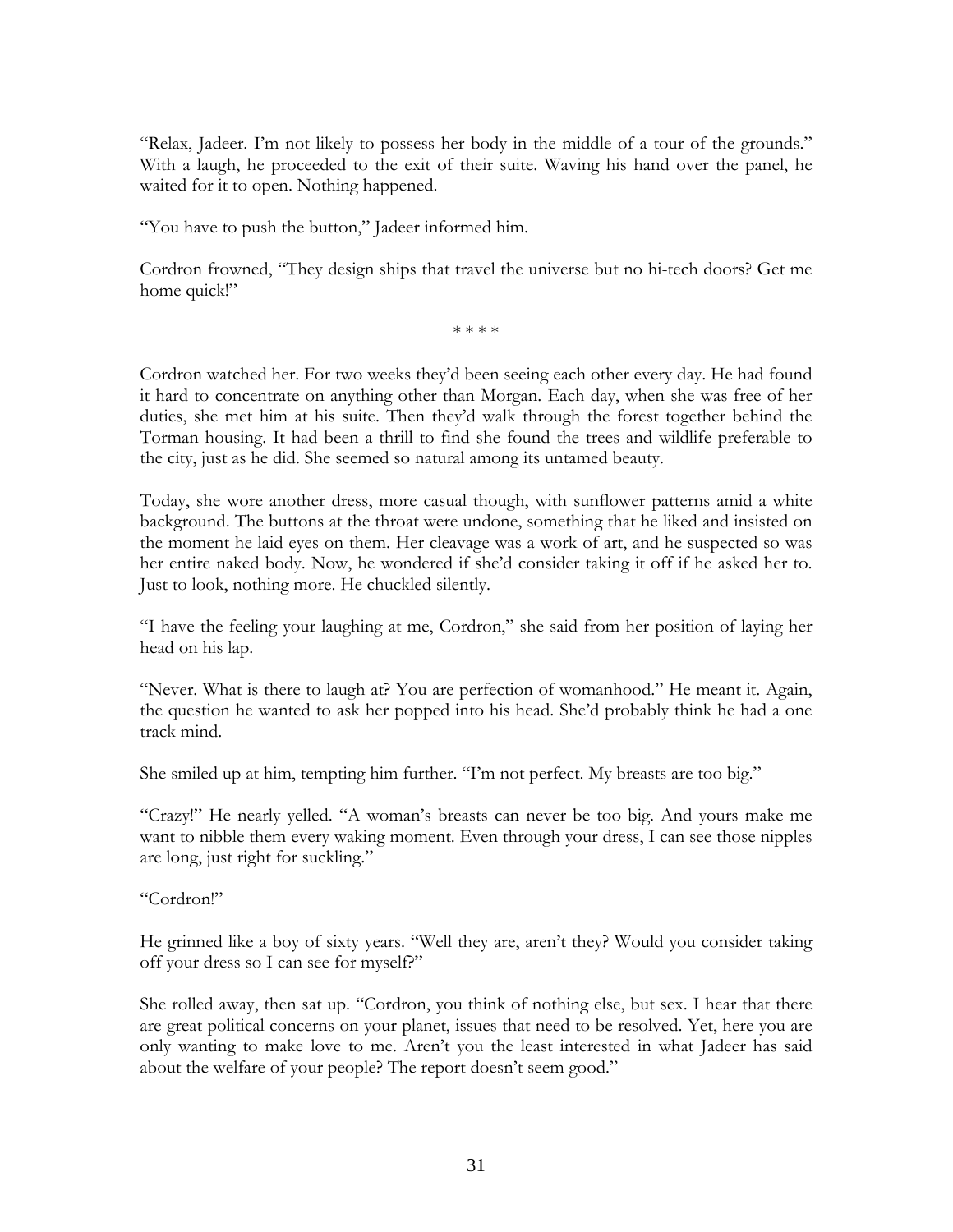"Relax, Jadeer. I'm not likely to possess her body in the middle of a tour of the grounds." With a laugh, he proceeded to the exit of their suite. Waving his hand over the panel, he waited for it to open. Nothing happened.

"You have to push the button," Jadeer informed him.

Cordron frowned, "They design ships that travel the universe but no hi-tech doors? Get me home quick!"

* * * *

Cordron watched her. For two weeks they'd been seeing each other every day. He had found it hard to concentrate on anything other than Morgan. Each day, when she was free of her duties, she met him at his suite. Then they'd walk through the forest together behind the Torman housing. It had been a thrill to find she found the trees and wildlife preferable to the city, just as he did. She seemed so natural among its untamed beauty.

Today, she wore another dress, more casual though, with sunflower patterns amid a white background. The buttons at the throat were undone, something that he liked and insisted on the moment he laid eyes on them. Her cleavage was a work of art, and he suspected so was her entire naked body. Now, he wondered if she'd consider taking it off if he asked her to. Just to look, nothing more. He chuckled silently.

"I have the feeling your laughing at me, Cordron," she said from her position of laying her head on his lap.

"Never. What is there to laugh at? You are perfection of womanhood." He meant it. Again, the question he wanted to ask her popped into his head. She'd probably think he had a one track mind.

She smiled up at him, tempting him further. "I'm not perfect. My breasts are too big."

"Crazy!" He nearly yelled. "A woman's breasts can never be too big. And yours make me want to nibble them every waking moment. Even through your dress, I can see those nipples are long, just right for suckling."

"Cordron!"

He grinned like a boy of sixty years. "Well they are, aren't they? Would you consider taking off your dress so I can see for myself?"

She rolled away, then sat up. "Cordron, you think of nothing else, but sex. I hear that there are great political concerns on your planet, issues that need to be resolved. Yet, here you are only wanting to make love to me. Aren't you the least interested in what Jadeer has said about the welfare of your people? The report doesn't seem good."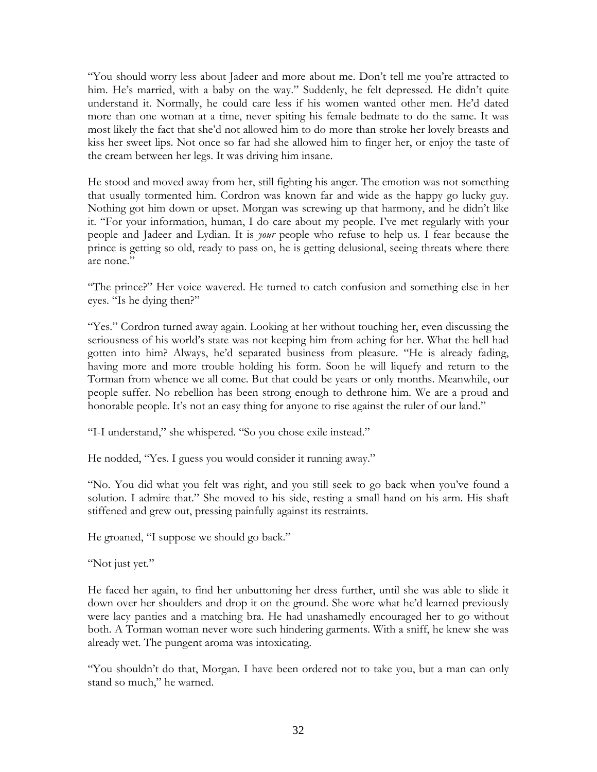"You should worry less about Jadeer and more about me. Don't tell me you're attracted to him. He's married, with a baby on the way." Suddenly, he felt depressed. He didn't quite understand it. Normally, he could care less if his women wanted other men. He'd dated more than one woman at a time, never spiting his female bedmate to do the same. It was most likely the fact that she'd not allowed him to do more than stroke her lovely breasts and kiss her sweet lips. Not once so far had she allowed him to finger her, or enjoy the taste of the cream between her legs. It was driving him insane.

He stood and moved away from her, still fighting his anger. The emotion was not something that usually tormented him. Cordron was known far and wide as the happy go lucky guy. Nothing got him down or upset. Morgan was screwing up that harmony, and he didn't like it. "For your information, human, I do care about my people. I've met regularly with your people and Jadeer and Lydian. It is *your* people who refuse to help us. I fear because the prince is getting so old, ready to pass on, he is getting delusional, seeing threats where there are none."

"The prince?" Her voice wavered. He turned to catch confusion and something else in her eyes. "Is he dying then?"

"Yes." Cordron turned away again. Looking at her without touching her, even discussing the seriousness of his world's state was not keeping him from aching for her. What the hell had gotten into him? Always, he'd separated business from pleasure. "He is already fading, having more and more trouble holding his form. Soon he will liquefy and return to the Torman from whence we all come. But that could be years or only months. Meanwhile, our people suffer. No rebellion has been strong enough to dethrone him. We are a proud and honorable people. It's not an easy thing for anyone to rise against the ruler of our land."

"I-I understand," she whispered. "So you chose exile instead."

He nodded, "Yes. I guess you would consider it running away."

"No. You did what you felt was right, and you still seek to go back when you've found a solution. I admire that." She moved to his side, resting a small hand on his arm. His shaft stiffened and grew out, pressing painfully against its restraints.

He groaned, "I suppose we should go back."

"Not just yet."

He faced her again, to find her unbuttoning her dress further, until she was able to slide it down over her shoulders and drop it on the ground. She wore what he'd learned previously were lacy panties and a matching bra. He had unashamedly encouraged her to go without both. A Torman woman never wore such hindering garments. With a sniff, he knew she was already wet. The pungent aroma was intoxicating.

"You shouldn't do that, Morgan. I have been ordered not to take you, but a man can only stand so much," he warned.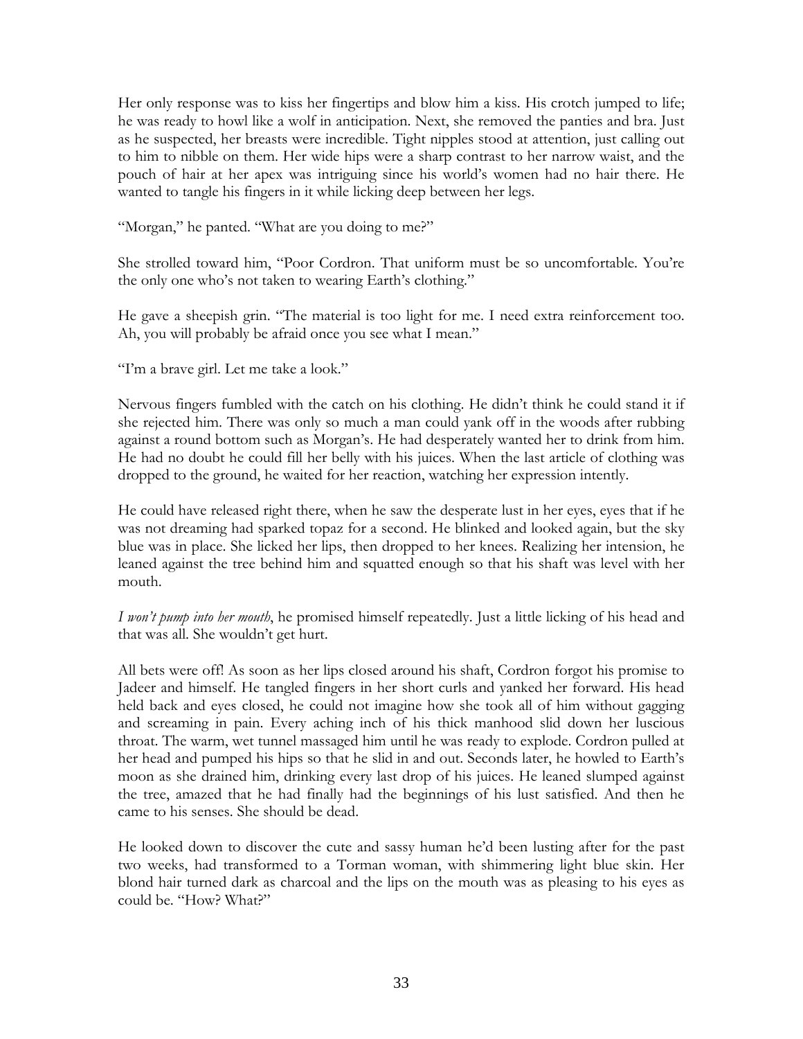Her only response was to kiss her fingertips and blow him a kiss. His crotch jumped to life; he was ready to howl like a wolf in anticipation. Next, she removed the panties and bra. Just as he suspected, her breasts were incredible. Tight nipples stood at attention, just calling out to him to nibble on them. Her wide hips were a sharp contrast to her narrow waist, and the pouch of hair at her apex was intriguing since his world's women had no hair there. He wanted to tangle his fingers in it while licking deep between her legs.

"Morgan," he panted. "What are you doing to me?"

She strolled toward him, "Poor Cordron. That uniform must be so uncomfortable. You're the only one who's not taken to wearing Earth's clothing."

He gave a sheepish grin. "The material is too light for me. I need extra reinforcement too. Ah, you will probably be afraid once you see what I mean."

"I'm a brave girl. Let me take a look."

Nervous fingers fumbled with the catch on his clothing. He didn't think he could stand it if she rejected him. There was only so much a man could yank off in the woods after rubbing against a round bottom such as Morgan's. He had desperately wanted her to drink from him. He had no doubt he could fill her belly with his juices. When the last article of clothing was dropped to the ground, he waited for her reaction, watching her expression intently.

He could have released right there, when he saw the desperate lust in her eyes, eyes that if he was not dreaming had sparked topaz for a second. He blinked and looked again, but the sky blue was in place. She licked her lips, then dropped to her knees. Realizing her intension, he leaned against the tree behind him and squatted enough so that his shaft was level with her mouth.

*I won't pump into her mouth*, he promised himself repeatedly. Just a little licking of his head and that was all. She wouldn't get hurt.

All bets were off! As soon as her lips closed around his shaft, Cordron forgot his promise to Jadeer and himself. He tangled fingers in her short curls and yanked her forward. His head held back and eyes closed, he could not imagine how she took all of him without gagging and screaming in pain. Every aching inch of his thick manhood slid down her luscious throat. The warm, wet tunnel massaged him until he was ready to explode. Cordron pulled at her head and pumped his hips so that he slid in and out. Seconds later, he howled to Earth's moon as she drained him, drinking every last drop of his juices. He leaned slumped against the tree, amazed that he had finally had the beginnings of his lust satisfied. And then he came to his senses. She should be dead.

He looked down to discover the cute and sassy human he'd been lusting after for the past two weeks, had transformed to a Torman woman, with shimmering light blue skin. Her blond hair turned dark as charcoal and the lips on the mouth was as pleasing to his eyes as could be. "How? What?"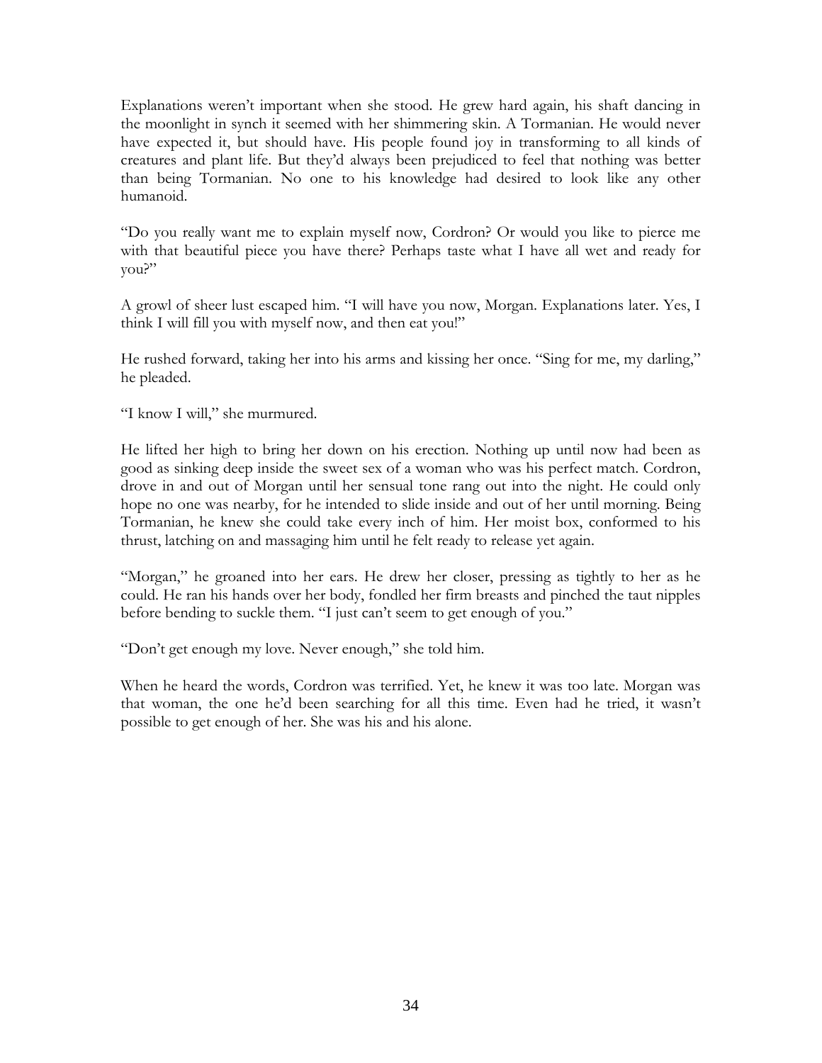Explanations weren't important when she stood. He grew hard again, his shaft dancing in the moonlight in synch it seemed with her shimmering skin. A Tormanian. He would never have expected it, but should have. His people found joy in transforming to all kinds of creatures and plant life. But they'd always been prejudiced to feel that nothing was better than being Tormanian. No one to his knowledge had desired to look like any other humanoid.

"Do you really want me to explain myself now, Cordron? Or would you like to pierce me with that beautiful piece you have there? Perhaps taste what I have all wet and ready for you?"

A growl of sheer lust escaped him. "I will have you now, Morgan. Explanations later. Yes, I think I will fill you with myself now, and then eat you!"

He rushed forward, taking her into his arms and kissing her once. "Sing for me, my darling," he pleaded.

"I know I will," she murmured.

He lifted her high to bring her down on his erection. Nothing up until now had been as good as sinking deep inside the sweet sex of a woman who was his perfect match. Cordron, drove in and out of Morgan until her sensual tone rang out into the night. He could only hope no one was nearby, for he intended to slide inside and out of her until morning. Being Tormanian, he knew she could take every inch of him. Her moist box, conformed to his thrust, latching on and massaging him until he felt ready to release yet again.

"Morgan," he groaned into her ears. He drew her closer, pressing as tightly to her as he could. He ran his hands over her body, fondled her firm breasts and pinched the taut nipples before bending to suckle them. "I just can't seem to get enough of you."

"Don't get enough my love. Never enough," she told him.

When he heard the words, Cordron was terrified. Yet, he knew it was too late. Morgan was that woman, the one he'd been searching for all this time. Even had he tried, it wasn't possible to get enough of her. She was his and his alone.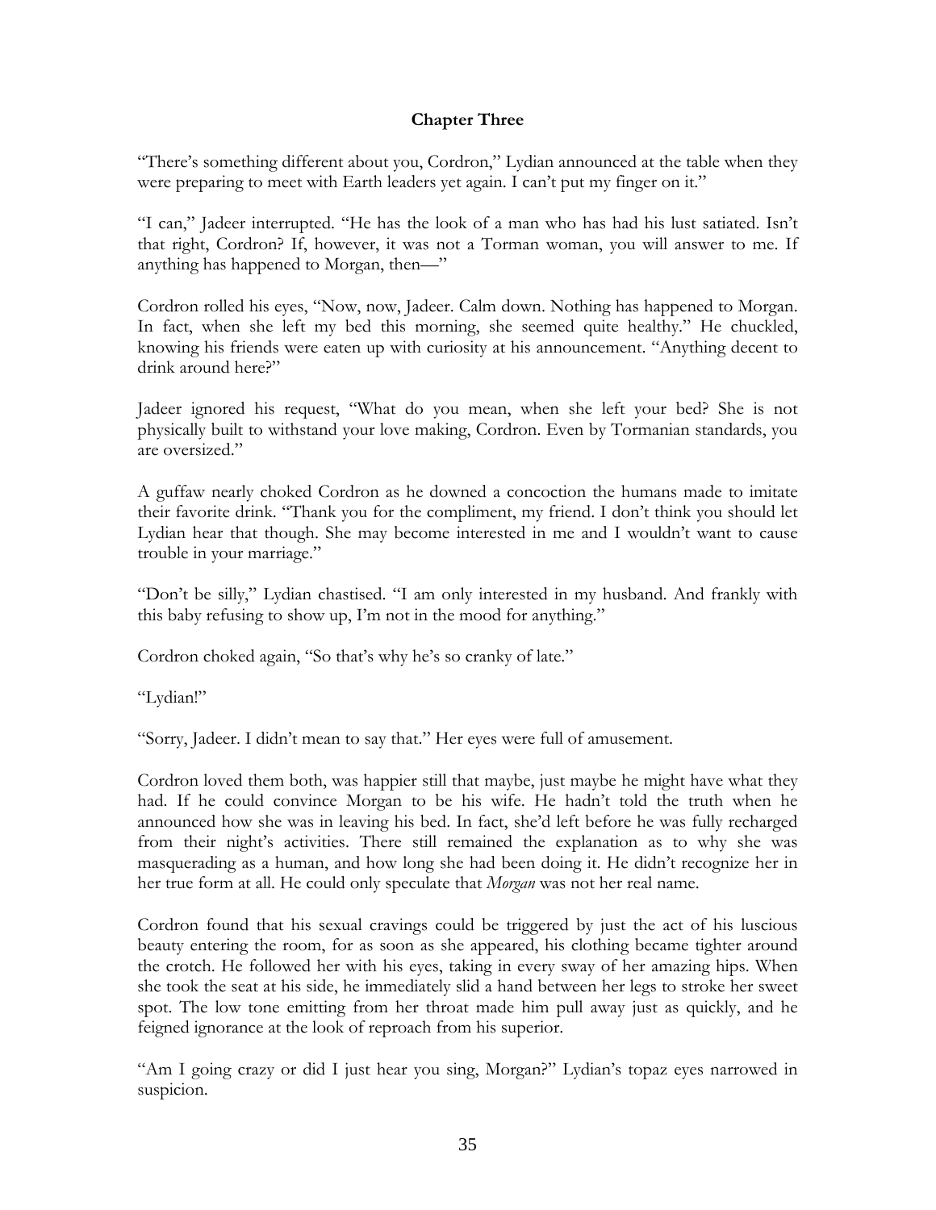## Chapter Three

"There's something different about you, Cordron," Lydian announced at the table when they were preparing to meet with Earth leaders yet again. I can't put my finger on it."

"I can," Jadeer interrupted. "He has the look of a man who has had his lust satiated. Isn't that right, Cordron? If, however, it was not a Torman woman, you will answer to me. If anything has happened to Morgan, then—"

Cordron rolled his eyes, "Now, now, Jadeer. Calm down. Nothing has happened to Morgan. In fact, when she left my bed this morning, she seemed quite healthy." He chuckled, knowing his friends were eaten up with curiosity at his announcement. "Anything decent to drink around here?"

Jadeer ignored his request, "What do you mean, when she left your bed? She is not physically built to withstand your love making, Cordron. Even by Tormanian standards, you are oversized."

A guffaw nearly choked Cordron as he downed a concoction the humans made to imitate their favorite drink. "Thank you for the compliment, my friend. I don't think you should let Lydian hear that though. She may become interested in me and I wouldn't want to cause trouble in your marriage."

"Don't be silly," Lydian chastised. "I am only interested in my husband. And frankly with this baby refusing to show up, I'm not in the mood for anything."

Cordron choked again, "So that's why he's so cranky of late."

"Lydian!"

"Sorry, Jadeer. I didn't mean to say that." Her eyes were full of amusement.

Cordron loved them both, was happier still that maybe, just maybe he might have what they had. If he could convince Morgan to be his wife. He hadn't told the truth when he announced how she was in leaving his bed. In fact, she'd left before he was fully recharged from their night's activities. There still remained the explanation as to why she was masquerading as a human, and how long she had been doing it. He didn't recognize her in her true form at all. He could only speculate that *Morgan* was not her real name.

Cordron found that his sexual cravings could be triggered by just the act of his luscious beauty entering the room, for as soon as she appeared, his clothing became tighter around the crotch. He followed her with his eyes, taking in every sway of her amazing hips. When she took the seat at his side, he immediately slid a hand between her legs to stroke her sweet spot. The low tone emitting from her throat made him pull away just as quickly, and he feigned ignorance at the look of reproach from his superior.

"Am I going crazy or did I just hear you sing, Morgan?" Lydian's topaz eyes narrowed in suspicion.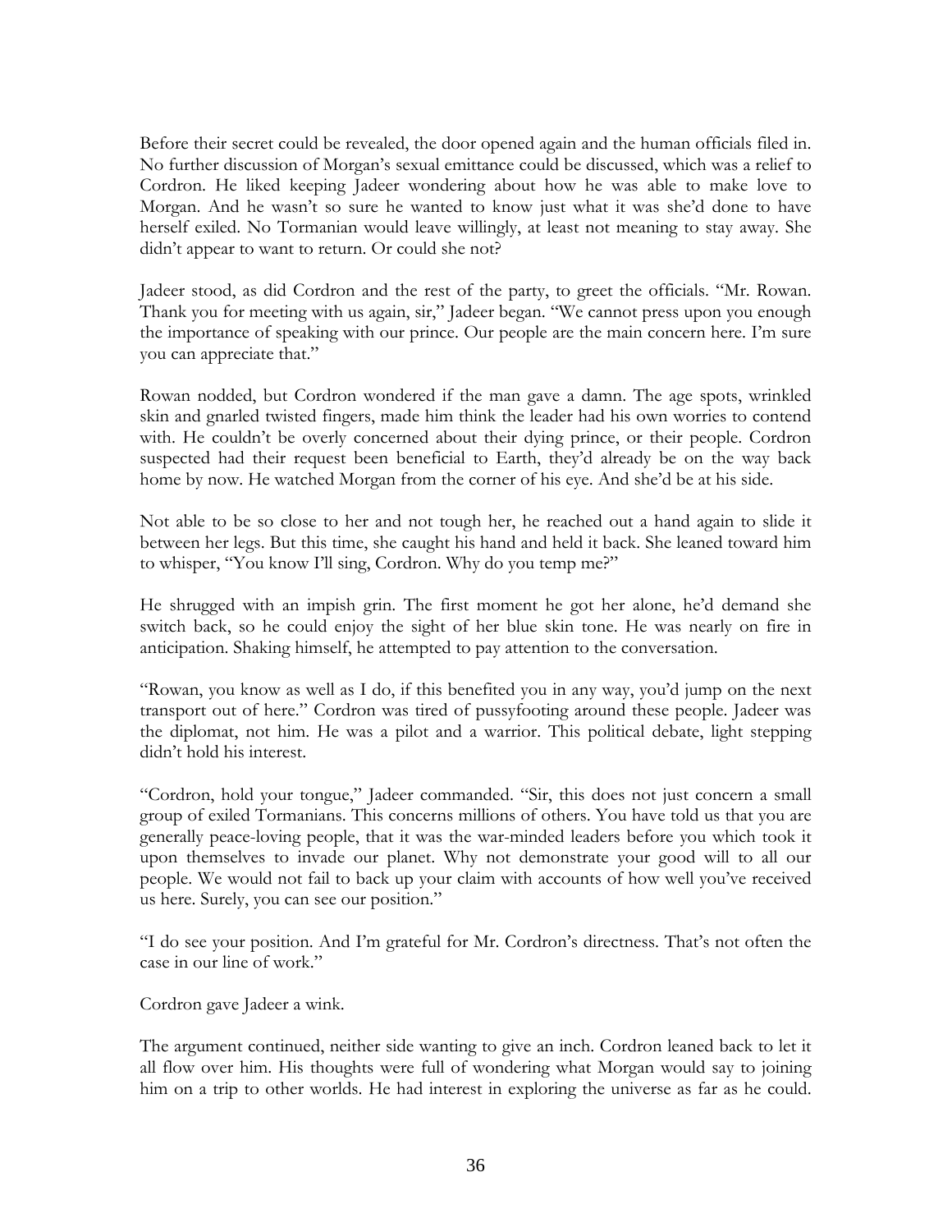Before their secret could be revealed, the door opened again and the human officials filed in. No further discussion of Morgan's sexual emittance could be discussed, which was a relief to Cordron. He liked keeping Jadeer wondering about how he was able to make love to Morgan. And he wasn't so sure he wanted to know just what it was she'd done to have herself exiled. No Tormanian would leave willingly, at least not meaning to stay away. She didn't appear to want to return. Or could she not?

Jadeer stood, as did Cordron and the rest of the party, to greet the officials. "Mr. Rowan. Thank you for meeting with us again, sir," Jadeer began. "We cannot press upon you enough the importance of speaking with our prince. Our people are the main concern here. I'm sure you can appreciate that."

Rowan nodded, but Cordron wondered if the man gave a damn. The age spots, wrinkled skin and gnarled twisted fingers, made him think the leader had his own worries to contend with. He couldn't be overly concerned about their dying prince, or their people. Cordron suspected had their request been beneficial to Earth, they'd already be on the way back home by now. He watched Morgan from the corner of his eye. And she'd be at his side.

Not able to be so close to her and not tough her, he reached out a hand again to slide it between her legs. But this time, she caught his hand and held it back. She leaned toward him to whisper, "You know I'll sing, Cordron. Why do you temp me?"

He shrugged with an impish grin. The first moment he got her alone, he'd demand she switch back, so he could enjoy the sight of her blue skin tone. He was nearly on fire in anticipation. Shaking himself, he attempted to pay attention to the conversation.

"Rowan, you know as well as I do, if this benefited you in any way, you'd jump on the next transport out of here." Cordron was tired of pussyfooting around these people. Jadeer was the diplomat, not him. He was a pilot and a warrior. This political debate, light stepping didn't hold his interest.

"Cordron, hold your tongue," Jadeer commanded. "Sir, this does not just concern a small group of exiled Tormanians. This concerns millions of others. You have told us that you are generally peace-loving people, that it was the war-minded leaders before you which took it upon themselves to invade our planet. Why not demonstrate your good will to all our people. We would not fail to back up your claim with accounts of how well you've received us here. Surely, you can see our position."

"I do see your position. And I'm grateful for Mr. Cordron's directness. That's not often the case in our line of work."

Cordron gave Jadeer a wink.

The argument continued, neither side wanting to give an inch. Cordron leaned back to let it all flow over him. His thoughts were full of wondering what Morgan would say to joining him on a trip to other worlds. He had interest in exploring the universe as far as he could.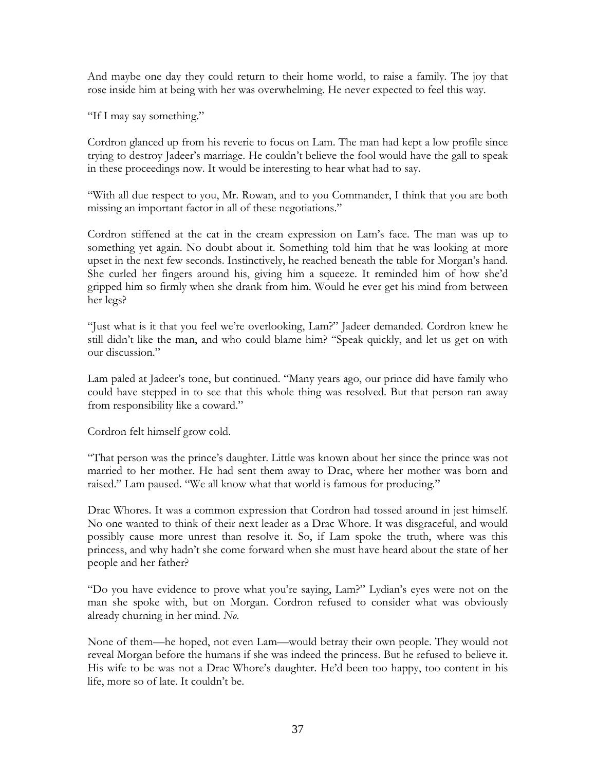And maybe one day they could return to their home world, to raise a family. The joy that rose inside him at being with her was overwhelming. He never expected to feel this way.

"If I may say something."

Cordron glanced up from his reverie to focus on Lam. The man had kept a low profile since trying to destroy Jadeer's marriage. He couldn't believe the fool would have the gall to speak in these proceedings now. It would be interesting to hear what had to say.

"With all due respect to you, Mr. Rowan, and to you Commander, I think that you are both missing an important factor in all of these negotiations."

Cordron stiffened at the cat in the cream expression on Lam's face. The man was up to something yet again. No doubt about it. Something told him that he was looking at more upset in the next few seconds. Instinctively, he reached beneath the table for Morgan's hand. She curled her fingers around his, giving him a squeeze. It reminded him of how she'd gripped him so firmly when she drank from him. Would he ever get his mind from between her legs?

"Just what is it that you feel we're overlooking, Lam?" Jadeer demanded. Cordron knew he still didn't like the man, and who could blame him? "Speak quickly, and let us get on with our discussion."

Lam paled at Jadeer's tone, but continued. "Many years ago, our prince did have family who could have stepped in to see that this whole thing was resolved. But that person ran away from responsibility like a coward."

Cordron felt himself grow cold.

"That person was the prince's daughter. Little was known about her since the prince was not married to her mother. He had sent them away to Drac, where her mother was born and raised." Lam paused. "We all know what that world is famous for producing."

Drac Whores. It was a common expression that Cordron had tossed around in jest himself. No one wanted to think of their next leader as a Drac Whore. It was disgraceful, and would possibly cause more unrest than resolve it. So, if Lam spoke the truth, where was this princess, and why hadn't she come forward when she must have heard about the state of her people and her father?

"Do you have evidence to prove what you're saying, Lam?" Lydian's eyes were not on the man she spoke with, but on Morgan. Cordron refused to consider what was obviously already churning in her mind. *No.*

None of them—he hoped, not even Lam—would betray their own people. They would not reveal Morgan before the humans if she was indeed the princess. But he refused to believe it. His wife to be was not a Drac Whore's daughter. He'd been too happy, too content in his life, more so of late. It couldn't be.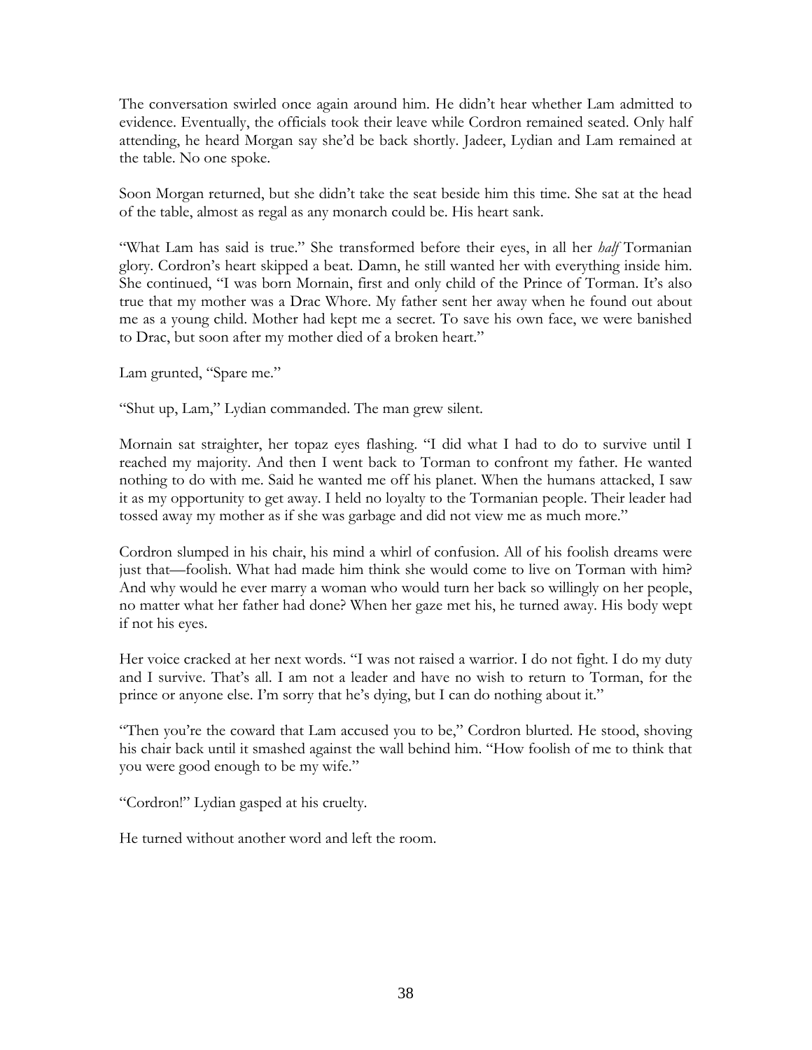The conversation swirled once again around him. He didn't hear whether Lam admitted to evidence. Eventually, the officials took their leave while Cordron remained seated. Only half attending, he heard Morgan say she'd be back shortly. Jadeer, Lydian and Lam remained at the table. No one spoke.

Soon Morgan returned, but she didn't take the seat beside him this time. She sat at the head of the table, almost as regal as any monarch could be. His heart sank.

"What Lam has said is true." She transformed before their eyes, in all her *half* Tormanian glory. Cordron's heart skipped a beat. Damn, he still wanted her with everything inside him. She continued, "I was born Mornain, first and only child of the Prince of Torman. It's also true that my mother was a Drac Whore. My father sent her away when he found out about me as a young child. Mother had kept me a secret. To save his own face, we were banished to Drac, but soon after my mother died of a broken heart."

Lam grunted, "Spare me."

"Shut up, Lam," Lydian commanded. The man grew silent.

Mornain sat straighter, her topaz eyes flashing. "I did what I had to do to survive until I reached my majority. And then I went back to Torman to confront my father. He wanted nothing to do with me. Said he wanted me off his planet. When the humans attacked, I saw it as my opportunity to get away. I held no loyalty to the Tormanian people. Their leader had tossed away my mother as if she was garbage and did not view me as much more."

Cordron slumped in his chair, his mind a whirl of confusion. All of his foolish dreams were just that—foolish. What had made him think she would come to live on Torman with him? And why would he ever marry a woman who would turn her back so willingly on her people, no matter what her father had done? When her gaze met his, he turned away. His body wept if not his eyes.

Her voice cracked at her next words. "I was not raised a warrior. I do not fight. I do my duty and I survive. That's all. I am not a leader and have no wish to return to Torman, for the prince or anyone else. I'm sorry that he's dying, but I can do nothing about it."

"Then you're the coward that Lam accused you to be," Cordron blurted. He stood, shoving his chair back until it smashed against the wall behind him. "How foolish of me to think that you were good enough to be my wife."

"Cordron!" Lydian gasped at his cruelty.

He turned without another word and left the room.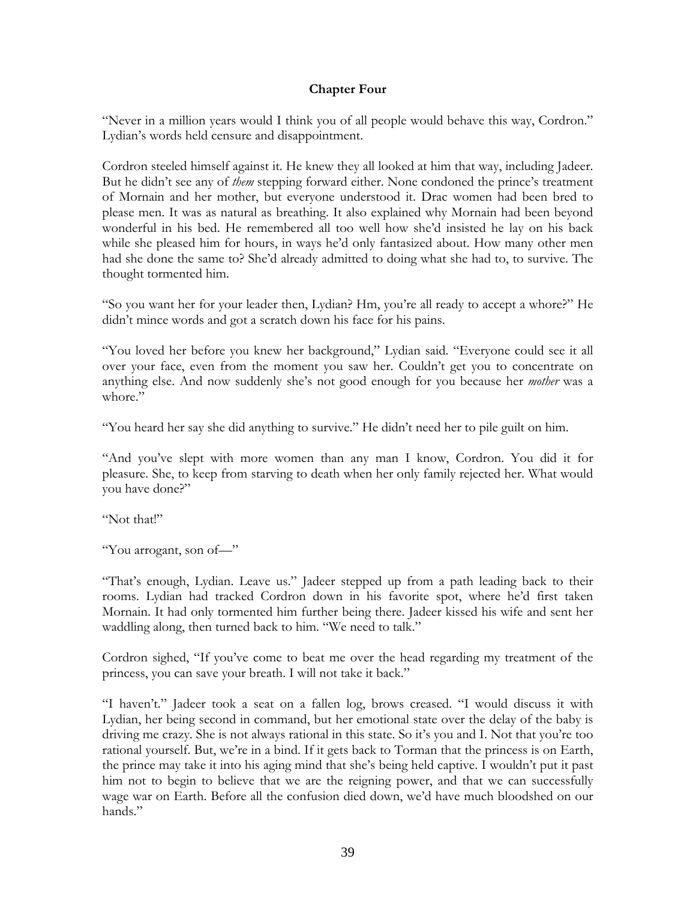**Chapter Four**

"Never in a million years would I think you of all people would behave this way, Cordron." Lydian's words held censure and disappointment.

Cordron steeled himself against it. He knew they all looked at him that way, including Jadeer. But he didn't see any of *them* stepping forward either. None condoned the prince's treatment of Mornain and her mother, but everyone understood it. Drac women had been bred to please men. It was as natural as breathing. It also explained why Mornain had been beyond wonderful in his bed. He remembered all too well how she'd insisted he lay on his back while she pleased him for hours, in ways he'd only fantasized about. How many other men had she done the same to? She'd already admitted to doing what she had to, to survive. The thought tormented him.

"So you want her for your leader then, Lydian? Hm, you're all ready to accept a whore?" He didn't mince words and got a scratch down his face for his pains.

"You loved her before you knew her background," Lydian said. "Everyone could see it all over your face, even from the moment you saw her. Couldn't get you to concentrate on anything else. And now suddenly she's not good enough for you because her *mother* was a whore."

"You heard her say she did anything to survive." He didn't need her to pile guilt on him.

"And you've slept with more women than any man I know, Cordron. You did it for pleasure. She, to keep from starving to death when her only family rejected her. What would you have done?"

"Not that!"

"You arrogant, son of—"

"That's enough, Lydian. Leave us." Jadeer stepped up from a path leading back to their rooms. Lydian had tracked Cordron down in his favorite spot, where he'd first taken Mornain. It had only tormented him further being there. Jadeer kissed his wife and sent her waddling along, then turned back to him. "We need to talk."

Cordron sighed, "If you've come to beat me over the head regarding my treatment of the princess, you can save your breath. I will not take it back."

"I haven't." Jadeer took a seat on a fallen log, brows creased. "I would discuss it with Lydian, her being second in command, but her emotional state over the delay of the baby is driving me crazy. She is not always rational in this state. So it's you and I. Not that you're too rational yourself. But, we're in a bind. If it gets back to Torman that the princess is on Earth, the prince may take it into his aging mind that she's being held captive. I wouldn't put it past him not to begin to believe that we are the reigning power, and that we can successfully wage war on Earth. Before all the confusion died down, we'd have much bloodshed on our hands."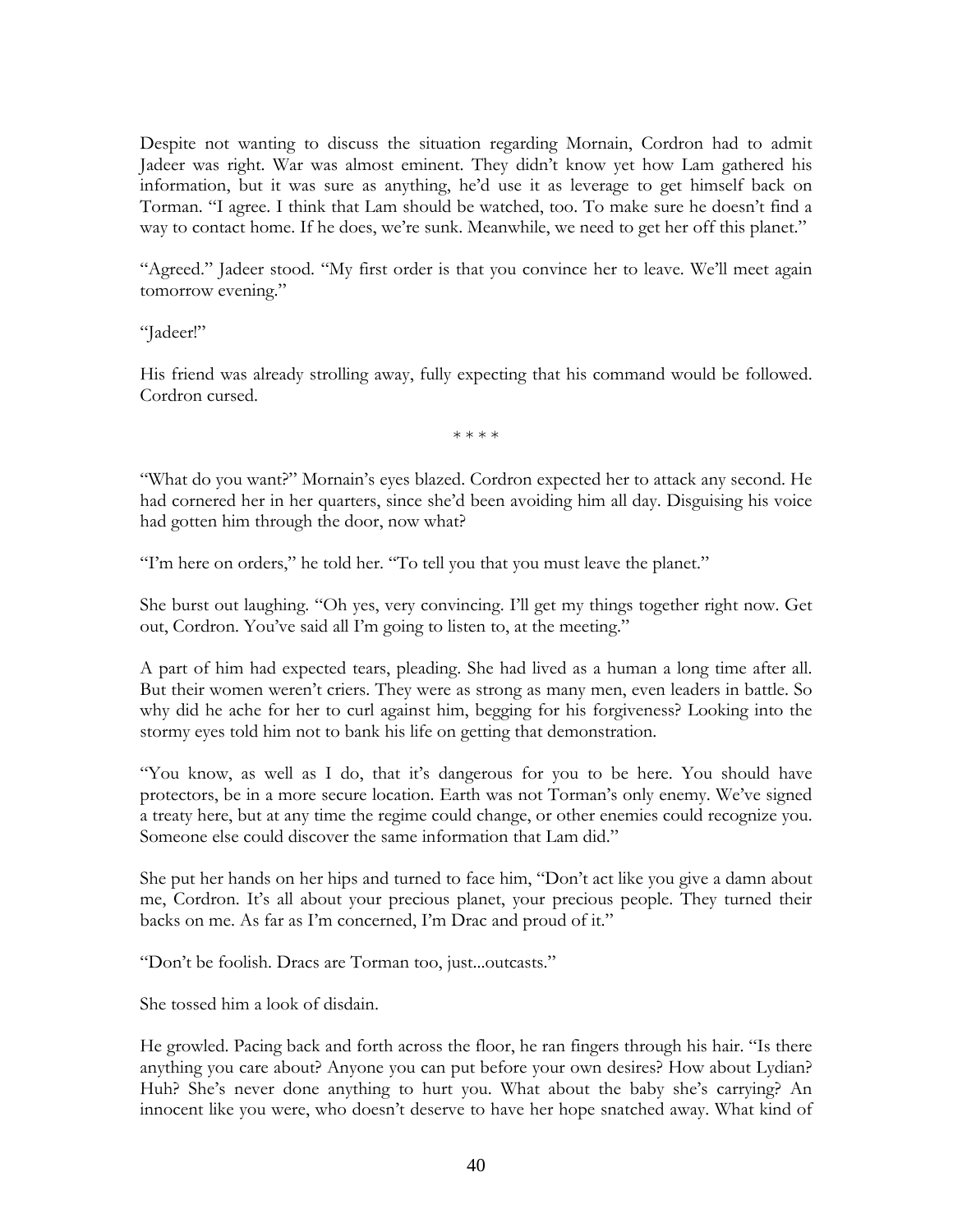Despite not wanting to discuss the situation regarding Mornain, Cordron had to admit Jadeer was right. War was almost eminent. They didn't know yet how Lam gathered his information, but it was sure as anything, he'd use it as leverage to get himself back on Torman. "I agree. I think that Lam should be watched, too. To make sure he doesn't find a way to contact home. If he does, we're sunk. Meanwhile, we need to get her off this planet."

"Agreed." Jadeer stood. "My first order is that you convince her to leave. We'll meet again tomorrow evening."

"Jadeer!"

His friend was already strolling away, fully expecting that his command would be followed. Cordron cursed.

\* \* \* \*

"What do you want?" Mornain's eyes blazed. Cordron expected her to attack any second. He had cornered her in her quarters, since she'd been avoiding him all day. Disguising his voice had gotten him through the door, now what?

"I'm here on orders," he told her. "To tell you that you must leave the planet."

She burst out laughing. "Oh yes, very convincing. I'll get my things together right now. Get out, Cordron. You've said all I'm going to listen to, at the meeting."

A part of him had expected tears, pleading. She had lived as a human a long time after all. But their women weren't criers. They were as strong as many men, even leaders in battle. So why did he ache for her to curl against him, begging for his forgiveness? Looking into the stormy eyes told him not to bank his life on getting that demonstration.

"You know, as well as I do, that it's dangerous for you to be here. You should have protectors, be in a more secure location. Earth was not Torman's only enemy. We've signed a treaty here, but at any time the regime could change, or other enemies could recognize you. Someone else could discover the same information that Lam did."

She put her hands on her hips and turned to face him, "Don't act like you give a damn about me, Cordron. It's all about your precious planet, your precious people. They turned their backs on me. As far as I'm concerned, I'm Drac and proud of it."

"Don't be foolish. Dracs are Torman too, just...outcasts."

She tossed him a look of disdain.

He growled. Pacing back and forth across the floor, he ran fingers through his hair. "Is there anything you care about? Anyone you can put before your own desires? How about Lydian? Huh? She's never done anything to hurt you. What about the baby she's carrying? An innocent like you were, who doesn't deserve to have her hope snatched away. What kind of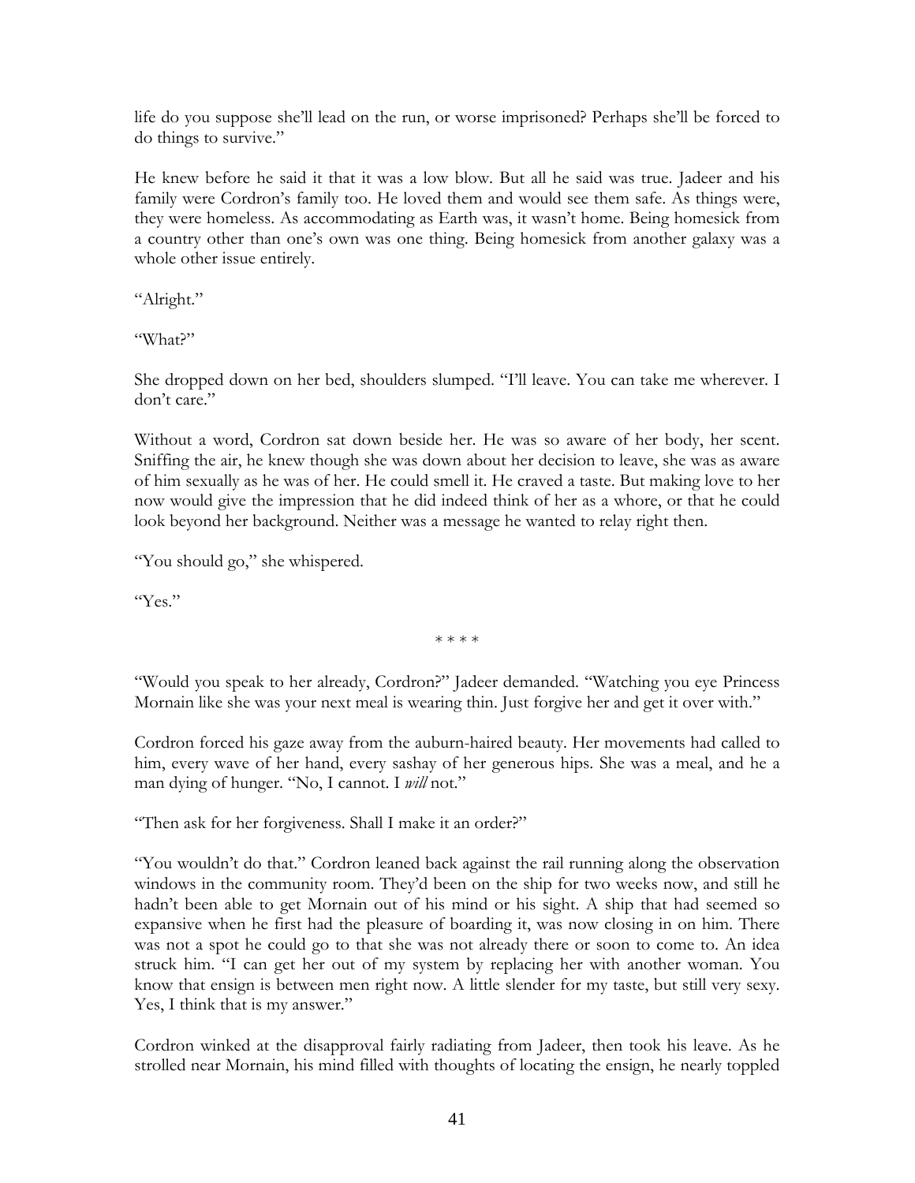life do you suppose she'll lead on the run, or worse imprisoned? Perhaps she'll be forced to do things to survive."

He knew before he said it that it was a low blow. But all he said was true. Jadeer and his family were Cordron's family too. He loved them and would see them safe. As things were, they were homeless. As accommodating as Earth was, it wasn't home. Being homesick from a country other than one's own was one thing. Being homesick from another galaxy was a whole other issue entirely.

"Alright."

"What?"

She dropped down on her bed, shoulders slumped. "I'll leave. You can take me wherever. I don't care."

Without a word, Cordron sat down beside her. He was so aware of her body, her scent. Sniffing the air, he knew though she was down about her decision to leave, she was as aware of him sexually as he was of her. He could smell it. He craved a taste. But making love to her now would give the impression that he did indeed think of her as a whore, or that he could look beyond her background. Neither was a message he wanted to relay right then.

"You should go," she whispered.

"Yes."

\* \* \* \*

"Would you speak to her already, Cordron?" Jadeer demanded. "Watching you eye Princess Mornain like she was your next meal is wearing thin. Just forgive her and get it over with."

Cordron forced his gaze away from the auburn-haired beauty. Her movements had called to him, every wave of her hand, every sashay of her generous hips. She was a meal, and he a man dying of hunger. "No, I cannot. I *will* not."

"Then ask for her forgiveness. Shall I make it an order?"

"You wouldn't do that." Cordron leaned back against the rail running along the observation windows in the community room. They'd been on the ship for two weeks now, and still he hadn't been able to get Mornain out of his mind or his sight. A ship that had seemed so expansive when he first had the pleasure of boarding it, was now closing in on him. There was not a spot he could go to that she was not already there or soon to come to. An idea struck him. "I can get her out of my system by replacing her with another woman. You know that ensign is between men right now. A little slender for my taste, but still very sexy. Yes, I think that is my answer."

Cordron winked at the disapproval fairly radiating from Jadeer, then took his leave. As he strolled near Mornain, his mind filled with thoughts of locating the ensign, he nearly toppled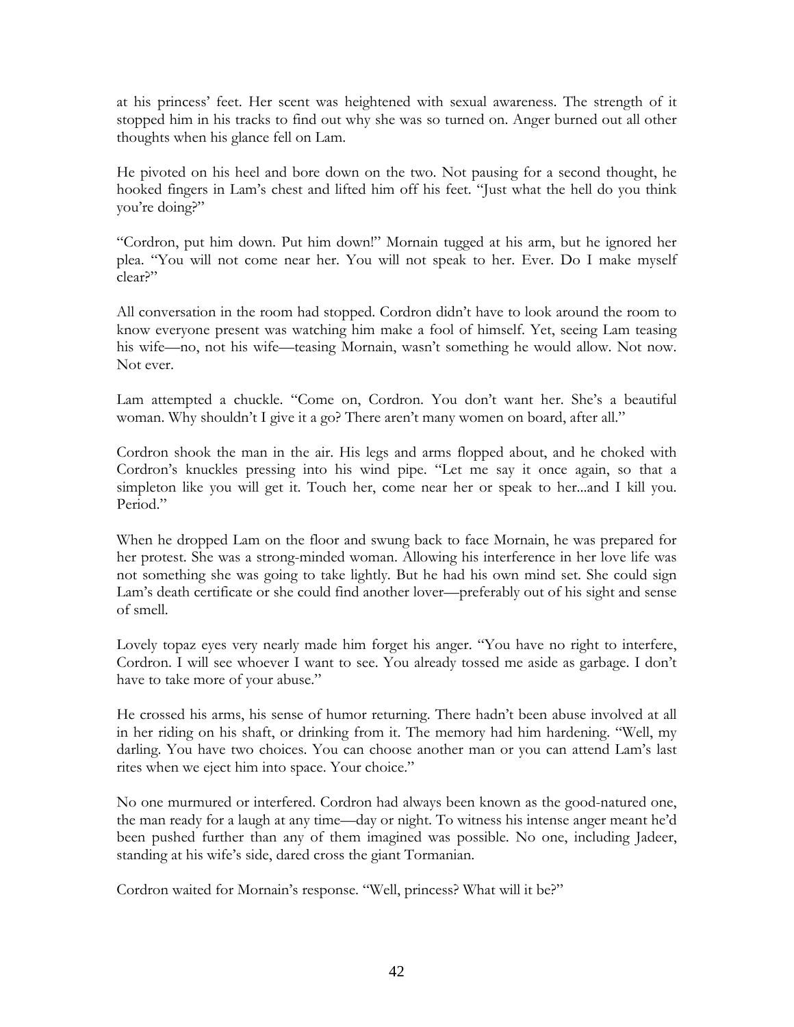at his princess' feet. Her scent was heightened with sexual awareness. The strength of it stopped him in his tracks to find out why she was so turned on. Anger burned out all other thoughts when his glance fell on Lam.

He pivoted on his heel and bore down on the two. Not pausing for a second thought, he hooked fingers in Lam's chest and lifted him off his feet. "Just what the hell do you think you're doing?"

"Cordron, put him down. Put him down!" Mornain tugged at his arm, but he ignored her plea. "You will not come near her. You will not speak to her. Ever. Do I make myself clear?"

All conversation in the room had stopped. Cordron didn't have to look around the room to know everyone present was watching him make a fool of himself. Yet, seeing Lam teasing his wife—no, not his wife—teasing Mornain, wasn't something he would allow. Not now. Not ever.

Lam attempted a chuckle. "Come on, Cordron. You don't want her. She's a beautiful woman. Why shouldn't I give it a go? There aren't many women on board, after all."

Cordron shook the man in the air. His legs and arms flopped about, and he choked with Cordron's knuckles pressing into his wind pipe. "Let me say it once again, so that a simpleton like you will get it. Touch her, come near her or speak to her...and I kill you. Period."

When he dropped Lam on the floor and swung back to face Mornain, he was prepared for her protest. She was a strong-minded woman. Allowing his interference in her love life was not something she was going to take lightly. But he had his own mind set. She could sign Lam's death certificate or she could find another lover—preferably out of his sight and sense of smell.

Lovely topaz eyes very nearly made him forget his anger. "You have no right to interfere, Cordron. I will see whoever I want to see. You already tossed me aside as garbage. I don't have to take more of your abuse."

He crossed his arms, his sense of humor returning. There hadn't been abuse involved at all in her riding on his shaft, or drinking from it. The memory had him hardening. "Well, my darling. You have two choices. You can choose another man or you can attend Lam's last rites when we eject him into space. Your choice."

No one murmured or interfered. Cordron had always been known as the good-natured one, the man ready for a laugh at any time—day or night. To witness his intense anger meant he'd been pushed further than any of them imagined was possible. No one, including Jadeer, standing at his wife's side, dared cross the giant Tormanian.

Cordron waited for Mornain's response. "Well, princess? What will it be?"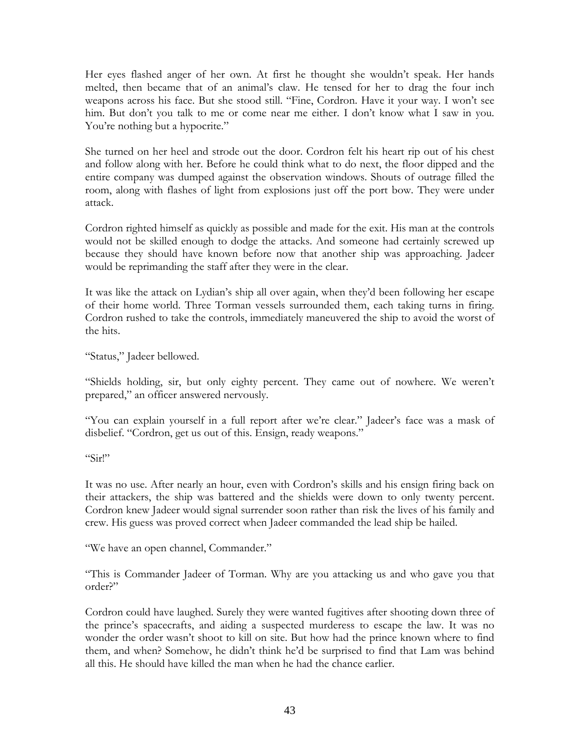Her eyes flashed anger of her own. At first he thought she wouldn't speak. Her hands melted, then became that of an animal's claw. He tensed for her to drag the four inch weapons across his face. But she stood still. "Fine, Cordron. Have it your way. I won't see him. But don't you talk to me or come near me either. I don't know what I saw in you. You're nothing but a hypocrite."

She turned on her heel and strode out the door. Cordron felt his heart rip out of his chest and follow along with her. Before he could think what to do next, the floor dipped and the entire company was dumped against the observation windows. Shouts of outrage filled the room, along with flashes of light from explosions just off the port bow. They were under attack.

Cordron righted himself as quickly as possible and made for the exit. His man at the controls would not be skilled enough to dodge the attacks. And someone had certainly screwed up because they should have known before now that another ship was approaching. Jadeer would be reprimanding the staff after they were in the clear.

It was like the attack on Lydian's ship all over again, when they'd been following her escape of their home world. Three Torman vessels surrounded them, each taking turns in firing. Cordron rushed to take the controls, immediately maneuvered the ship to avoid the worst of the hits.

"Status," Jadeer bellowed.

"Shields holding, sir, but only eighty percent. They came out of nowhere. We weren't prepared," an officer answered nervously.

"You can explain yourself in a full report after we're clear." Jadeer's face was a mask of disbelief. "Cordron, get us out of this. Ensign, ready weapons."

"Sir!"

It was no use. After nearly an hour, even with Cordron's skills and his ensign firing back on their attackers, the ship was battered and the shields were down to only twenty percent. Cordron knew Jadeer would signal surrender soon rather than risk the lives of his family and crew. His guess was proved correct when Jadeer commanded the lead ship be hailed.

"We have an open channel, Commander."

"This is Commander Jadeer of Torman. Why are you attacking us and who gave you that order?"

Cordron could have laughed. Surely they were wanted fugitives after shooting down three of the prince's spacecrafts, and aiding a suspected murderess to escape the law. It was no wonder the order wasn't shoot to kill on site. But how had the prince known where to find them, and when? Somehow, he didn't think he'd be surprised to find that Lam was behind all this. He should have killed the man when he had the chance earlier.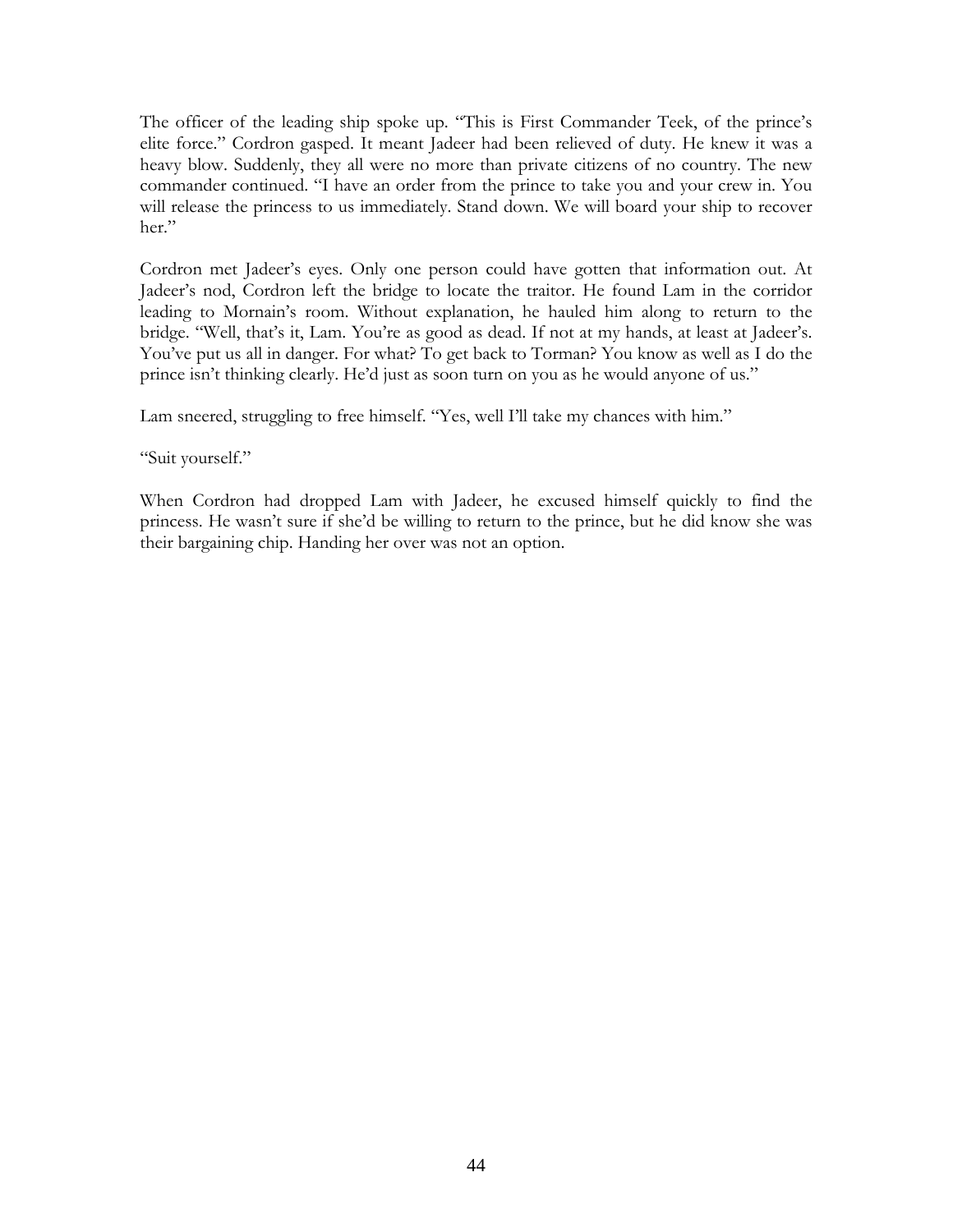The officer of the leading ship spoke up. "This is First Commander Teek, of the prince's elite force." Cordron gasped. It meant Jadeer had been relieved of duty. He knew it was a heavy blow. Suddenly, they all were no more than private citizens of no country. The new commander continued. "I have an order from the prince to take you and your crew in. You will release the princess to us immediately. Stand down. We will board your ship to recover her."

Cordron met Jadeer's eyes. Only one person could have gotten that information out. At Jadeer's nod, Cordron left the bridge to locate the traitor. He found Lam in the corridor leading to Mornain's room. Without explanation, he hauled him along to return to the bridge. "Well, that's it, Lam. You're as good as dead. If not at my hands, at least at Jadeer's. You've put us all in danger. For what? To get back to Torman? You know as well as I do the prince isn't thinking clearly. He'd just as soon turn on you as he would anyone of us."

Lam sneered, struggling to free himself. "Yes, well I'll take my chances with him."

"Suit yourself."

When Cordron had dropped Lam with Jadeer, he excused himself quickly to find the princess. He wasn't sure if she'd be willing to return to the prince, but he did know she was their bargaining chip. Handing her over was not an option.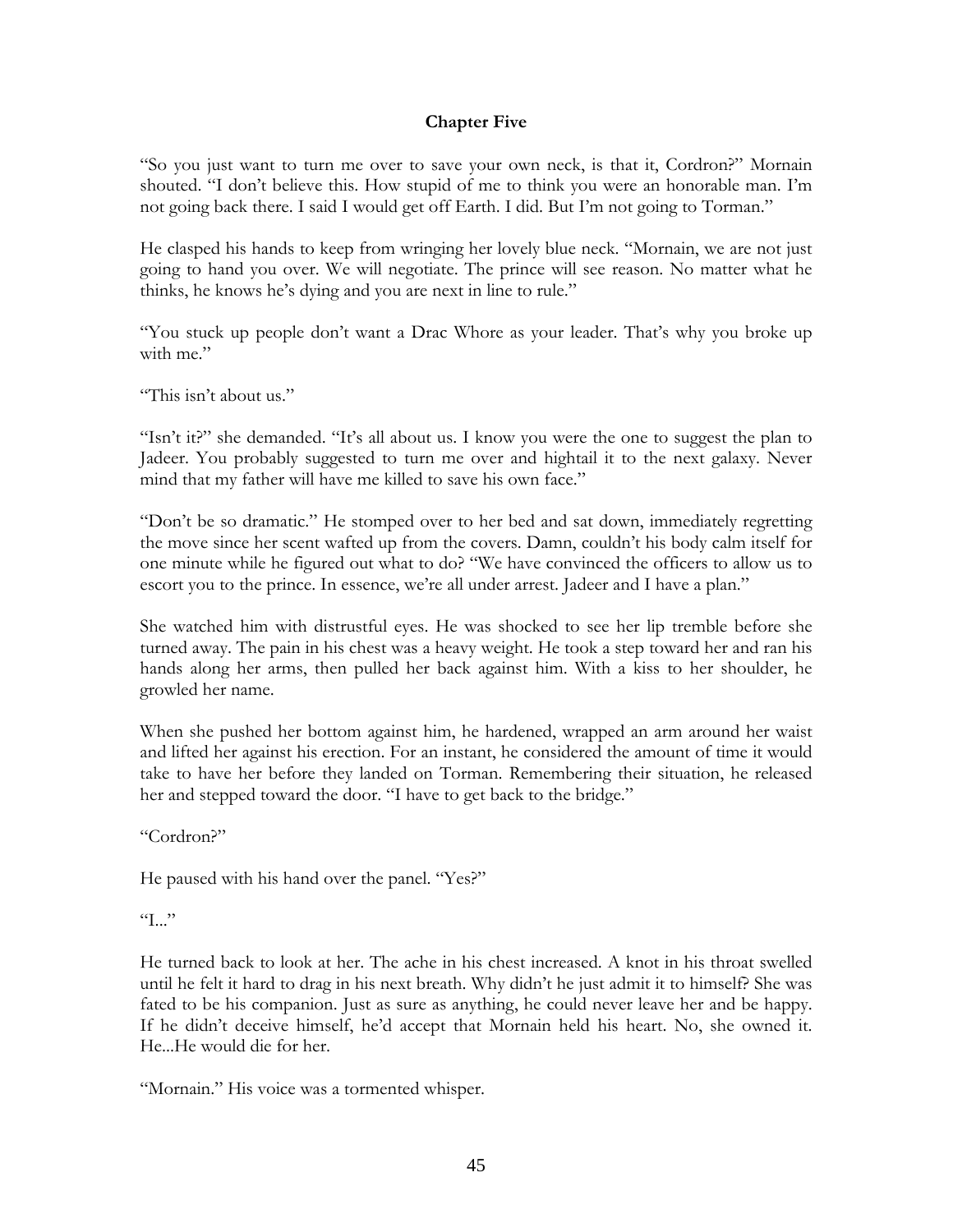# Chapter Five

"So you just want to turn me over to save your own neck, is that it, Cordron?" Mornain shouted. "I don't believe this. How stupid of me to think you were an honorable man. I'm not going back there. I said I would get off Earth. I did. But I'm not going to Torman."

He clasped his hands to keep from wringing her lovely blue neck. "Mornain, we are not just going to hand you over. We will negotiate. The prince will see reason. No matter what he thinks, he knows he's dying and you are next in line to rule."

"You stuck up people don't want a Drac Whore as your leader. That's why you broke up with me."

"This isn't about us."

"Isn't it?" she demanded. "It's all about us. I know you were the one to suggest the plan to Jadeer. You probably suggested to turn me over and hightail it to the next galaxy. Never mind that my father will have me killed to save his own face."

"Don't be so dramatic." He stomped over to her bed and sat down, immediately regretting the move since her scent wafted up from the covers. Damn, couldn't his body calm itself for one minute while he figured out what to do? "We have convinced the officers to allow us to escort you to the prince. In essence, we're all under arrest. Jadeer and I have a plan."

She watched him with distrustful eyes. He was shocked to see her lip tremble before she turned away. The pain in his chest was a heavy weight. He took a step toward her and ran his hands along her arms, then pulled her back against him. With a kiss to her shoulder, he growled her name.

When she pushed her bottom against him, he hardened, wrapped an arm around her waist and lifted her against his erection. For an instant, he considered the amount of time it would take to have her before they landed on Torman. Remembering their situation, he released her and stepped toward the door. "I have to get back to the bridge."

"Cordron?"

He paused with his hand over the panel. "Yes?"

"I..."

He turned back to look at her. The ache in his chest increased. A knot in his throat swelled until he felt it hard to drag in his next breath. Why didn't he just admit it to himself? She was fated to be his companion. Just as sure as anything, he could never leave her and be happy. If he didn't deceive himself, he'd accept that Mornain held his heart. No, she owned it. He...He would die for her.

"Mornain." His voice was a tormented whisper.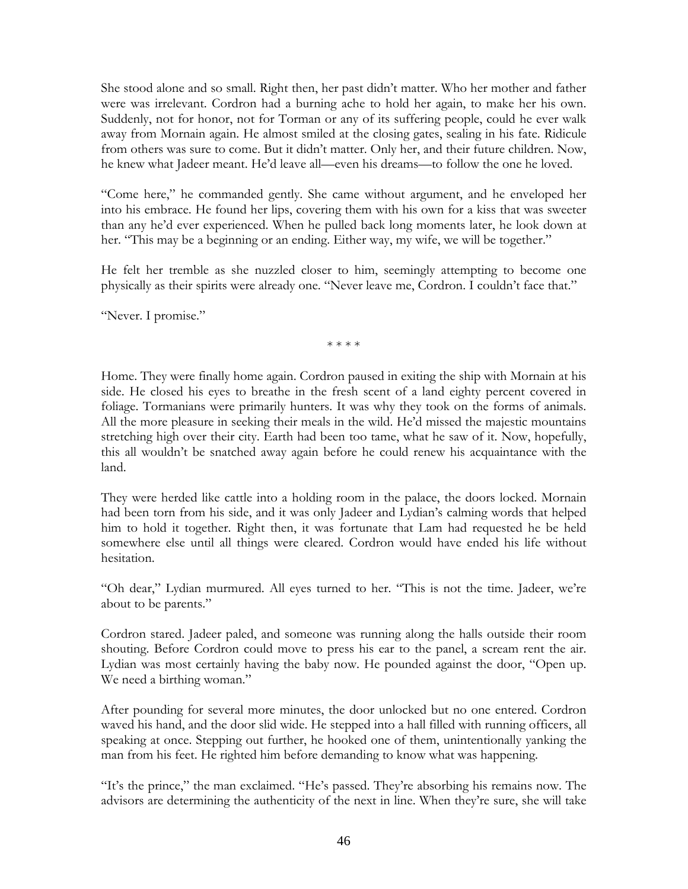She stood alone and so small. Right then, her past didn't matter. Who her mother and father were was irrelevant. Cordron had a burning ache to hold her again, to make her his own. Suddenly, not for honor, not for Torman or any of its suffering people, could he ever walk away from Mornain again. He almost smiled at the closing gates, sealing in his fate. Ridicule from others was sure to come. But it didn't matter. Only her, and their future children. Now, he knew what Jadeer meant. He'd leave all—even his dreams—to follow the one he loved.

"Come here," he commanded gently. She came without argument, and he enveloped her into his embrace. He found her lips, covering them with his own for a kiss that was sweeter than any he'd ever experienced. When he pulled back long moments later, he look down at her. "This may be a beginning or an ending. Either way, my wife, we will be together."

He felt her tremble as she nuzzled closer to him, seemingly attempting to become one physically as their spirits were already one. "Never leave me, Cordron. I couldn't face that."

"Never. I promise."

\* \* \* \*

Home. They were finally home again. Cordron paused in exiting the ship with Mornain at his side. He closed his eyes to breathe in the fresh scent of a land eighty percent covered in foliage. Tormanians were primarily hunters. It was why they took on the forms of animals. All the more pleasure in seeking their meals in the wild. He'd missed the majestic mountains stretching high over their city. Earth had been too tame, what he saw of it. Now, hopefully, this all wouldn't be snatched away again before he could renew his acquaintance with the land.

They were herded like cattle into a holding room in the palace, the doors locked. Mornain had been torn from his side, and it was only Jadeer and Lydian's calming words that helped him to hold it together. Right then, it was fortunate that Lam had requested he be held somewhere else until all things were cleared. Cordron would have ended his life without hesitation.

"Oh dear," Lydian murmured. All eyes turned to her. "This is not the time. Jadeer, we're about to be parents."

Cordron stared. Jadeer paled, and someone was running along the halls outside their room shouting. Before Cordron could move to press his ear to the panel, a scream rent the air. Lydian was most certainly having the baby now. He pounded against the door, "Open up. We need a birthing woman."

After pounding for several more minutes, the door unlocked but no one entered. Cordron waved his hand, and the door slid wide. He stepped into a hall filled with running officers, all speaking at once. Stepping out further, he hooked one of them, unintentionally yanking the man from his feet. He righted him before demanding to know what was happening.

"It's the prince," the man exclaimed. "He's passed. They're absorbing his remains now. The advisors are determining the authenticity of the next in line. When they're sure, she will take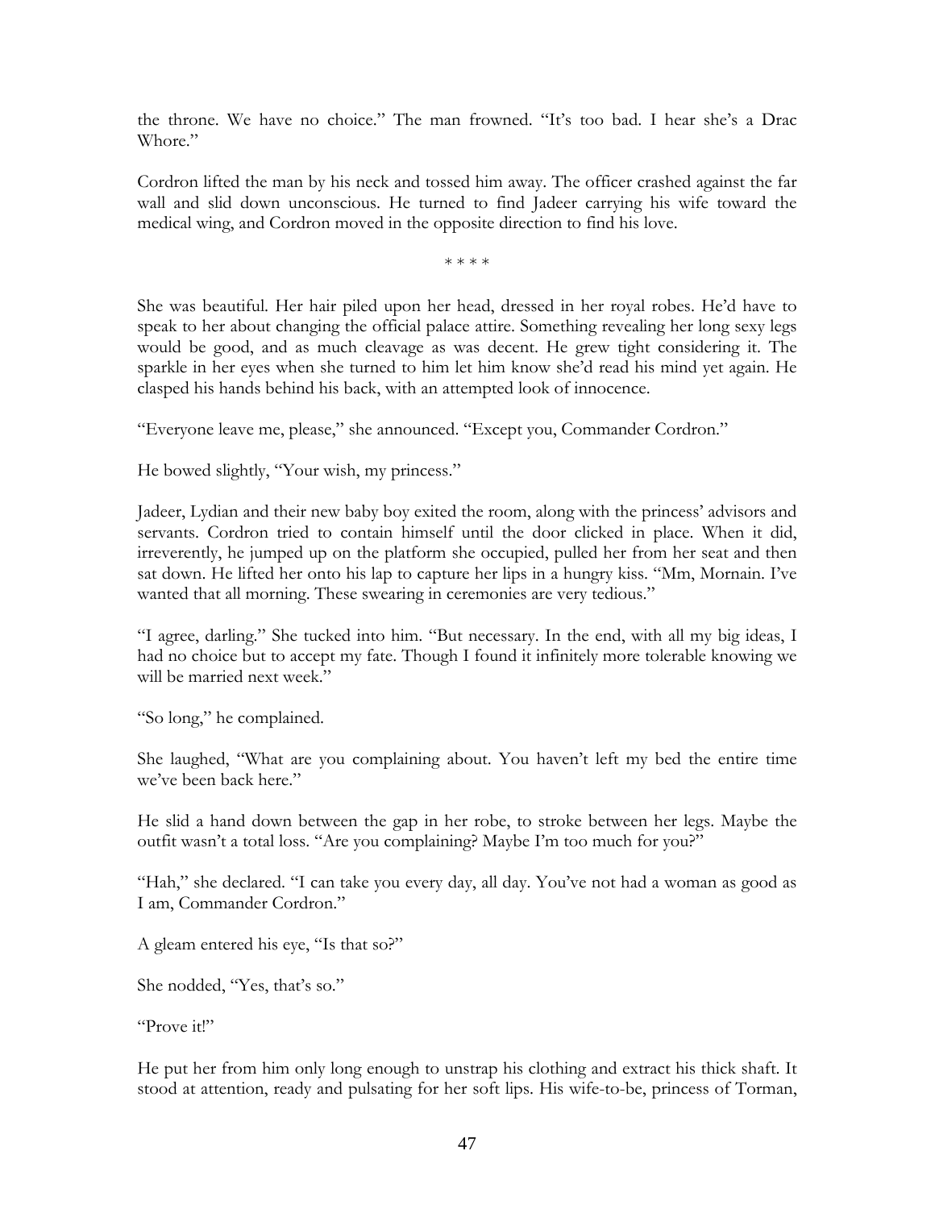the throne. We have no choice." The man frowned. "It's too bad. I hear she's a Drac Whore."

Cordron lifted the man by his neck and tossed him away. The officer crashed against the far wall and slid down unconscious. He turned to find Jadeer carrying his wife toward the medical wing, and Cordron moved in the opposite direction to find his love.

\* \* \* \*

She was beautiful. Her hair piled upon her head, dressed in her royal robes. He'd have to speak to her about changing the official palace attire. Something revealing her long sexy legs would be good, and as much cleavage as was decent. He grew tight considering it. The sparkle in her eyes when she turned to him let him know she'd read his mind yet again. He clasped his hands behind his back, with an attempted look of innocence.

"Everyone leave me, please," she announced. "Except you, Commander Cordron."

He bowed slightly, "Your wish, my princess."

Jadeer, Lydian and their new baby boy exited the room, along with the princess' advisors and servants. Cordron tried to contain himself until the door clicked in place. When it did, irreverently, he jumped up on the platform she occupied, pulled her from her seat and then sat down. He lifted her onto his lap to capture her lips in a hungry kiss. "Mm, Mornain. I've wanted that all morning. These swearing in ceremonies are very tedious."

"I agree, darling." She tucked into him. "But necessary. In the end, with all my big ideas, I had no choice but to accept my fate. Though I found it infinitely more tolerable knowing we will be married next week."

"So long," he complained.

She laughed, "What are you complaining about. You haven't left my bed the entire time we've been back here."

He slid a hand down between the gap in her robe, to stroke between her legs. Maybe the outfit wasn't a total loss. "Are you complaining? Maybe I'm too much for you?"

"Hah," she declared. "I can take you every day, all day. You've not had a woman as good as I am, Commander Cordron."

A gleam entered his eye, "Is that so?"

She nodded, "Yes, that's so."

"Prove it!"

He put her from him only long enough to unstrap his clothing and extract his thick shaft. It stood at attention, ready and pulsating for her soft lips. His wife-to-be, princess of Torman,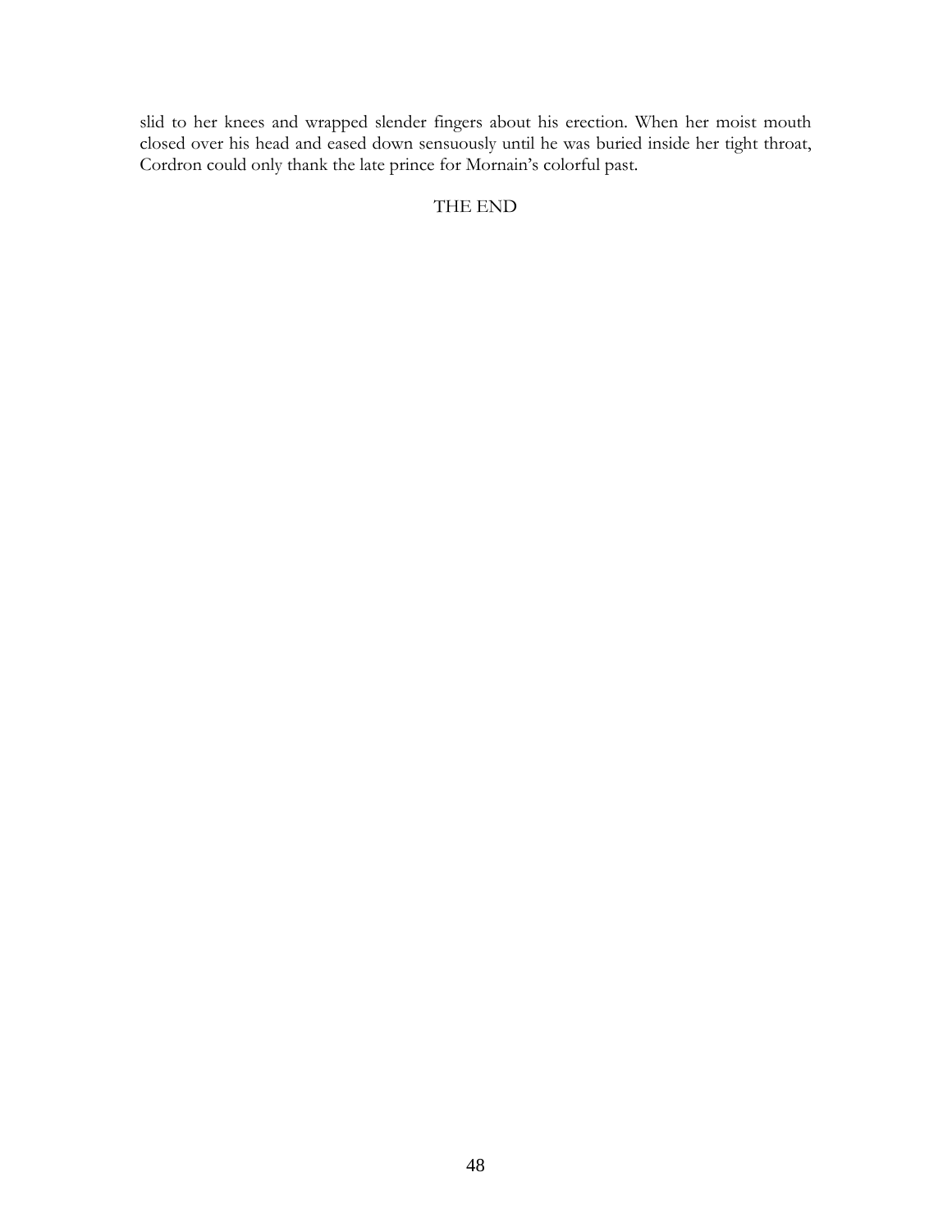slid to her knees and wrapped slender fingers about his erection. When her moist mouth closed over his head and eased down sensuously until he was buried inside her tight throat, Cordron could only thank the late prince for Mornain's colorful past.

THE END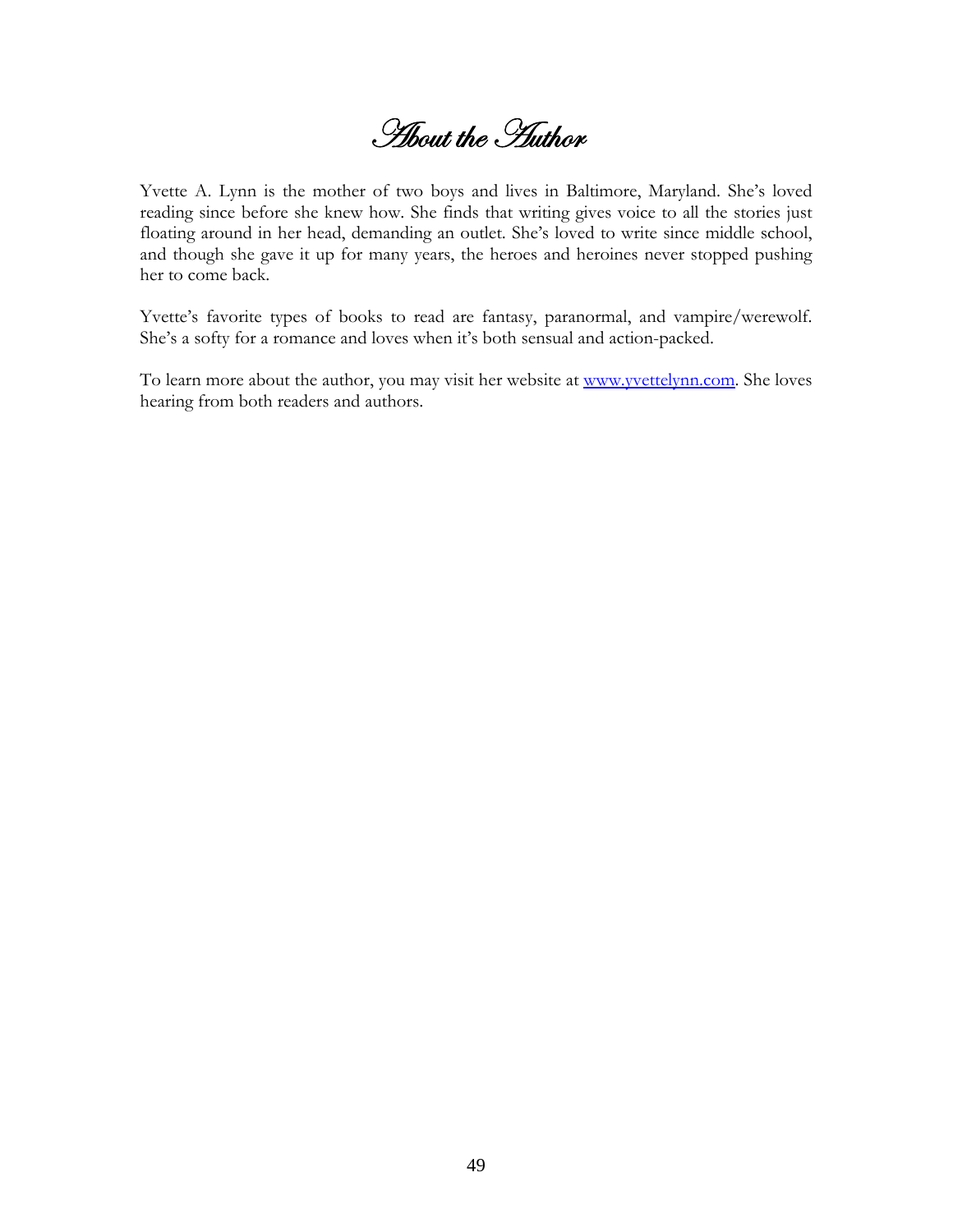# About the Author

Yvette A. Lynn is the mother of two boys and lives in Baltimore, Maryland. She's loved reading since before she knew how. She finds that writing gives voice to all the stories just floating around in her head, demanding an outlet. She's loved to write since middle school, and though she gave it up for many years, the heroes and heroines never stopped pushing her to come back.

Yvette's favorite types of books to read are fantasy, paranormal, and vampire/werewolf. She's a softy for a romance and loves when it's both sensual and action-packed.

To learn more about the author, you may visit her website at [www.yvettelynn.com](http://www.yvettelynn.com). She loves hearing from both readers and authors.